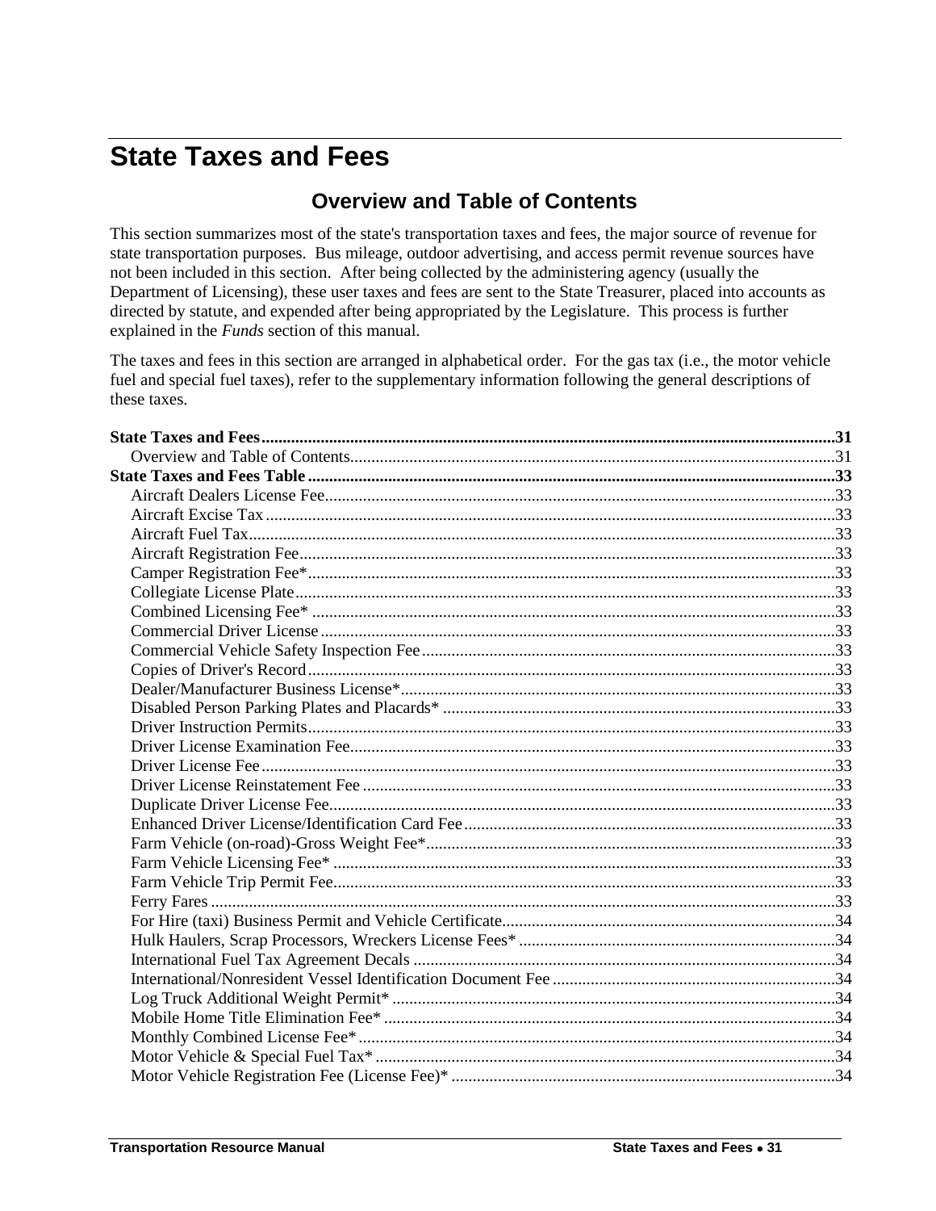// State Taxes and Fees

## Overview and Table of Contents

This section summarizes most of the state's transportation taxes and fees, the major source of revenue for state transportation purposes. Bus mileage, outdoor advertising, and access permit revenue sources have not been included in this section. After being collected by the administering agency (usually the Department of Licensing), these user taxes and fees are sent to the State Treasurer, placed into accounts as directed by statute, and expended after being appropriated by the Legislature. This process is further explained in the *Funds* section of this manual.

The taxes and fees in this section are arranged in alphabetical order. For the gas tax (i.e., the motor vehicle fuel and special fuel taxes), refer to the supplementary information following the general descriptions of these taxes.

**State Taxes and Fees** .......... **31**
- Overview and Table of Contents .......... 31

**State Taxes and Fees Table** .......... **33**
- Aircraft Dealers License Fee .......... 33
- Aircraft Excise Tax .......... 33
- Aircraft Fuel Tax .......... 33
- Aircraft Registration Fee .......... 33
- Camper Registration Fee* .......... 33
- Collegiate License Plate .......... 33
- Combined Licensing Fee* .......... 33
- Commercial Driver License .......... 33
- Commercial Vehicle Safety Inspection Fee .......... 33
- Copies of Driver's Record .......... 33
- Dealer/Manufacturer Business License* .......... 33
- Disabled Person Parking Plates and Placards* .......... 33
- Driver Instruction Permits .......... 33
- Driver License Examination Fee .......... 33
- Driver License Fee .......... 33
- Driver License Reinstatement Fee .......... 33
- Duplicate Driver License Fee .......... 33
- Enhanced Driver License/Identification Card Fee .......... 33
- Farm Vehicle (on-road)-Gross Weight Fee* .......... 33
- Farm Vehicle Licensing Fee* .......... 33
- Farm Vehicle Trip Permit Fee .......... 33
- Ferry Fares .......... 33
- For Hire (taxi) Business Permit and Vehicle Certificate .......... 34
- Hulk Haulers, Scrap Processors, Wreckers License Fees* .......... 34
- International Fuel Tax Agreement Decals .......... 34
- International/Nonresident Vessel Identification Document Fee .......... 34
- Log Truck Additional Weight Permit* .......... 34
- Mobile Home Title Elimination Fee* .......... 34
- Monthly Combined License Fee* .......... 34
- Motor Vehicle & Special Fuel Tax* .......... 34
- Motor Vehicle Registration Fee (License Fee)* .......... 34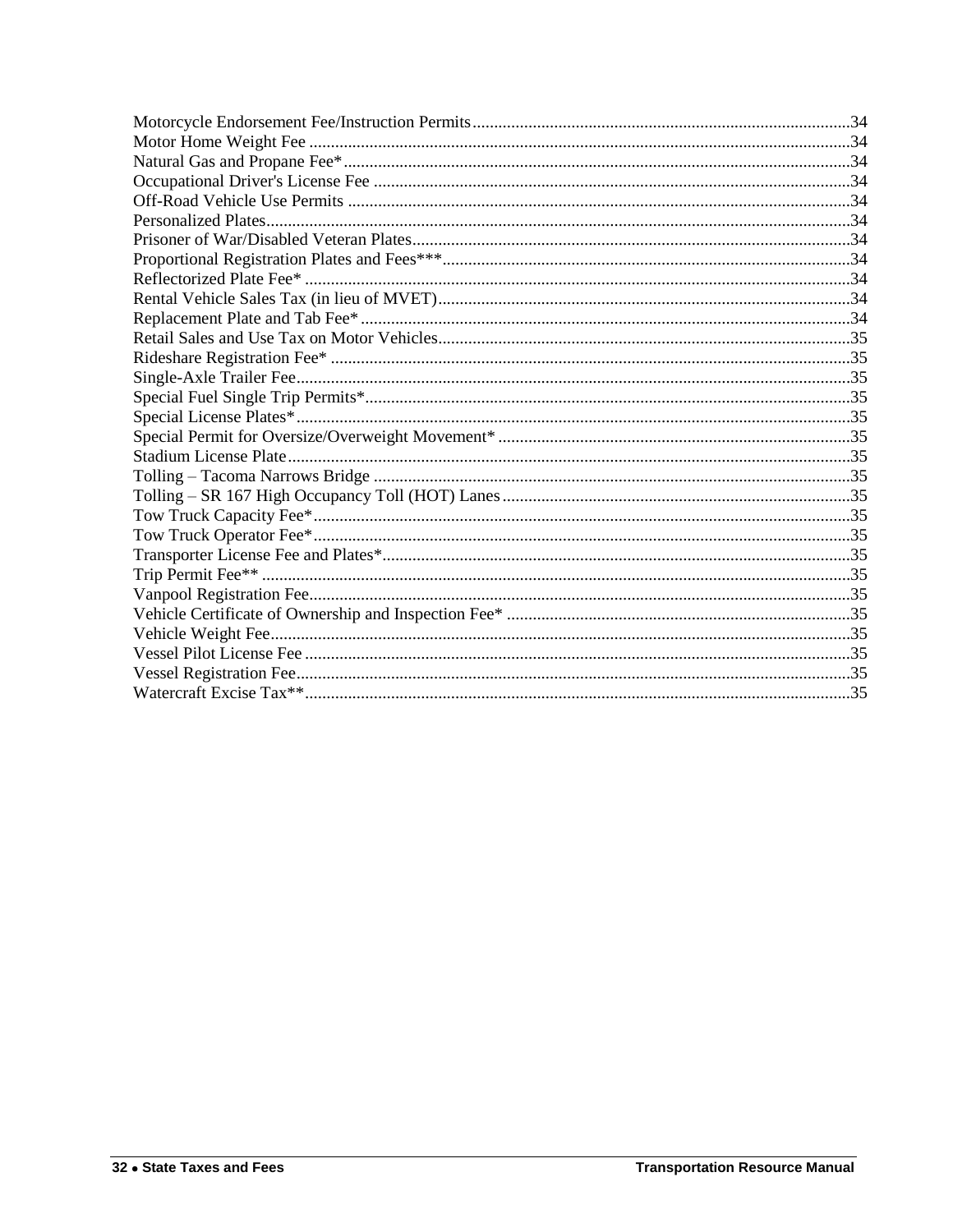Motorcycle Endorsement Fee/Instruction Permits.......................................................................................34
Motor Home Weight Fee ...........................................................................................................................34
Natural Gas and Propane Fee*...................................................................................................................34
Occupational Driver's License Fee ............................................................................................................34
Off-Road Vehicle Use Permits ...................................................................................................................34
Personalized Plates.....................................................................................................................................34
Prisoner of War/Disabled Veteran Plates...................................................................................................34
Proportional Registration Plates and Fees***.............................................................................................34
Reflectorized Plate Fee* .............................................................................................................................34
Rental Vehicle Sales Tax (in lieu of MVET)..............................................................................................34
Replacement Plate and Tab Fee* ................................................................................................................34
Retail Sales and Use Tax on Motor Vehicles..............................................................................................35
Rideshare Registration Fee* .......................................................................................................................35
Single-Axle Trailer Fee...............................................................................................................................35
Special Fuel Single Trip Permits*...............................................................................................................35
Special License Plates*...............................................................................................................................35
Special Permit for Oversize/Overweight Movement* ................................................................................35
Stadium License Plate.................................................................................................................................35
Tolling – Tacoma Narrows Bridge .............................................................................................................35
Tolling – SR 167 High Occupancy Toll (HOT) Lanes................................................................................35
Tow Truck Capacity Fee*...........................................................................................................................35
Tow Truck Operator Fee*...........................................................................................................................35
Transporter License Fee and Plates*...........................................................................................................35
Trip Permit Fee** .......................................................................................................................................35
Vanpool Registration Fee............................................................................................................................35
Vehicle Certificate of Ownership and Inspection Fee* ...............................................................................35
Vehicle Weight Fee.....................................................................................................................................35
Vessel Pilot License Fee .............................................................................................................................35
Vessel Registration Fee...............................................................................................................................35
Watercraft Excise Tax**.............................................................................................................................35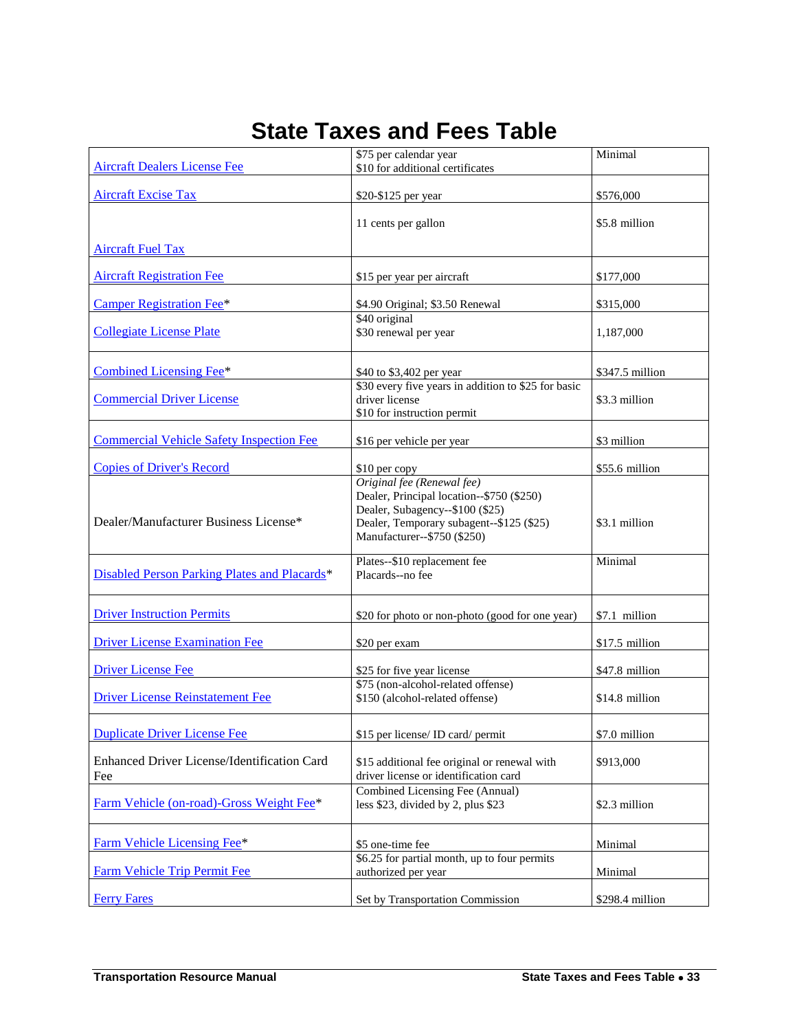# State Taxes and Fees Table

| | | |
|---|---|---|
| Aircraft Dealers License Fee | $75 per calendar year<br>$10 for additional certificates | Minimal |
| Aircraft Excise Tax | $20-$125 per year | $576,000 |
| Aircraft Fuel Tax | 11 cents per gallon | $5.8 million |
| Aircraft Registration Fee | $15 per year per aircraft | $177,000 |
| Camper Registration Fee* | $4.90 Original; $3.50 Renewal | $315,000 |
| Collegiate License Plate | $40 original<br>$30 renewal per year | 1,187,000 |
| Combined Licensing Fee* | $40 to $3,402 per year | $347.5 million |
| Commercial Driver License | $30 every five years in addition to $25 for basic driver license<br>$10 for instruction permit | $3.3 million |
| Commercial Vehicle Safety Inspection Fee | $16 per vehicle per year | $3 million |
| Copies of Driver's Record | $10 per copy | $55.6 million |
| Dealer/Manufacturer Business License* | *Original fee (Renewal fee)*<br>Dealer, Principal location--$750 ($250)<br>Dealer, Subagency--$100 ($25)<br>Dealer, Temporary subagent--$125 ($25)<br>Manufacturer--$750 ($250) | $3.1 million |
| Disabled Person Parking Plates and Placards* | Plates--$10 replacement fee<br>Placards--no fee | Minimal |
| Driver Instruction Permits | $20 for photo or non-photo (good for one year) | $7.1 million |
| Driver License Examination Fee | $20 per exam | $17.5 million |
| Driver License Fee | $25 for five year license | $47.8 million |
| Driver License Reinstatement Fee | $75 (non-alcohol-related offense)<br>$150 (alcohol-related offense) | $14.8 million |
| Duplicate Driver License Fee | $15 per license/ ID card/ permit | $7.0 million |
| Enhanced Driver License/Identification Card Fee | $15 additional fee original or renewal with driver license or identification card | $913,000 |
| Farm Vehicle (on-road)-Gross Weight Fee* | Combined Licensing Fee (Annual) less $23, divided by 2, plus $23 | $2.3 million |
| Farm Vehicle Licensing Fee* | $5 one-time fee | Minimal |
| Farm Vehicle Trip Permit Fee | $6.25 for partial month, up to four permits authorized per year | Minimal |
| Ferry Fares | Set by Transportation Commission | $298.4 million |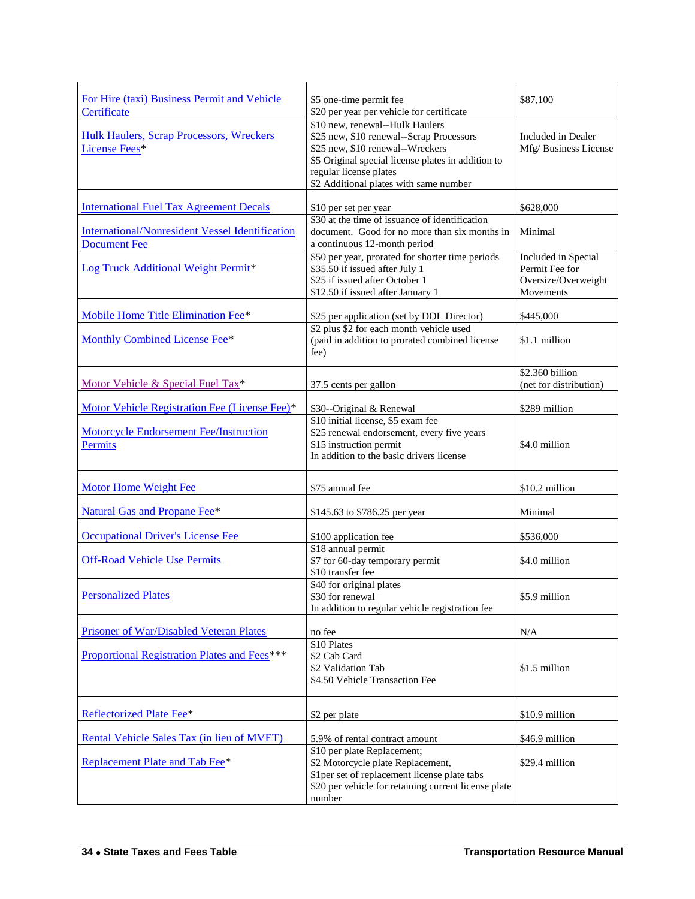| | | |
|---|---|---|
| For Hire (taxi) Business Permit and Vehicle Certificate | $5 one-time permit fee<br>$20 per year per vehicle for certificate | $87,100 |
| Hulk Haulers, Scrap Processors, Wreckers License Fees* | $10 new, renewal--Hulk Haulers<br>$25 new, $10 renewal--Scrap Processors<br>$25 new, $10 renewal--Wreckers<br>$5 Original special license plates in addition to regular license plates<br>$2 Additional plates with same number | Included in Dealer Mfg/ Business License |
| International Fuel Tax Agreement Decals | $10 per set per year | $628,000 |
| International/Nonresident Vessel Identification Document Fee | $30 at the time of issuance of identification document. Good for no more than six months in a continuous 12-month period | Minimal |
| Log Truck Additional Weight Permit* | $50 per year, prorated for shorter time periods<br>$35.50 if issued after July 1<br>$25 if issued after October 1<br>$12.50 if issued after January 1 | Included in Special Permit Fee for Oversize/Overweight Movements |
| Mobile Home Title Elimination Fee* | $25 per application (set by DOL Director) | $445,000 |
| Monthly Combined License Fee* | $2 plus $2 for each month vehicle used (paid in addition to prorated combined license fee) | $1.1 million |
| Motor Vehicle & Special Fuel Tax* | 37.5 cents per gallon | $2.360 billion (net for distribution) |
| Motor Vehicle Registration Fee (License Fee)* | $30--Original & Renewal | $289 million |
| Motorcycle Endorsement Fee/Instruction Permits | $10 initial license, $5 exam fee<br>$25 renewal endorsement, every five years<br>$15 instruction permit<br>In addition to the basic drivers license | $4.0 million |
| Motor Home Weight Fee | $75 annual fee | $10.2 million |
| Natural Gas and Propane Fee* | $145.63 to $786.25 per year | Minimal |
| Occupational Driver's License Fee | $100 application fee | $536,000 |
| Off-Road Vehicle Use Permits | $18 annual permit<br>$7 for 60-day temporary permit<br>$10 transfer fee | $4.0 million |
| Personalized Plates | $40 for original plates<br>$30 for renewal<br>In addition to regular vehicle registration fee | $5.9 million |
| Prisoner of War/Disabled Veteran Plates | no fee | N/A |
| Proportional Registration Plates and Fees*** | $10 Plates<br>$2 Cab Card<br>$2 Validation Tab<br>$4.50 Vehicle Transaction Fee | $1.5 million |
| Reflectorized Plate Fee* | $2 per plate | $10.9 million |
| Rental Vehicle Sales Tax (in lieu of MVET) | 5.9% of rental contract amount | $46.9 million |
| Replacement Plate and Tab Fee* | $10 per plate Replacement;<br>$2 Motorcycle plate Replacement,<br>$1per set of replacement license plate tabs<br>$20 per vehicle for retaining current license plate number | $29.4 million |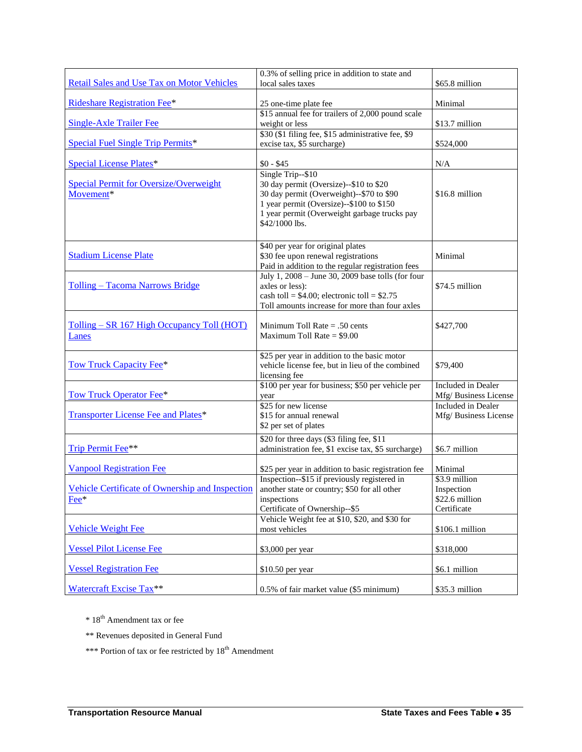| | | |
|---|---|---|
| Retail Sales and Use Tax on Motor Vehicles | 0.3% of selling price in addition to state and local sales taxes | $65.8 million |
| Rideshare Registration Fee* | 25 one-time plate fee | Minimal |
| Single-Axle Trailer Fee | $15 annual fee for trailers of 2,000 pound scale weight or less | $13.7 million |
| Special Fuel Single Trip Permits* | $30 ($1 filing fee, $15 administrative fee, $9 excise tax, $5 surcharge) | $524,000 |
| Special License Plates* | $0 - $45 | N/A |
| Special Permit for Oversize/Overweight Movement* | Single Trip--$10<br>30 day permit (Oversize)--$10 to $20<br>30 day permit (Overweight)--$70 to $90<br>1 year permit (Oversize)--$100 to $150<br>1 year permit (Overweight garbage trucks pay $42/1000 lbs. | $16.8 million |
| Stadium License Plate | $40 per year for original plates<br>$30 fee upon renewal registrations<br>Paid in addition to the regular registration fees | Minimal |
| Tolling – Tacoma Narrows Bridge | July 1, 2008 – June 30, 2009 base tolls (for four axles or less):<br>cash toll = $4.00; electronic toll = $2.75<br>Toll amounts increase for more than four axles | $74.5 million |
| Tolling – SR 167 High Occupancy Toll (HOT) Lanes | Minimum Toll Rate = .50 cents<br>Maximum Toll Rate = $9.00 | $427,700 |
| Tow Truck Capacity Fee* | $25 per year in addition to the basic motor vehicle license fee, but in lieu of the combined licensing fee | $79,400 |
| Tow Truck Operator Fee* | $100 per year for business; $50 per vehicle per year | Included in Dealer Mfg/ Business License |
| Transporter License Fee and Plates* | $25 for new license<br>$15 for annual renewal<br>$2 per set of plates | Included in Dealer Mfg/ Business License |
| Trip Permit Fee** | $20 for three days ($3 filing fee, $11 administration fee, $1 excise tax, $5 surcharge) | $6.7 million |
| Vanpool Registration Fee | $25 per year in addition to basic registration fee | Minimal |
| Vehicle Certificate of Ownership and Inspection Fee* | Inspection--$15 if previously registered in another state or country; $50 for all other inspections<br>Certificate of Ownership--$5 | $3.9 million Inspection<br>$22.6 million Certificate |
| Vehicle Weight Fee | Vehicle Weight fee at $10, $20, and $30 for most vehicles | $106.1 million |
| Vessel Pilot License Fee | $3,000 per year | $318,000 |
| Vessel Registration Fee | $10.50 per year | $6.1 million |
| Watercraft Excise Tax** | 0.5% of fair market value ($5 minimum) | $35.3 million |

* 18th Amendment tax or fee

** Revenues deposited in General Fund

*** Portion of tax or fee restricted by 18th Amendment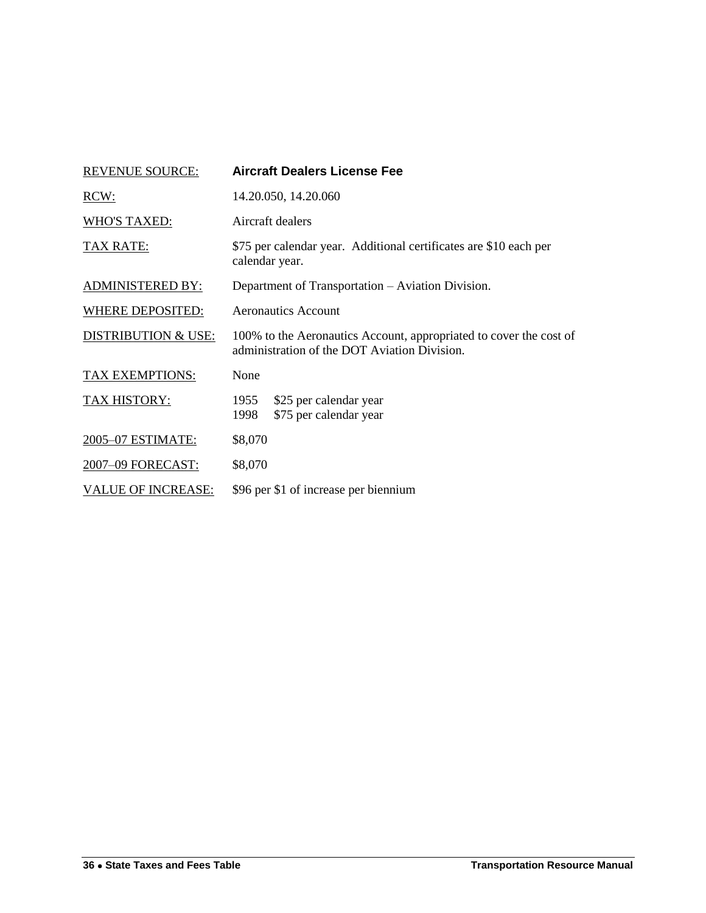| REVENUE SOURCE: | **Aircraft Dealers License Fee** |
|---|---|
| RCW: | 14.20.050, 14.20.060 |
| WHO'S TAXED: | Aircraft dealers |
| TAX RATE: | $75 per calendar year. Additional certificates are $10 each per calendar year. |
| ADMINISTERED BY: | Department of Transportation – Aviation Division. |
| WHERE DEPOSITED: | Aeronautics Account |
| DISTRIBUTION & USE: | 100% to the Aeronautics Account, appropriated to cover the cost of administration of the DOT Aviation Division. |
| TAX EXEMPTIONS: | None |
| TAX HISTORY: | 1955 $25 per calendar year<br>1998 $75 per calendar year |
| 2005–07 ESTIMATE: | $8,070 |
| 2007–09 FORECAST: | $8,070 |
| VALUE OF INCREASE: | $96 per $1 of increase per biennium |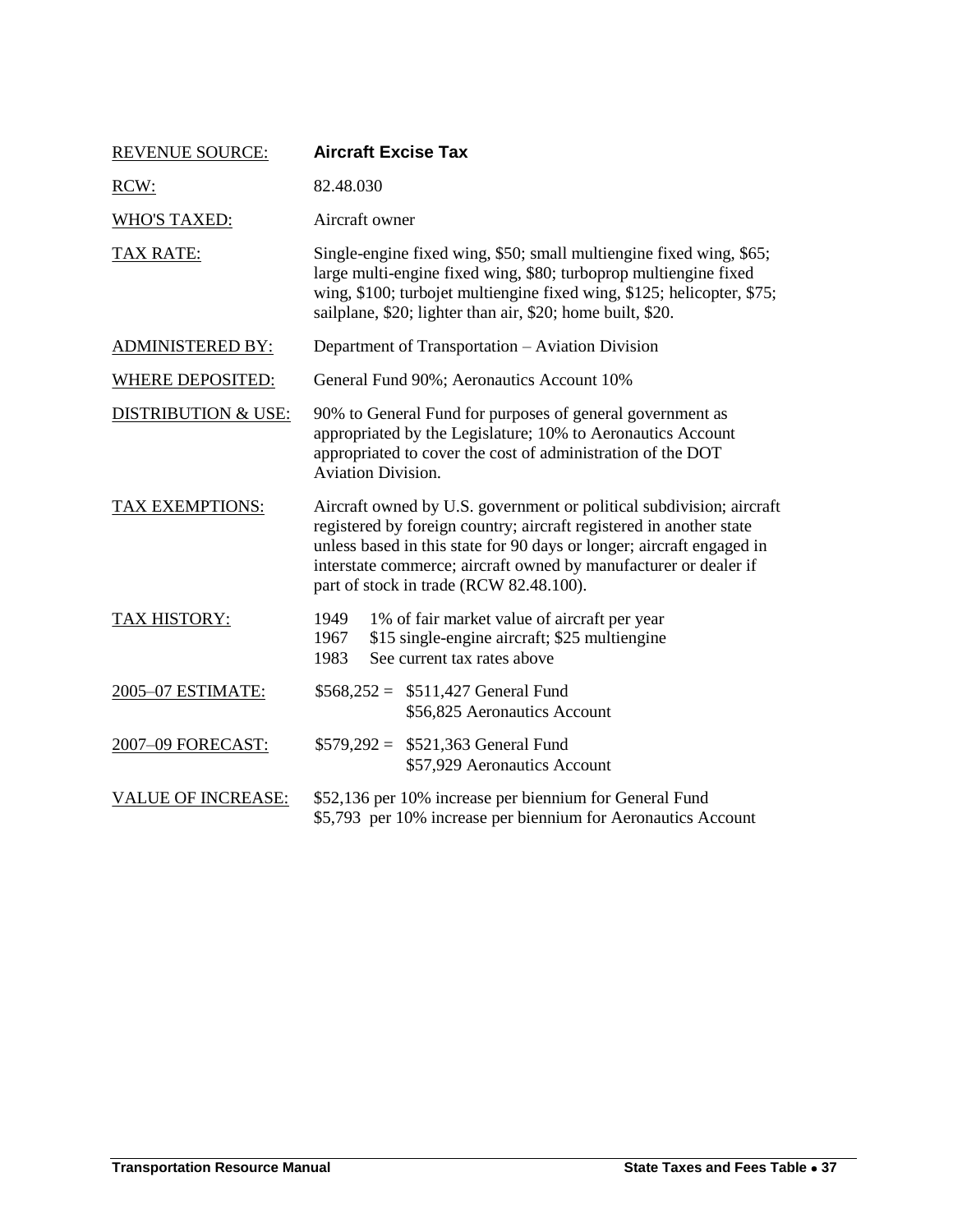| REVENUE SOURCE: | **Aircraft Excise Tax** |
|---|---|
| RCW: | 82.48.030 |
| WHO'S TAXED: | Aircraft owner |
| TAX RATE: | Single-engine fixed wing, \$50; small multiengine fixed wing, \$65; large multi-engine fixed wing, \$80; turboprop multiengine fixed wing, \$100; turbojet multiengine fixed wing, \$125; helicopter, \$75; sailplane, \$20; lighter than air, \$20; home built, \$20. |
| ADMINISTERED BY: | Department of Transportation – Aviation Division |
| WHERE DEPOSITED: | General Fund 90%; Aeronautics Account 10% |
| DISTRIBUTION & USE: | 90% to General Fund for purposes of general government as appropriated by the Legislature; 10% to Aeronautics Account appropriated to cover the cost of administration of the DOT Aviation Division. |
| TAX EXEMPTIONS: | Aircraft owned by U.S. government or political subdivision; aircraft registered by foreign country; aircraft registered in another state unless based in this state for 90 days or longer; aircraft engaged in interstate commerce; aircraft owned by manufacturer or dealer if part of stock in trade (RCW 82.48.100). |
| TAX HISTORY: | 1949 1% of fair market value of aircraft per year<br>1967 \$15 single-engine aircraft; \$25 multiengine<br>1983 See current tax rates above |
| 2005–07 ESTIMATE: | \$568,252 = \$511,427 General Fund<br>\$56,825 Aeronautics Account |
| 2007–09 FORECAST: | \$579,292 = \$521,363 General Fund<br>\$57,929 Aeronautics Account |
| VALUE OF INCREASE: | \$52,136 per 10% increase per biennium for General Fund<br>\$5,793 per 10% increase per biennium for Aeronautics Account |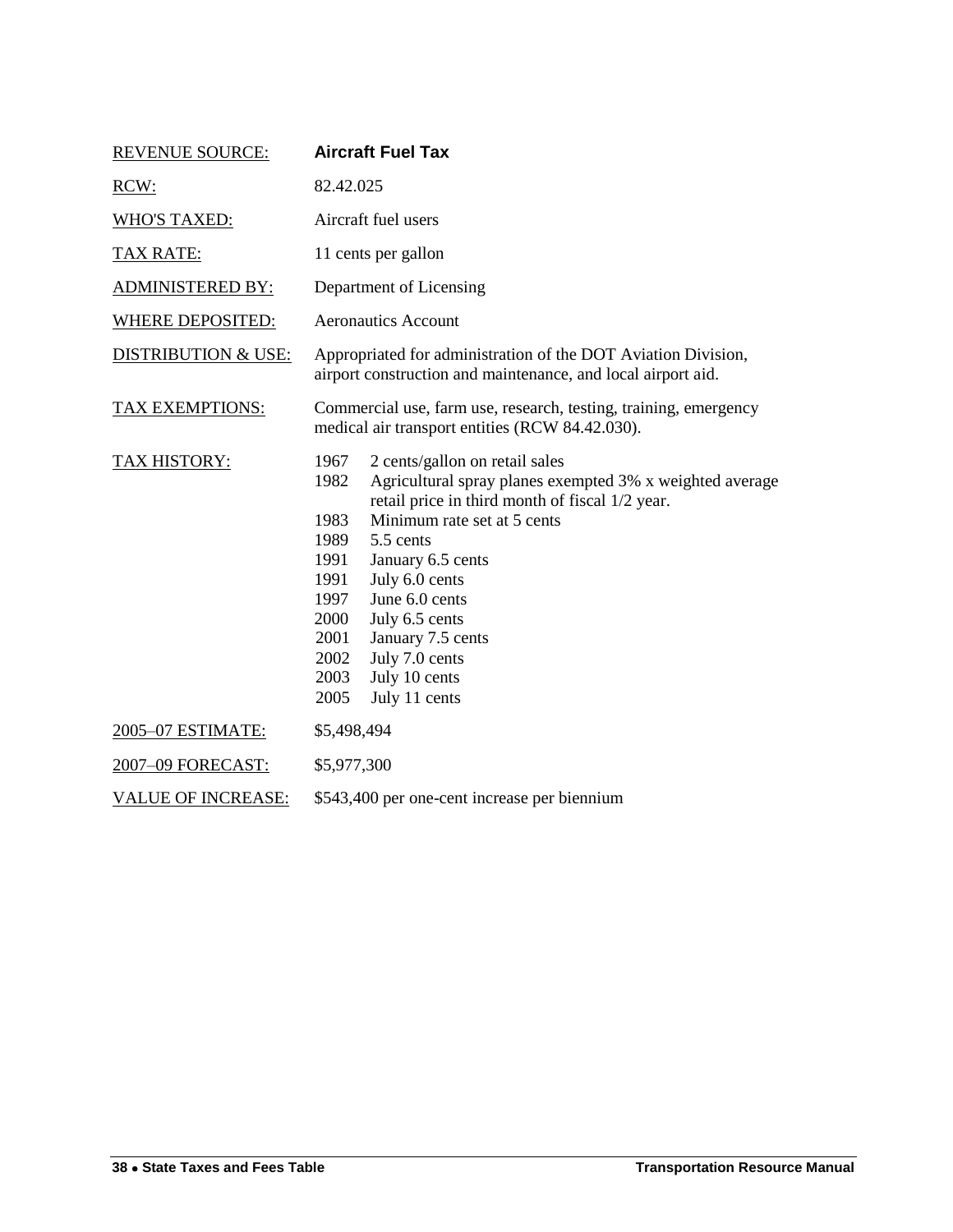| | |
|---|---|
| REVENUE SOURCE: | **Aircraft Fuel Tax** |
| RCW: | 82.42.025 |
| WHO'S TAXED: | Aircraft fuel users |
| TAX RATE: | 11 cents per gallon |
| ADMINISTERED BY: | Department of Licensing |
| WHERE DEPOSITED: | Aeronautics Account |
| DISTRIBUTION & USE: | Appropriated for administration of the DOT Aviation Division, airport construction and maintenance, and local airport aid. |
| TAX EXEMPTIONS: | Commercial use, farm use, research, testing, training, emergency medical air transport entities (RCW 84.42.030). |
| TAX HISTORY: | 1967 2 cents/gallon on retail sales<br>1982 Agricultural spray planes exempted 3% x weighted average retail price in third month of fiscal 1/2 year.<br>1983 Minimum rate set at 5 cents<br>1989 5.5 cents<br>1991 January 6.5 cents<br>1991 July 6.0 cents<br>1997 June 6.0 cents<br>2000 July 6.5 cents<br>2001 January 7.5 cents<br>2002 July 7.0 cents<br>2003 July 10 cents<br>2005 July 11 cents |
| 2005–07 ESTIMATE: | $5,498,494 |
| 2007–09 FORECAST: | $5,977,300 |
| VALUE OF INCREASE: | $543,400 per one-cent increase per biennium |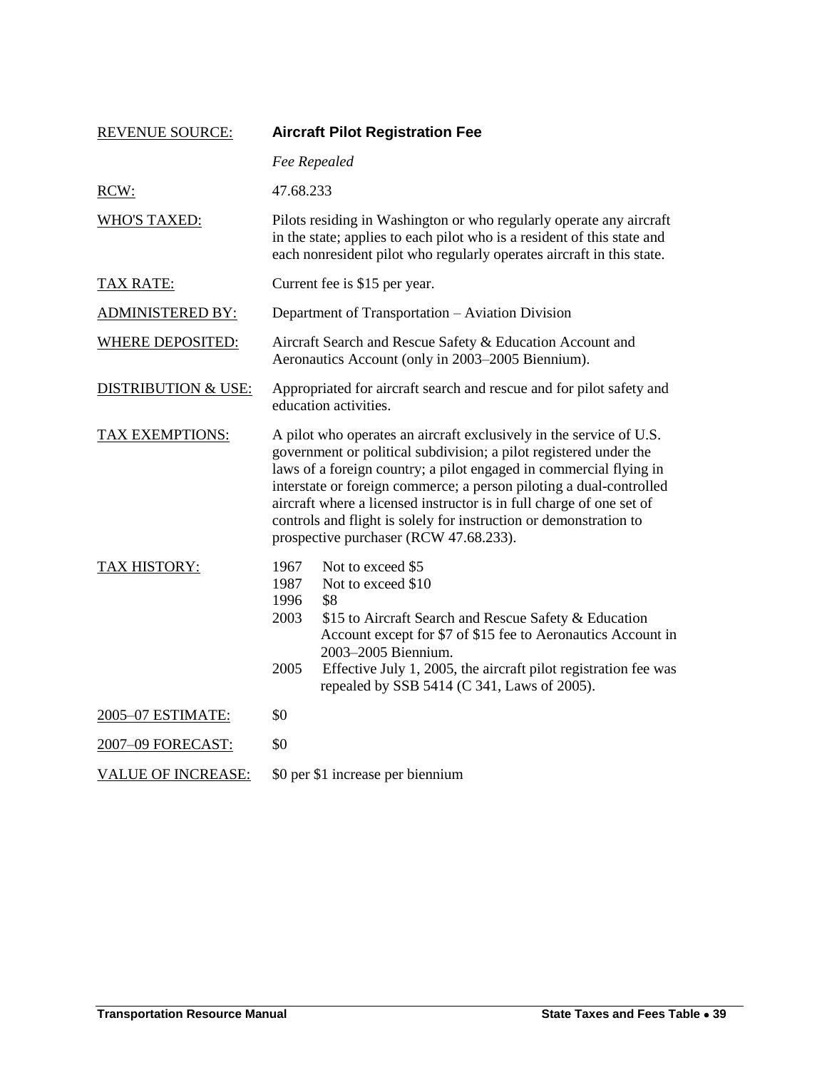| | |
|---|---|
| REVENUE SOURCE: | **Aircraft Pilot Registration Fee** |
| | *Fee Repealed* |
| RCW: | 47.68.233 |
| WHO'S TAXED: | Pilots residing in Washington or who regularly operate any aircraft in the state; applies to each pilot who is a resident of this state and each nonresident pilot who regularly operates aircraft in this state. |
| TAX RATE: | Current fee is $15 per year. |
| ADMINISTERED BY: | Department of Transportation – Aviation Division |
| WHERE DEPOSITED: | Aircraft Search and Rescue Safety & Education Account and Aeronautics Account (only in 2003–2005 Biennium). |
| DISTRIBUTION & USE: | Appropriated for aircraft search and rescue and for pilot safety and education activities. |
| TAX EXEMPTIONS: | A pilot who operates an aircraft exclusively in the service of U.S. government or political subdivision; a pilot registered under the laws of a foreign country; a pilot engaged in commercial flying in interstate or foreign commerce; a person piloting a dual-controlled aircraft where a licensed instructor is in full charge of one set of controls and flight is solely for instruction or demonstration to prospective purchaser (RCW 47.68.233). |
| TAX HISTORY: | 1967 Not to exceed $5<br>1987 Not to exceed $10<br>1996 $8<br>2003 $15 to Aircraft Search and Rescue Safety & Education Account except for $7 of $15 fee to Aeronautics Account in 2003–2005 Biennium.<br>2005 Effective July 1, 2005, the aircraft pilot registration fee was repealed by SSB 5414 (C 341, Laws of 2005). |
| 2005–07 ESTIMATE: | $0 |
| 2007–09 FORECAST: | $0 |
| VALUE OF INCREASE: | $0 per $1 increase per biennium |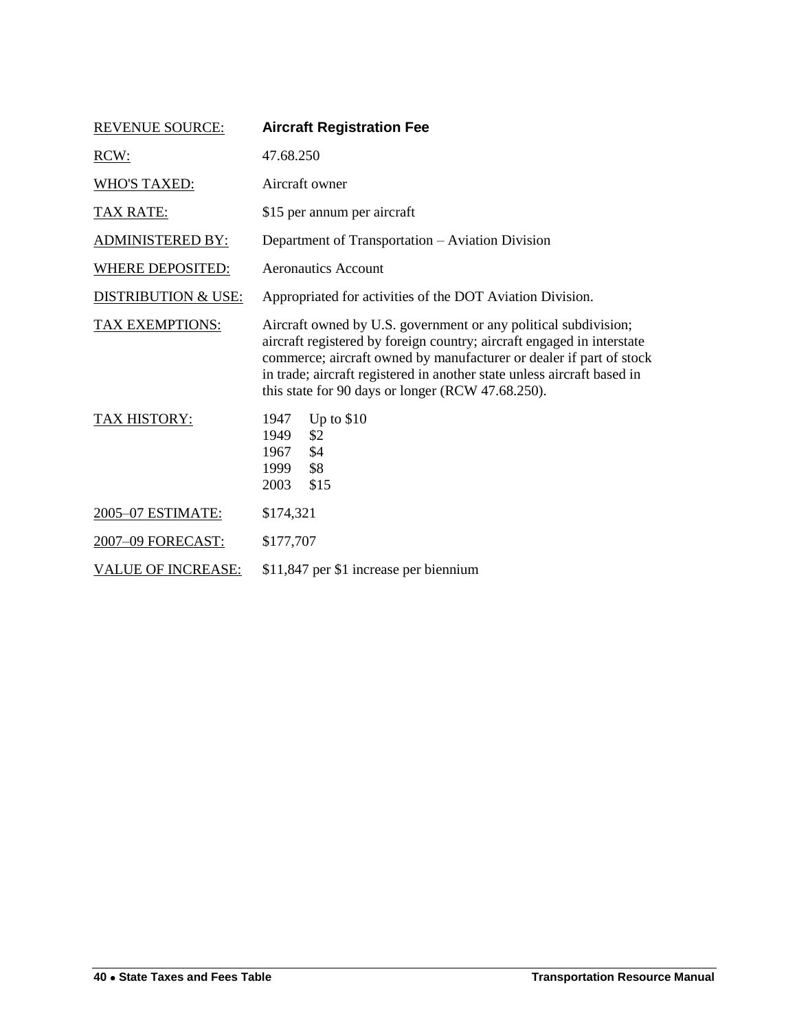| | |
|---|---|
| REVENUE SOURCE: | **Aircraft Registration Fee** |
| RCW: | 47.68.250 |
| WHO'S TAXED: | Aircraft owner |
| TAX RATE: | $15 per annum per aircraft |
| ADMINISTERED BY: | Department of Transportation – Aviation Division |
| WHERE DEPOSITED: | Aeronautics Account |
| DISTRIBUTION & USE: | Appropriated for activities of the DOT Aviation Division. |
| TAX EXEMPTIONS: | Aircraft owned by U.S. government or any political subdivision; aircraft registered by foreign country; aircraft engaged in interstate commerce; aircraft owned by manufacturer or dealer if part of stock in trade; aircraft registered in another state unless aircraft based in this state for 90 days or longer (RCW 47.68.250). |
| TAX HISTORY: | 1947 Up to $10<br>1949 $2<br>1967 $4<br>1999 $8<br>2003 $15 |
| 2005–07 ESTIMATE: | $174,321 |
| 2007–09 FORECAST: | $177,707 |
| VALUE OF INCREASE: | $11,847 per $1 increase per biennium |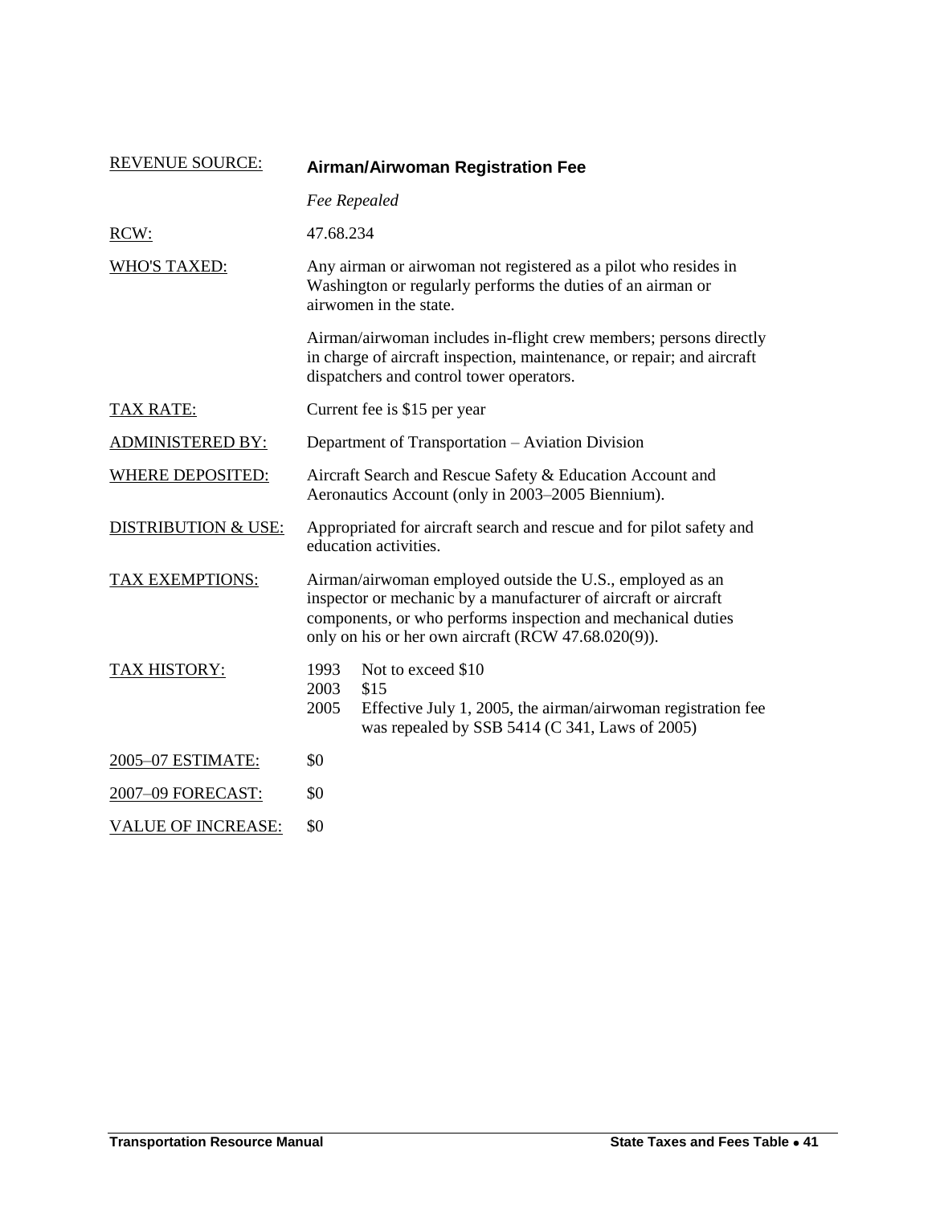| | |
|---|---|
| REVENUE SOURCE: | **Airman/Airwoman Registration Fee**<br>*Fee Repealed* |
| RCW: | 47.68.234 |
| WHO'S TAXED: | Any airman or airwoman not registered as a pilot who resides in Washington or regularly performs the duties of an airman or airwomen in the state.<br><br>Airman/airwoman includes in-flight crew members; persons directly in charge of aircraft inspection, maintenance, or repair; and aircraft dispatchers and control tower operators. |
| TAX RATE: | Current fee is $15 per year |
| ADMINISTERED BY: | Department of Transportation – Aviation Division |
| WHERE DEPOSITED: | Aircraft Search and Rescue Safety & Education Account and Aeronautics Account (only in 2003–2005 Biennium). |
| DISTRIBUTION & USE: | Appropriated for aircraft search and rescue and for pilot safety and education activities. |
| TAX EXEMPTIONS: | Airman/airwoman employed outside the U.S., employed as an inspector or mechanic by a manufacturer of aircraft or aircraft components, or who performs inspection and mechanical duties only on his or her own aircraft (RCW 47.68.020(9)). |
| TAX HISTORY: | 1993 Not to exceed $10<br>2003 $15<br>2005 Effective July 1, 2005, the airman/airwoman registration fee was repealed by SSB 5414 (C 341, Laws of 2005) |
| 2005–07 ESTIMATE: | $0 |
| 2007–09 FORECAST: | $0 |
| VALUE OF INCREASE: | $0 |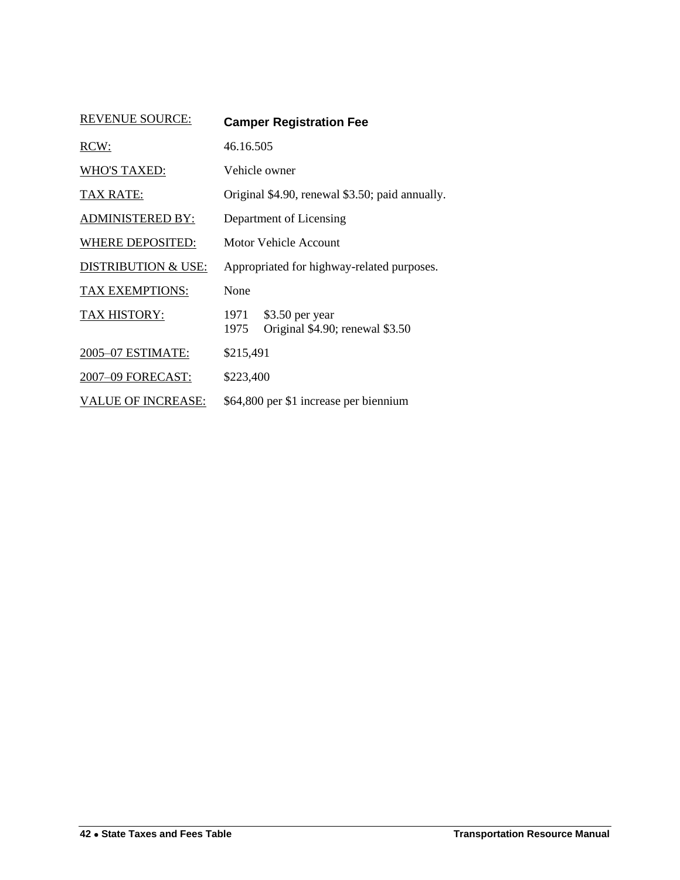| REVENUE SOURCE: | **Camper Registration Fee** |
|---|---|
| RCW: | 46.16.505 |
| WHO'S TAXED: | Vehicle owner |
| TAX RATE: | Original \$4.90, renewal \$3.50; paid annually. |
| ADMINISTERED BY: | Department of Licensing |
| WHERE DEPOSITED: | Motor Vehicle Account |
| DISTRIBUTION & USE: | Appropriated for highway-related purposes. |
| TAX EXEMPTIONS: | None |
| TAX HISTORY: | 1971 \$3.50 per year<br>1975 Original \$4.90; renewal \$3.50 |
| 2005–07 ESTIMATE: | \$215,491 |
| 2007–09 FORECAST: | \$223,400 |
| VALUE OF INCREASE: | \$64,800 per \$1 increase per biennium |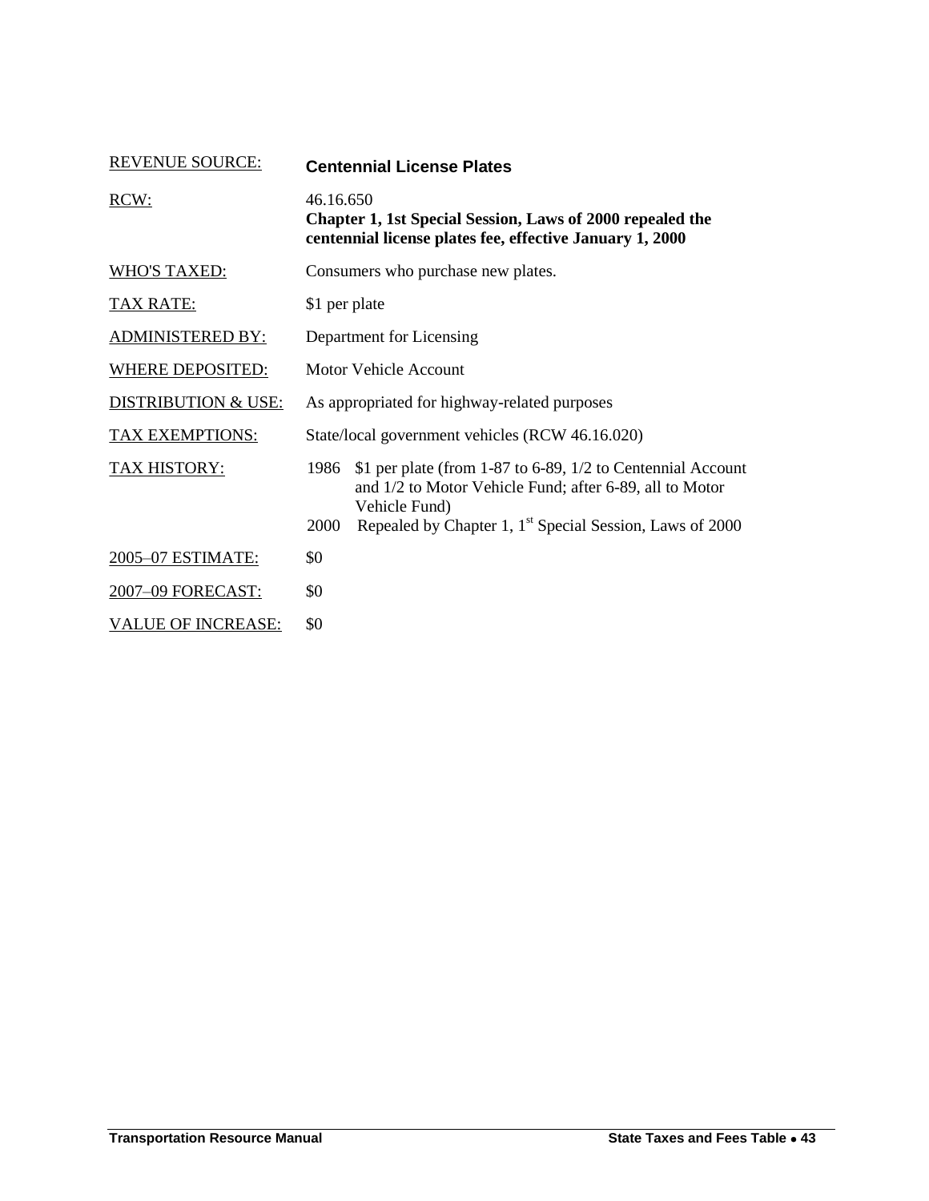| | |
|---|---|
| REVENUE SOURCE: | **Centennial License Plates** |
| RCW: | 46.16.650<br>**Chapter 1, 1st Special Session, Laws of 2000 repealed the centennial license plates fee, effective January 1, 2000** |
| WHO'S TAXED: | Consumers who purchase new plates. |
| TAX RATE: | $1 per plate |
| ADMINISTERED BY: | Department for Licensing |
| WHERE DEPOSITED: | Motor Vehicle Account |
| DISTRIBUTION & USE: | As appropriated for highway-related purposes |
| TAX EXEMPTIONS: | State/local government vehicles (RCW 46.16.020) |
| TAX HISTORY: | 1986 $1 per plate (from 1-87 to 6-89, 1/2 to Centennial Account and 1/2 to Motor Vehicle Fund; after 6-89, all to Motor Vehicle Fund)<br>2000 Repealed by Chapter 1, 1st Special Session, Laws of 2000 |
| 2005–07 ESTIMATE: | $0 |
| 2007–09 FORECAST: | $0 |
| VALUE OF INCREASE: | $0 |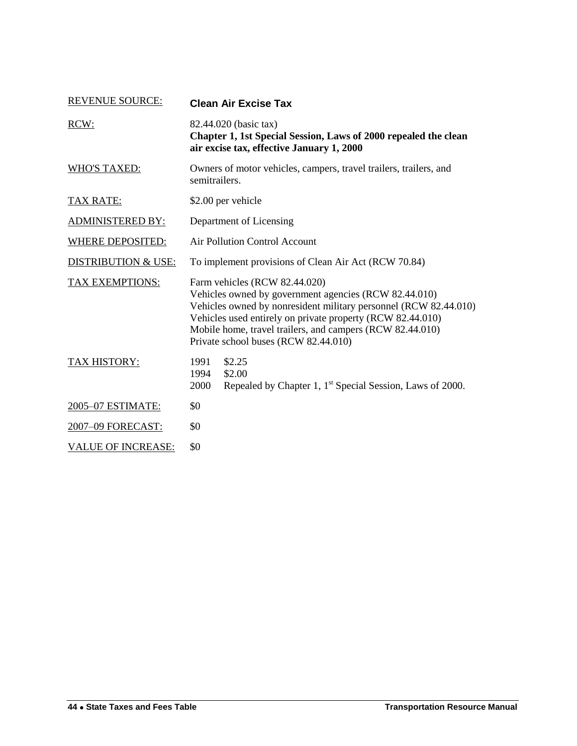| REVENUE SOURCE: | **Clean Air Excise Tax** |
| --- | --- |
| RCW: | 82.44.020 (basic tax)<br>**Chapter 1, 1st Special Session, Laws of 2000 repealed the clean air excise tax, effective January 1, 2000** |
| WHO'S TAXED: | Owners of motor vehicles, campers, travel trailers, trailers, and semitrailers. |
| TAX RATE: | $2.00 per vehicle |
| ADMINISTERED BY: | Department of Licensing |
| WHERE DEPOSITED: | Air Pollution Control Account |
| DISTRIBUTION & USE: | To implement provisions of Clean Air Act (RCW 70.84) |
| TAX EXEMPTIONS: | Farm vehicles (RCW 82.44.020)<br>Vehicles owned by government agencies (RCW 82.44.010)<br>Vehicles owned by nonresident military personnel (RCW 82.44.010)<br>Vehicles used entirely on private property (RCW 82.44.010)<br>Mobile home, travel trailers, and campers (RCW 82.44.010)<br>Private school buses (RCW 82.44.010) |
| TAX HISTORY: | 1991 $2.25<br>1994 $2.00<br>2000 Repealed by Chapter 1, 1st Special Session, Laws of 2000. |
| 2005–07 ESTIMATE: | $0 |
| 2007–09 FORECAST: | $0 |
| VALUE OF INCREASE: | $0 |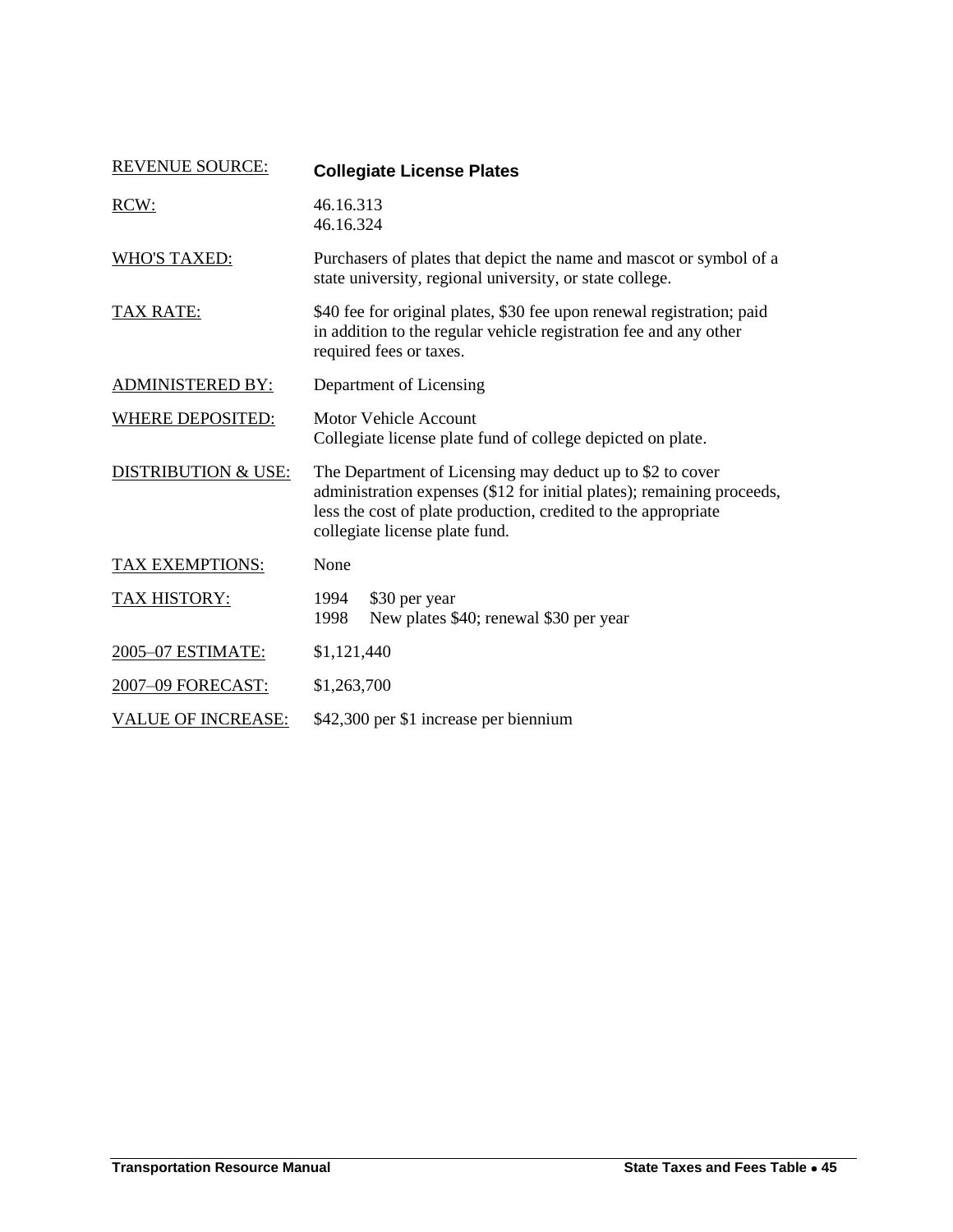| REVENUE SOURCE: | **Collegiate License Plates** |
| --- | --- |
| RCW: | 46.16.313<br>46.16.324 |
| WHO'S TAXED: | Purchasers of plates that depict the name and mascot or symbol of a state university, regional university, or state college. |
| TAX RATE: | $40 fee for original plates, $30 fee upon renewal registration; paid in addition to the regular vehicle registration fee and any other required fees or taxes. |
| ADMINISTERED BY: | Department of Licensing |
| WHERE DEPOSITED: | Motor Vehicle Account<br>Collegiate license plate fund of college depicted on plate. |
| DISTRIBUTION & USE: | The Department of Licensing may deduct up to $2 to cover administration expenses ($12 for initial plates); remaining proceeds, less the cost of plate production, credited to the appropriate collegiate license plate fund. |
| TAX EXEMPTIONS: | None |
| TAX HISTORY: | 1994 $30 per year<br>1998 New plates $40; renewal $30 per year |
| 2005–07 ESTIMATE: | $1,121,440 |
| 2007–09 FORECAST: | $1,263,700 |
| VALUE OF INCREASE: | $42,300 per $1 increase per biennium |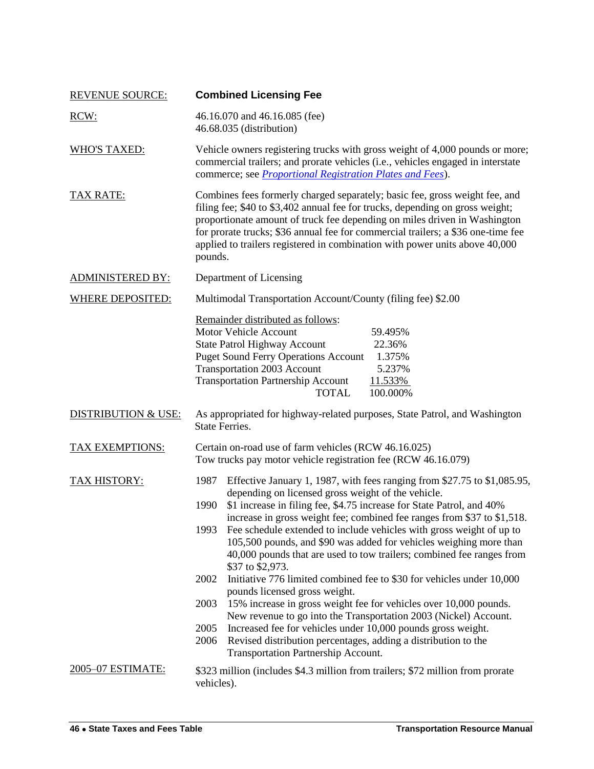REVENUE SOURCE: **Combined Licensing Fee**

RCW: 46.16.070 and 46.16.085 (fee)
46.68.035 (distribution)

WHO'S TAXED: Vehicle owners registering trucks with gross weight of 4,000 pounds or more; commercial trailers; and prorate vehicles (i.e., vehicles engaged in interstate commerce; see *Proportional Registration Plates and Fees*).

TAX RATE: Combines fees formerly charged separately; basic fee, gross weight fee, and filing fee; $40 to $3,402 annual fee for trucks, depending on gross weight; proportionate amount of truck fee depending on miles driven in Washington for prorate trucks; $36 annual fee for commercial trailers; a $36 one-time fee applied to trailers registered in combination with power units above 40,000 pounds.

ADMINISTERED BY: Department of Licensing

WHERE DEPOSITED: Multimodal Transportation Account/County (filing fee) $2.00

Remainder distributed as follows:

| Account | Percentage |
|---|---|
| Motor Vehicle Account | 59.495% |
| State Patrol Highway Account | 22.36% |
| Puget Sound Ferry Operations Account | 1.375% |
| Transportation 2003 Account | 5.237% |
| Transportation Partnership Account | 11.533% |
| TOTAL | 100.000% |

DISTRIBUTION & USE: As appropriated for highway-related purposes, State Patrol, and Washington State Ferries.

TAX EXEMPTIONS: Certain on-road use of farm vehicles (RCW 46.16.025)
Tow trucks pay motor vehicle registration fee (RCW 46.16.079)

TAX HISTORY:

- 1987 Effective January 1, 1987, with fees ranging from $27.75 to $1,085.95, depending on licensed gross weight of the vehicle.
- 1990 $1 increase in filing fee, $4.75 increase for State Patrol, and 40% increase in gross weight fee; combined fee ranges from $37 to $1,518.
- 1993 Fee schedule extended to include vehicles with gross weight of up to 105,500 pounds, and $90 was added for vehicles weighing more than 40,000 pounds that are used to tow trailers; combined fee ranges from $37 to $2,973.
- 2002 Initiative 776 limited combined fee to $30 for vehicles under 10,000 pounds licensed gross weight.
- 2003 15% increase in gross weight fee for vehicles over 10,000 pounds. New revenue to go into the Transportation 2003 (Nickel) Account.
- 2005 Increased fee for vehicles under 10,000 pounds gross weight.
- 2006 Revised distribution percentages, adding a distribution to the Transportation Partnership Account.

2005–07 ESTIMATE: $323 million (includes $4.3 million from trailers; $72 million from prorate vehicles).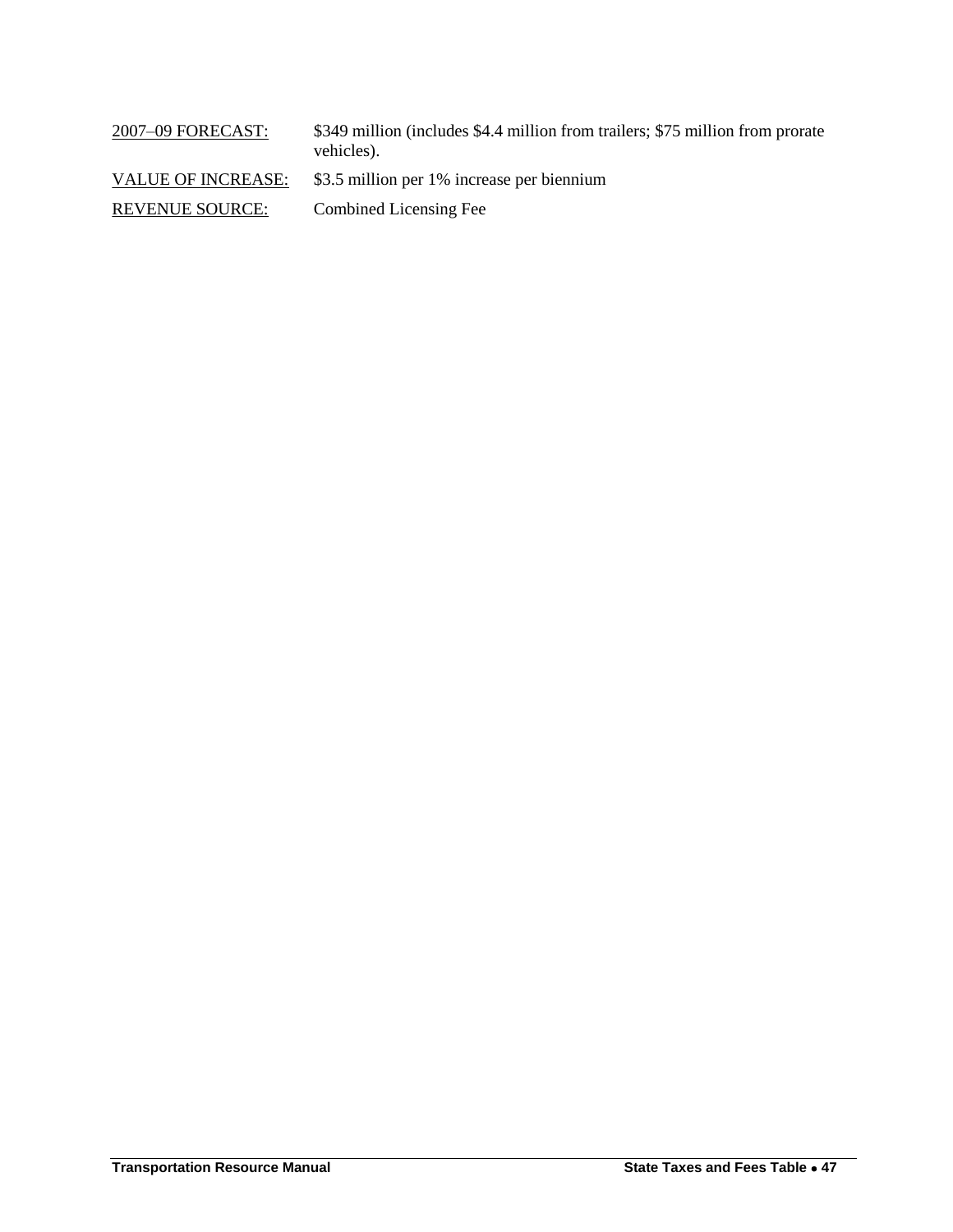<u>2007–09 FORECAST:</u> $349 million (includes $4.4 million from trailers; $75 million from prorate vehicles).

<u>VALUE OF INCREASE:</u> $3.5 million per 1% increase per biennium

<u>REVENUE SOURCE:</u> Combined Licensing Fee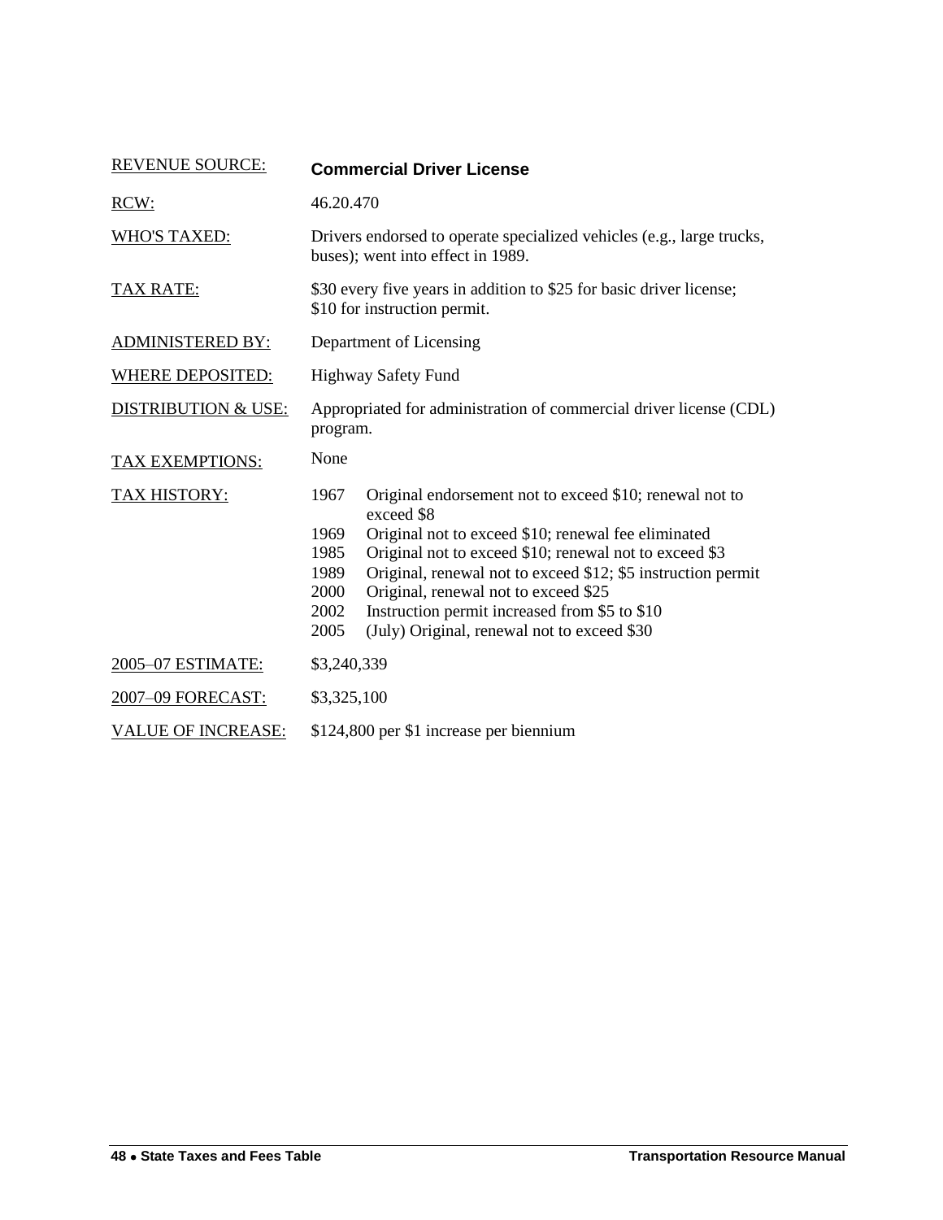| | |
|---|---|
| REVENUE SOURCE: | **Commercial Driver License** |
| RCW: | 46.20.470 |
| WHO'S TAXED: | Drivers endorsed to operate specialized vehicles (e.g., large trucks, buses); went into effect in 1989. |
| TAX RATE: | $30 every five years in addition to $25 for basic driver license; $10 for instruction permit. |
| ADMINISTERED BY: | Department of Licensing |
| WHERE DEPOSITED: | Highway Safety Fund |
| DISTRIBUTION & USE: | Appropriated for administration of commercial driver license (CDL) program. |
| TAX EXEMPTIONS: | None |
| TAX HISTORY: | 1967 Original endorsement not to exceed $10; renewal not to exceed $8<br>1969 Original not to exceed $10; renewal fee eliminated<br>1985 Original not to exceed $10; renewal not to exceed $3<br>1989 Original, renewal not to exceed $12; $5 instruction permit<br>2000 Original, renewal not to exceed $25<br>2002 Instruction permit increased from $5 to $10<br>2005 (July) Original, renewal not to exceed $30 |
| 2005–07 ESTIMATE: | $3,240,339 |
| 2007–09 FORECAST: | $3,325,100 |
| VALUE OF INCREASE: | $124,800 per $1 increase per biennium |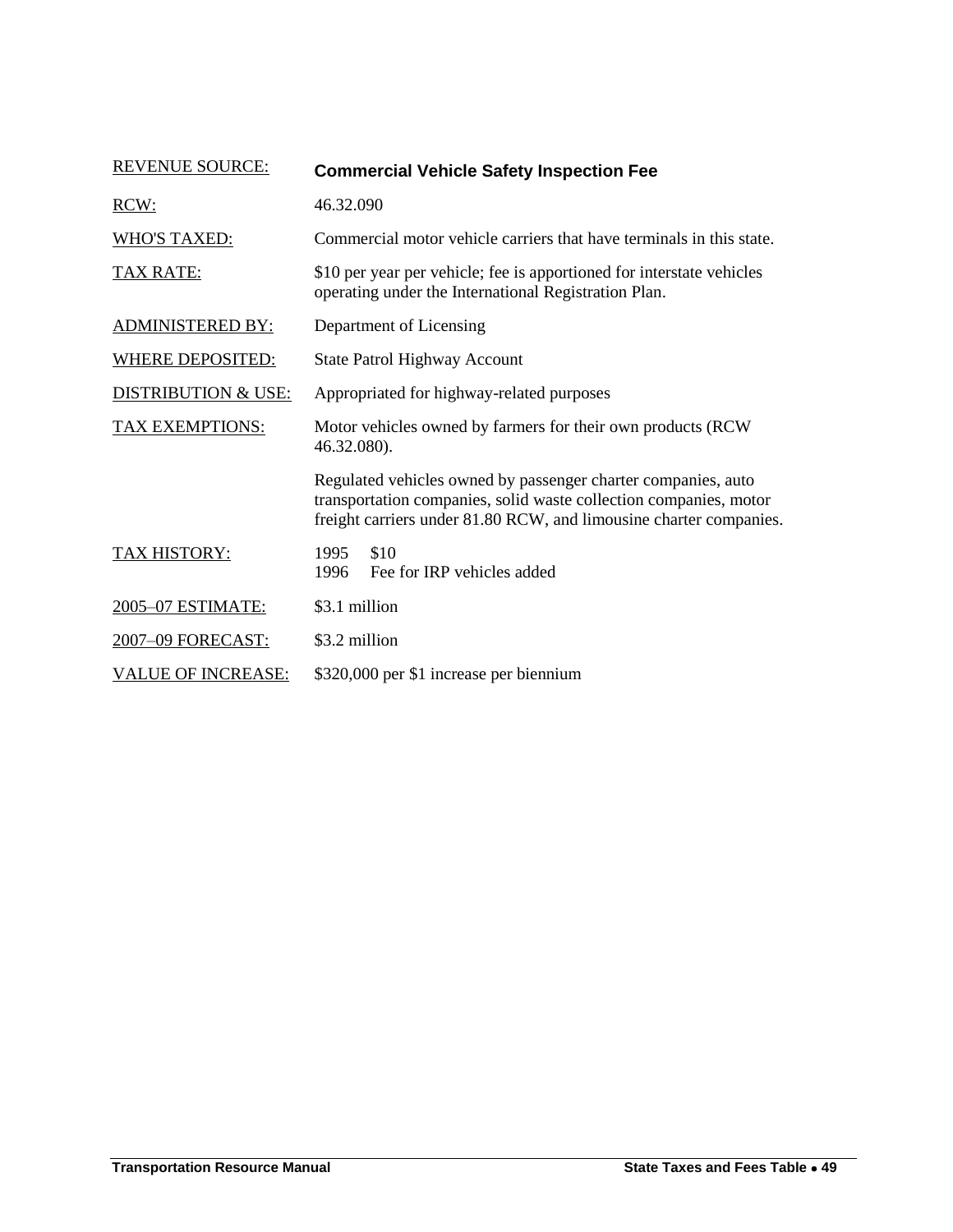| | |
|---|---|
| REVENUE SOURCE: | **Commercial Vehicle Safety Inspection Fee** |
| RCW: | 46.32.090 |
| WHO'S TAXED: | Commercial motor vehicle carriers that have terminals in this state. |
| TAX RATE: | $10 per year per vehicle; fee is apportioned for interstate vehicles operating under the International Registration Plan. |
| ADMINISTERED BY: | Department of Licensing |
| WHERE DEPOSITED: | State Patrol Highway Account |
| DISTRIBUTION & USE: | Appropriated for highway-related purposes |
| TAX EXEMPTIONS: | Motor vehicles owned by farmers for their own products (RCW 46.32.080).<br><br>Regulated vehicles owned by passenger charter companies, auto transportation companies, solid waste collection companies, motor freight carriers under 81.80 RCW, and limousine charter companies. |
| TAX HISTORY: | 1995 $10<br>1996 Fee for IRP vehicles added |
| 2005–07 ESTIMATE: | $3.1 million |
| 2007–09 FORECAST: | $3.2 million |
| VALUE OF INCREASE: | $320,000 per $1 increase per biennium |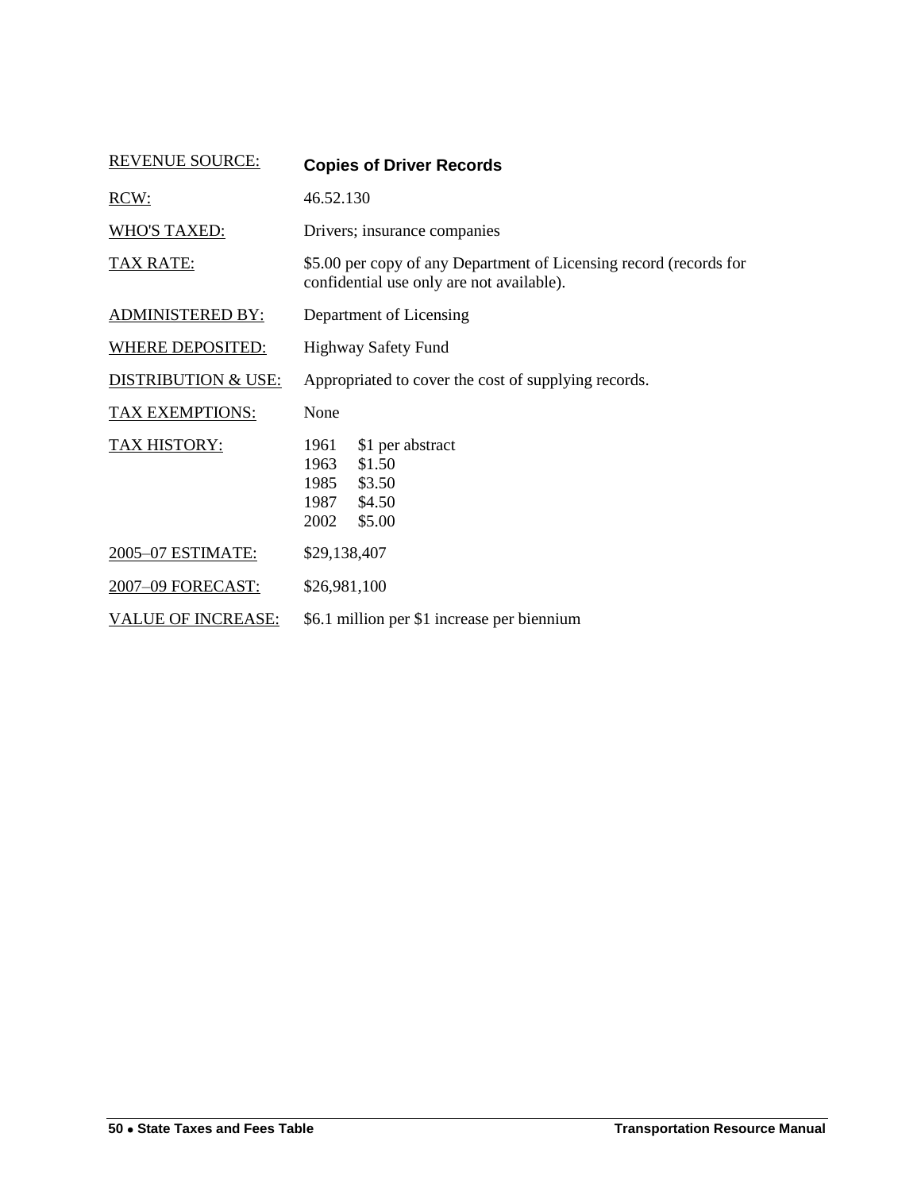| | |
|---|---|
| REVENUE SOURCE: | **Copies of Driver Records** |
| RCW: | 46.52.130 |
| WHO'S TAXED: | Drivers; insurance companies |
| TAX RATE: | $5.00 per copy of any Department of Licensing record (records for confidential use only are not available). |
| ADMINISTERED BY: | Department of Licensing |
| WHERE DEPOSITED: | Highway Safety Fund |
| DISTRIBUTION & USE: | Appropriated to cover the cost of supplying records. |
| TAX EXEMPTIONS: | None |
| TAX HISTORY: | 1961 $1 per abstract<br>1963 $1.50<br>1985 $3.50<br>1987 $4.50<br>2002 $5.00 |
| 2005–07 ESTIMATE: | $29,138,407 |
| 2007–09 FORECAST: | $26,981,100 |
| VALUE OF INCREASE: | $6.1 million per $1 increase per biennium |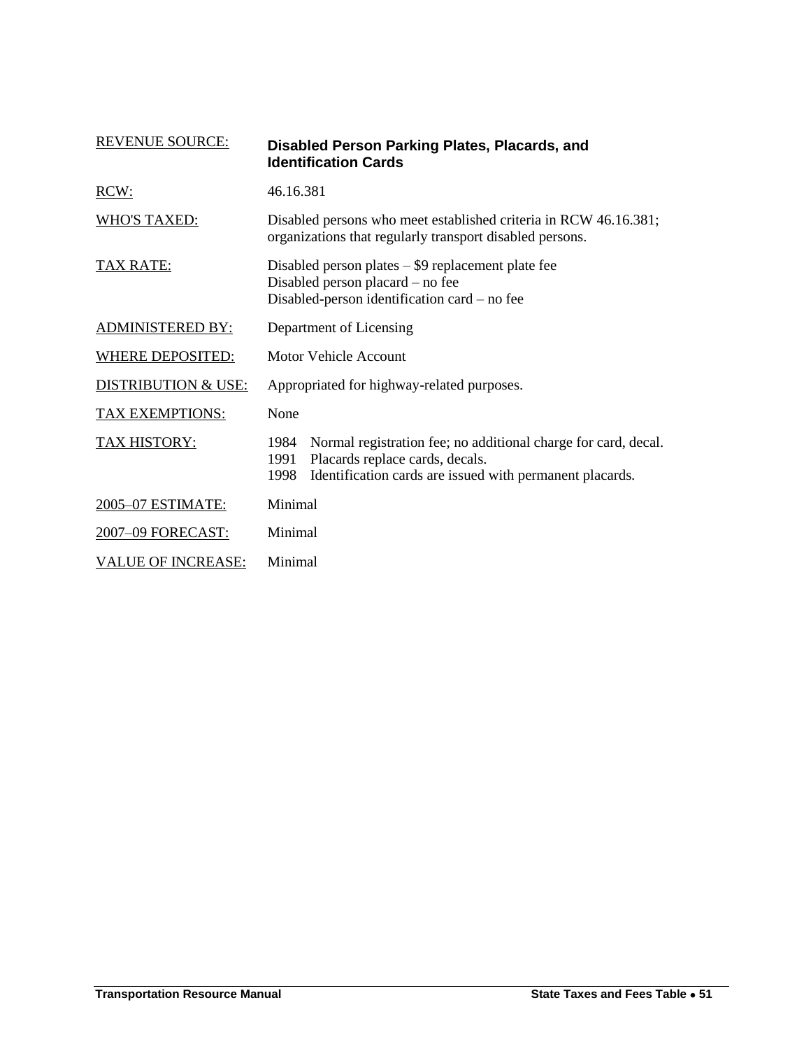| | |
|---|---|
| REVENUE SOURCE: | **Disabled Person Parking Plates, Placards, and Identification Cards** |
| RCW: | 46.16.381 |
| WHO'S TAXED: | Disabled persons who meet established criteria in RCW 46.16.381; organizations that regularly transport disabled persons. |
| TAX RATE: | Disabled person plates – $9 replacement plate fee<br>Disabled person placard – no fee<br>Disabled-person identification card – no fee |
| ADMINISTERED BY: | Department of Licensing |
| WHERE DEPOSITED: | Motor Vehicle Account |
| DISTRIBUTION & USE: | Appropriated for highway-related purposes. |
| TAX EXEMPTIONS: | None |
| TAX HISTORY: | 1984 Normal registration fee; no additional charge for card, decal.<br>1991 Placards replace cards, decals.<br>1998 Identification cards are issued with permanent placards. |
| 2005–07 ESTIMATE: | Minimal |
| 2007–09 FORECAST: | Minimal |
| VALUE OF INCREASE: | Minimal |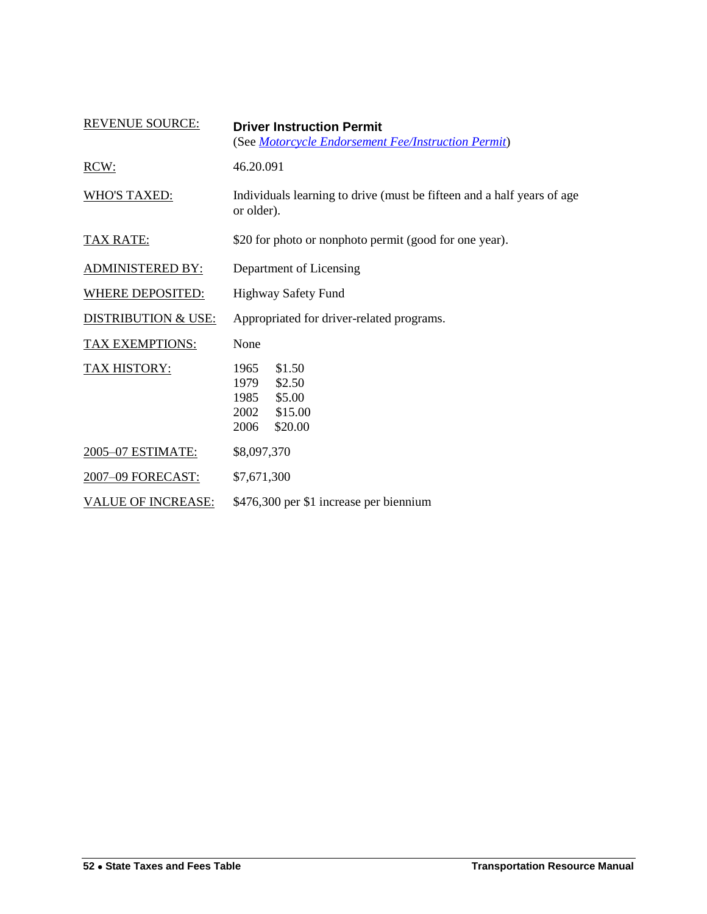| | |
|---|---|
| REVENUE SOURCE: | **Driver Instruction Permit** (See *Motorcycle Endorsement Fee/Instruction Permit*) |
| RCW: | 46.20.091 |
| WHO'S TAXED: | Individuals learning to drive (must be fifteen and a half years of age or older). |
| TAX RATE: | $20 for photo or nonphoto permit (good for one year). |
| ADMINISTERED BY: | Department of Licensing |
| WHERE DEPOSITED: | Highway Safety Fund |
| DISTRIBUTION & USE: | Appropriated for driver-related programs. |
| TAX EXEMPTIONS: | None |
| TAX HISTORY: | 1965 $1.50<br>1979 $2.50<br>1985 $5.00<br>2002 $15.00<br>2006 $20.00 |
| 2005–07 ESTIMATE: | $8,097,370 |
| 2007–09 FORECAST: | $7,671,300 |
| VALUE OF INCREASE: | $476,300 per $1 increase per biennium |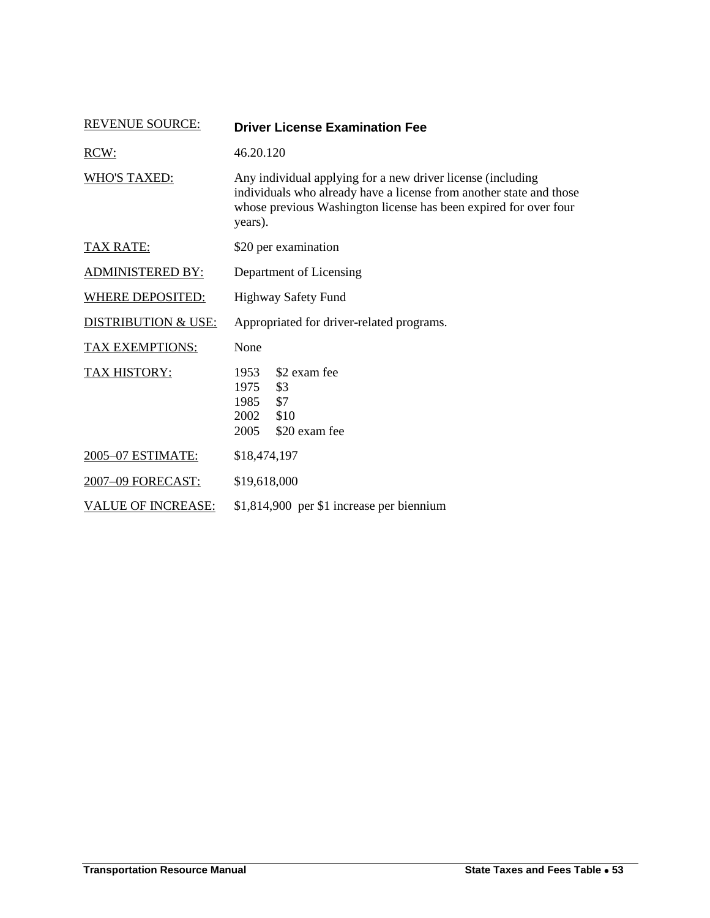| | |
|---|---|
| REVENUE SOURCE: | **Driver License Examination Fee** |
| RCW: | 46.20.120 |
| WHO'S TAXED: | Any individual applying for a new driver license (including individuals who already have a license from another state and those whose previous Washington license has been expired for over four years). |
| TAX RATE: | \$20 per examination |
| ADMINISTERED BY: | Department of Licensing |
| WHERE DEPOSITED: | Highway Safety Fund |
| DISTRIBUTION & USE: | Appropriated for driver-related programs. |
| TAX EXEMPTIONS: | None |
| TAX HISTORY: | 1953 \$2 exam fee<br>1975 \$3<br>1985 \$7<br>2002 \$10<br>2005 \$20 exam fee |
| 2005–07 ESTIMATE: | \$18,474,197 |
| 2007–09 FORECAST: | \$19,618,000 |
| VALUE OF INCREASE: | \$1,814,900 per \$1 increase per biennium |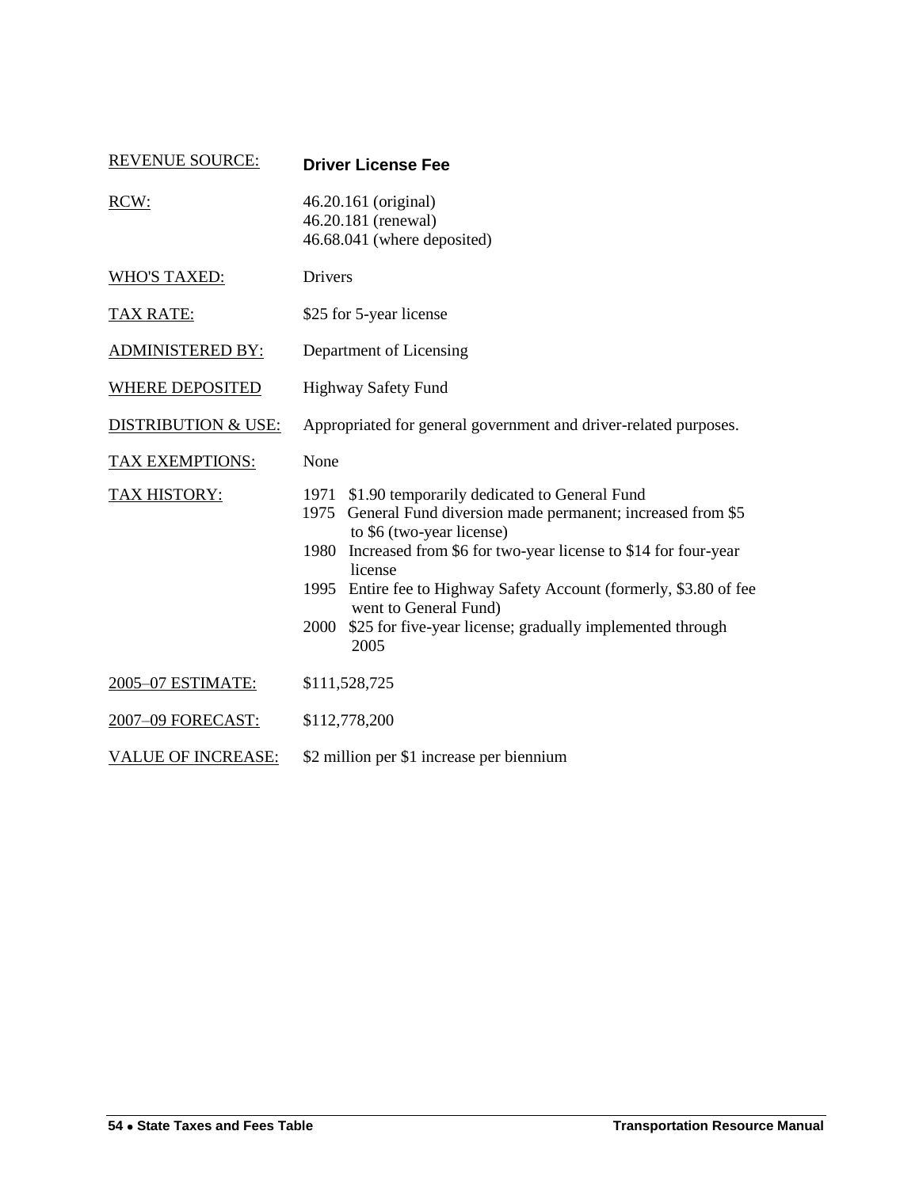| | |
|---|---|
| REVENUE SOURCE: | **Driver License Fee** |
| RCW: | 46.20.161 (original)<br>46.20.181 (renewal)<br>46.68.041 (where deposited) |
| WHO'S TAXED: | Drivers |
| TAX RATE: | $25 for 5-year license |
| ADMINISTERED BY: | Department of Licensing |
| WHERE DEPOSITED | Highway Safety Fund |
| DISTRIBUTION & USE: | Appropriated for general government and driver-related purposes. |
| TAX EXEMPTIONS: | None |
| TAX HISTORY: | 1971 $1.90 temporarily dedicated to General Fund<br>1975 General Fund diversion made permanent; increased from $5 to $6 (two-year license)<br>1980 Increased from $6 for two-year license to $14 for four-year license<br>1995 Entire fee to Highway Safety Account (formerly, $3.80 of fee went to General Fund)<br>2000 $25 for five-year license; gradually implemented through 2005 |
| 2005–07 ESTIMATE: | $111,528,725 |
| 2007–09 FORECAST: | $112,778,200 |
| VALUE OF INCREASE: | $2 million per $1 increase per biennium |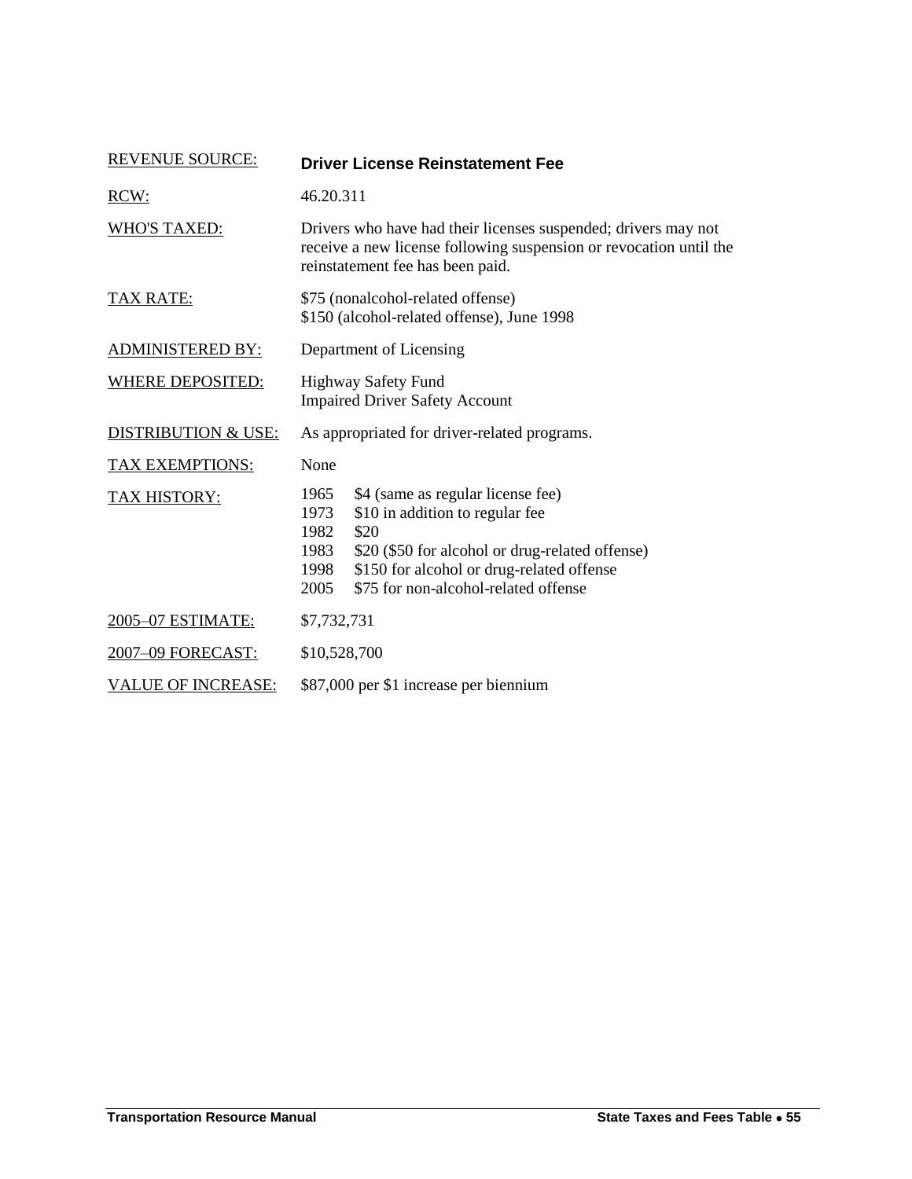| | |
|---|---|
| REVENUE SOURCE: | **Driver License Reinstatement Fee** |
| RCW: | 46.20.311 |
| WHO'S TAXED: | Drivers who have had their licenses suspended; drivers may not receive a new license following suspension or revocation until the reinstatement fee has been paid. |
| TAX RATE: | \$75 (nonalcohol-related offense)<br>\$150 (alcohol-related offense), June 1998 |
| ADMINISTERED BY: | Department of Licensing |
| WHERE DEPOSITED: | Highway Safety Fund<br>Impaired Driver Safety Account |
| DISTRIBUTION & USE: | As appropriated for driver-related programs. |
| TAX EXEMPTIONS: | None |
| TAX HISTORY: | 1965 \$4 (same as regular license fee)<br>1973 \$10 in addition to regular fee<br>1982 \$20<br>1983 \$20 (\$50 for alcohol or drug-related offense)<br>1998 \$150 for alcohol or drug-related offense<br>2005 \$75 for non-alcohol-related offense |
| 2005–07 ESTIMATE: | \$7,732,731 |
| 2007–09 FORECAST: | \$10,528,700 |
| VALUE OF INCREASE: | \$87,000 per \$1 increase per biennium |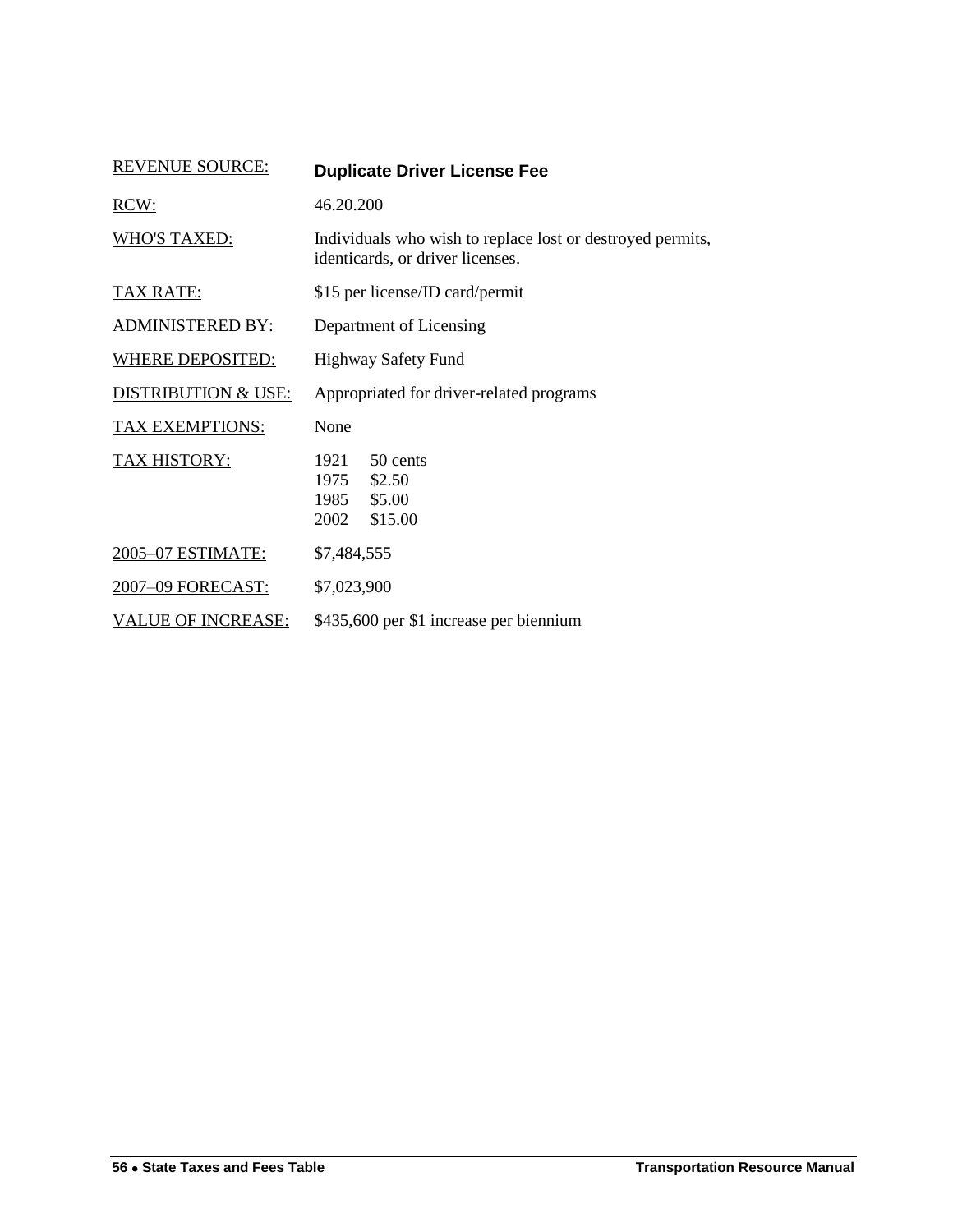| | |
|---|---|
| REVENUE SOURCE: | **Duplicate Driver License Fee** |
| RCW: | 46.20.200 |
| WHO'S TAXED: | Individuals who wish to replace lost or destroyed permits, identicards, or driver licenses. |
| TAX RATE: | $15 per license/ID card/permit |
| ADMINISTERED BY: | Department of Licensing |
| WHERE DEPOSITED: | Highway Safety Fund |
| DISTRIBUTION & USE: | Appropriated for driver-related programs |
| TAX EXEMPTIONS: | None |
| TAX HISTORY: | 1921 50 cents<br>1975 $2.50<br>1985 $5.00<br>2002 $15.00 |
| 2005–07 ESTIMATE: | $7,484,555 |
| 2007–09 FORECAST: | $7,023,900 |
| VALUE OF INCREASE: | $435,600 per $1 increase per biennium |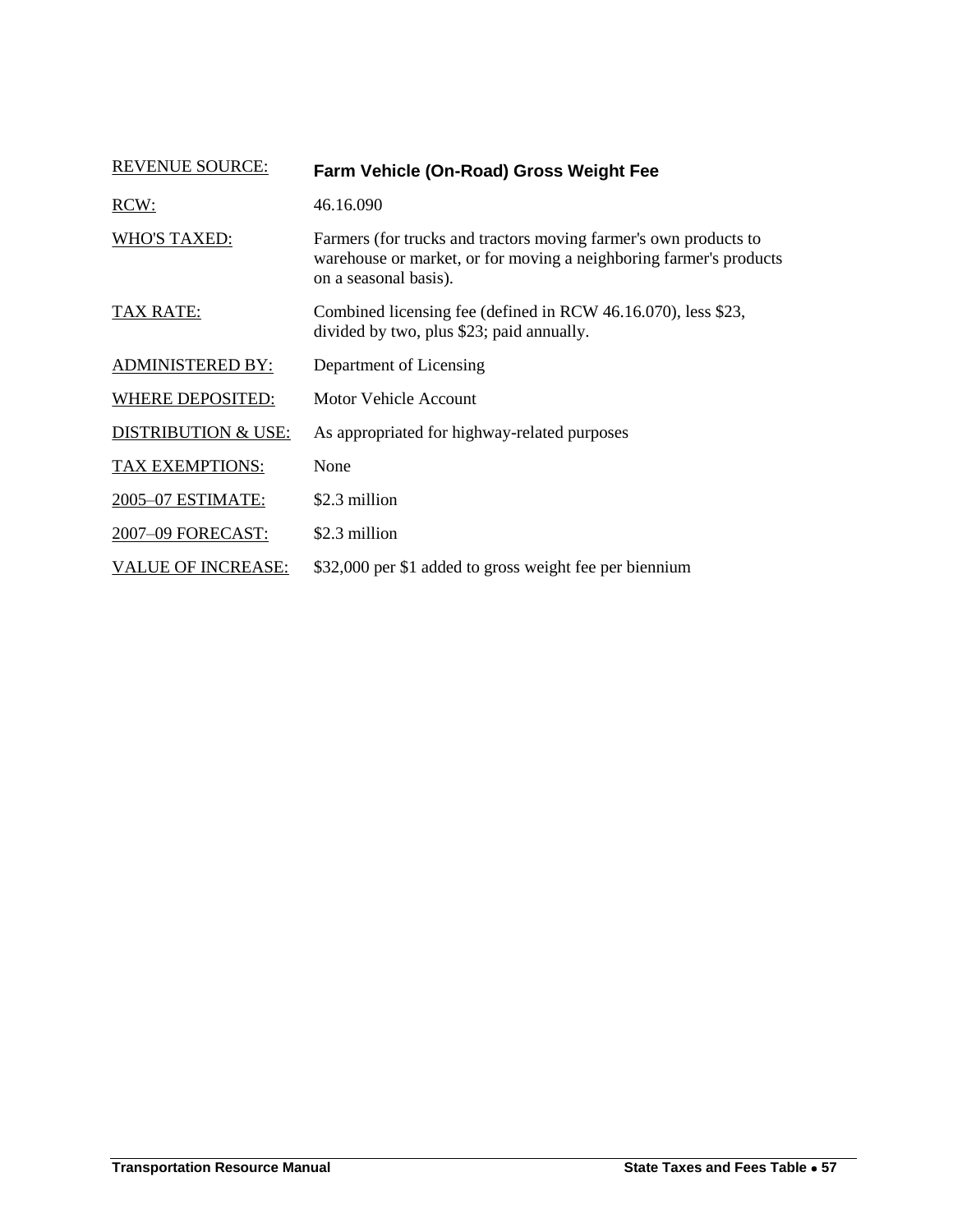| REVENUE SOURCE: | **Farm Vehicle (On-Road) Gross Weight Fee** |
|---|---|
| RCW: | 46.16.090 |
| WHO'S TAXED: | Farmers (for trucks and tractors moving farmer's own products to warehouse or market, or for moving a neighboring farmer's products on a seasonal basis). |
| TAX RATE: | Combined licensing fee (defined in RCW 46.16.070), less $23, divided by two, plus $23; paid annually. |
| ADMINISTERED BY: | Department of Licensing |
| WHERE DEPOSITED: | Motor Vehicle Account |
| DISTRIBUTION & USE: | As appropriated for highway-related purposes |
| TAX EXEMPTIONS: | None |
| 2005–07 ESTIMATE: | $2.3 million |
| 2007–09 FORECAST: | $2.3 million |
| VALUE OF INCREASE: | $32,000 per $1 added to gross weight fee per biennium |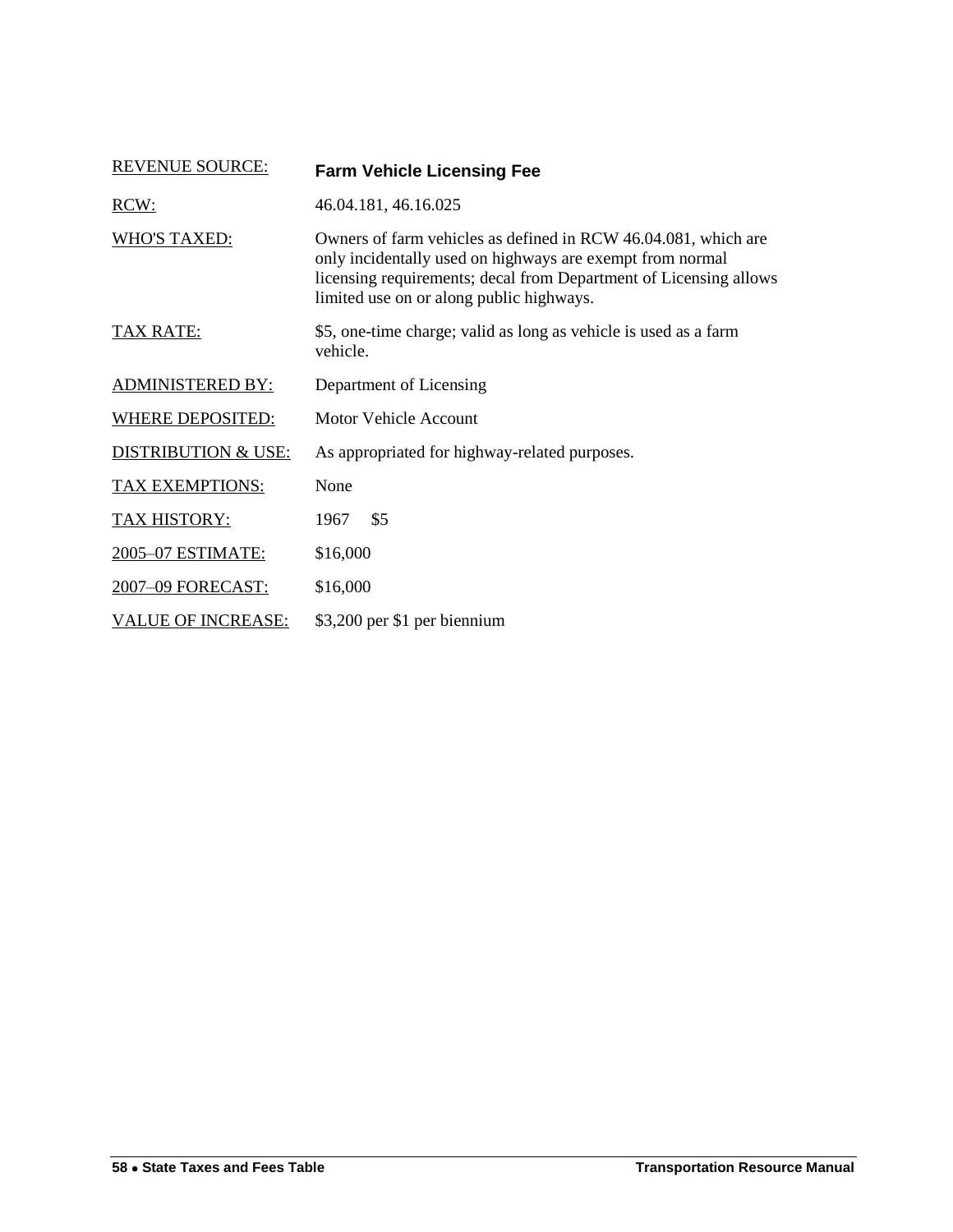| REVENUE SOURCE: | **Farm Vehicle Licensing Fee** |
|---|---|
| RCW: | 46.04.181, 46.16.025 |
| WHO'S TAXED: | Owners of farm vehicles as defined in RCW 46.04.081, which are only incidentally used on highways are exempt from normal licensing requirements; decal from Department of Licensing allows limited use on or along public highways. |
| TAX RATE: | $5, one-time charge; valid as long as vehicle is used as a farm vehicle. |
| ADMINISTERED BY: | Department of Licensing |
| WHERE DEPOSITED: | Motor Vehicle Account |
| DISTRIBUTION & USE: | As appropriated for highway-related purposes. |
| TAX EXEMPTIONS: | None |
| TAX HISTORY: | 1967 $5 |
| 2005–07 ESTIMATE: | $16,000 |
| 2007–09 FORECAST: | $16,000 |
| VALUE OF INCREASE: | $3,200 per $1 per biennium |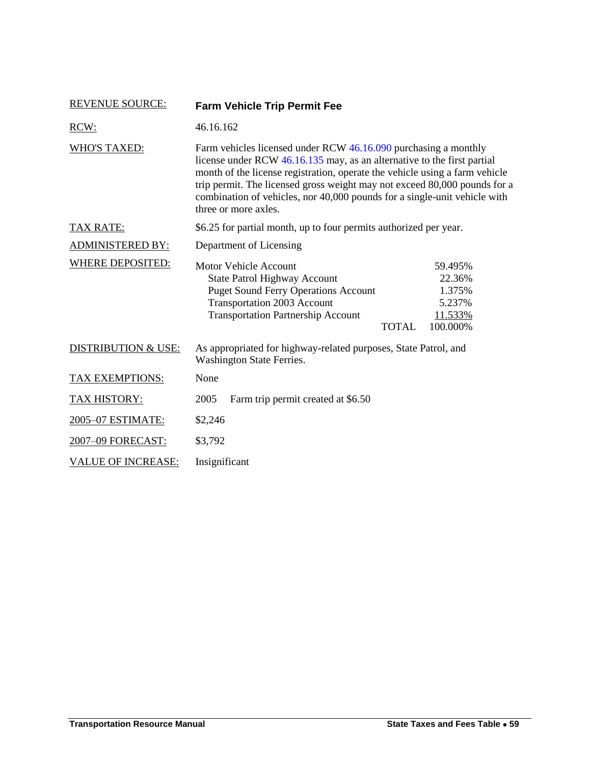**REVENUE SOURCE:** **Farm Vehicle Trip Permit Fee**

**RCW:** 46.16.162

**WHO'S TAXED:** Farm vehicles licensed under RCW 46.16.090 purchasing a monthly license under RCW 46.16.135 may, as an alternative to the first partial month of the license registration, operate the vehicle using a farm vehicle trip permit. The licensed gross weight may not exceed 80,000 pounds for a combination of vehicles, nor 40,000 pounds for a single-unit vehicle with three or more axles.

**TAX RATE:** $6.25 for partial month, up to four permits authorized per year.

**ADMINISTERED BY:** Department of Licensing

**WHERE DEPOSITED:**

| Account | Percentage |
|---|---|
| Motor Vehicle Account | 59.495% |
| State Patrol Highway Account | 22.36% |
| Puget Sound Ferry Operations Account | 1.375% |
| Transportation 2003 Account | 5.237% |
| Transportation Partnership Account | 11.533% |
| TOTAL | 100.000% |

**DISTRIBUTION & USE:** As appropriated for highway-related purposes, State Patrol, and Washington State Ferries.

**TAX EXEMPTIONS:** None

**TAX HISTORY:** 2005 Farm trip permit created at $6.50

**2005–07 ESTIMATE:** $2,246

**2007–09 FORECAST:** $3,792

**VALUE OF INCREASE:** Insignificant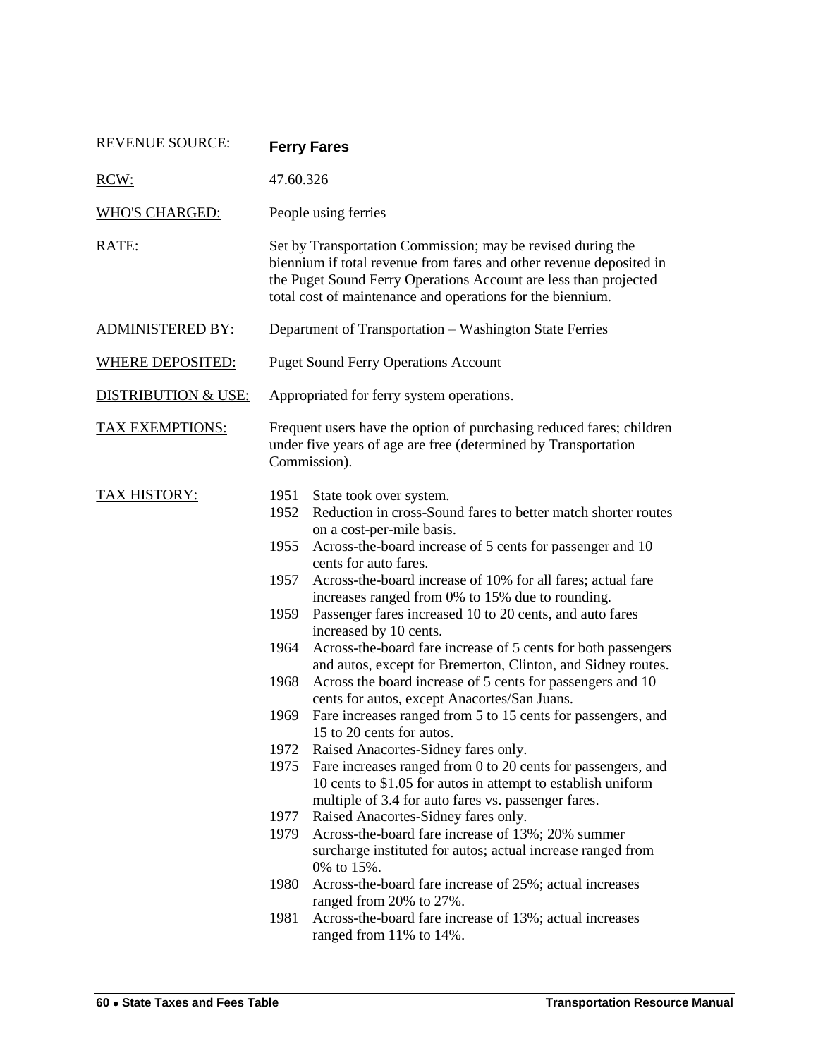| | |
|---|---|
| REVENUE SOURCE: | **Ferry Fares** |
| RCW: | 47.60.326 |
| WHO'S CHARGED: | People using ferries |
| RATE: | Set by Transportation Commission; may be revised during the biennium if total revenue from fares and other revenue deposited in the Puget Sound Ferry Operations Account are less than projected total cost of maintenance and operations for the biennium. |
| ADMINISTERED BY: | Department of Transportation – Washington State Ferries |
| WHERE DEPOSITED: | Puget Sound Ferry Operations Account |
| DISTRIBUTION & USE: | Appropriated for ferry system operations. |
| TAX EXEMPTIONS: | Frequent users have the option of purchasing reduced fares; children under five years of age are free (determined by Transportation Commission). |

TAX HISTORY:

- 1951 State took over system.
- 1952 Reduction in cross-Sound fares to better match shorter routes on a cost-per-mile basis.
- 1955 Across-the-board increase of 5 cents for passenger and 10 cents for auto fares.
- 1957 Across-the-board increase of 10% for all fares; actual fare increases ranged from 0% to 15% due to rounding.
- 1959 Passenger fares increased 10 to 20 cents, and auto fares increased by 10 cents.
- 1964 Across-the-board fare increase of 5 cents for both passengers and autos, except for Bremerton, Clinton, and Sidney routes.
- 1968 Across the board increase of 5 cents for passengers and 10 cents for autos, except Anacortes/San Juans.
- 1969 Fare increases ranged from 5 to 15 cents for passengers, and 15 to 20 cents for autos.
- 1972 Raised Anacortes-Sidney fares only.
- 1975 Fare increases ranged from 0 to 20 cents for passengers, and 10 cents to $1.05 for autos in attempt to establish uniform multiple of 3.4 for auto fares vs. passenger fares.
- 1977 Raised Anacortes-Sidney fares only.
- 1979 Across-the-board fare increase of 13%; 20% summer surcharge instituted for autos; actual increase ranged from 0% to 15%.
- 1980 Across-the-board fare increase of 25%; actual increases ranged from 20% to 27%.
- 1981 Across-the-board fare increase of 13%; actual increases ranged from 11% to 14%.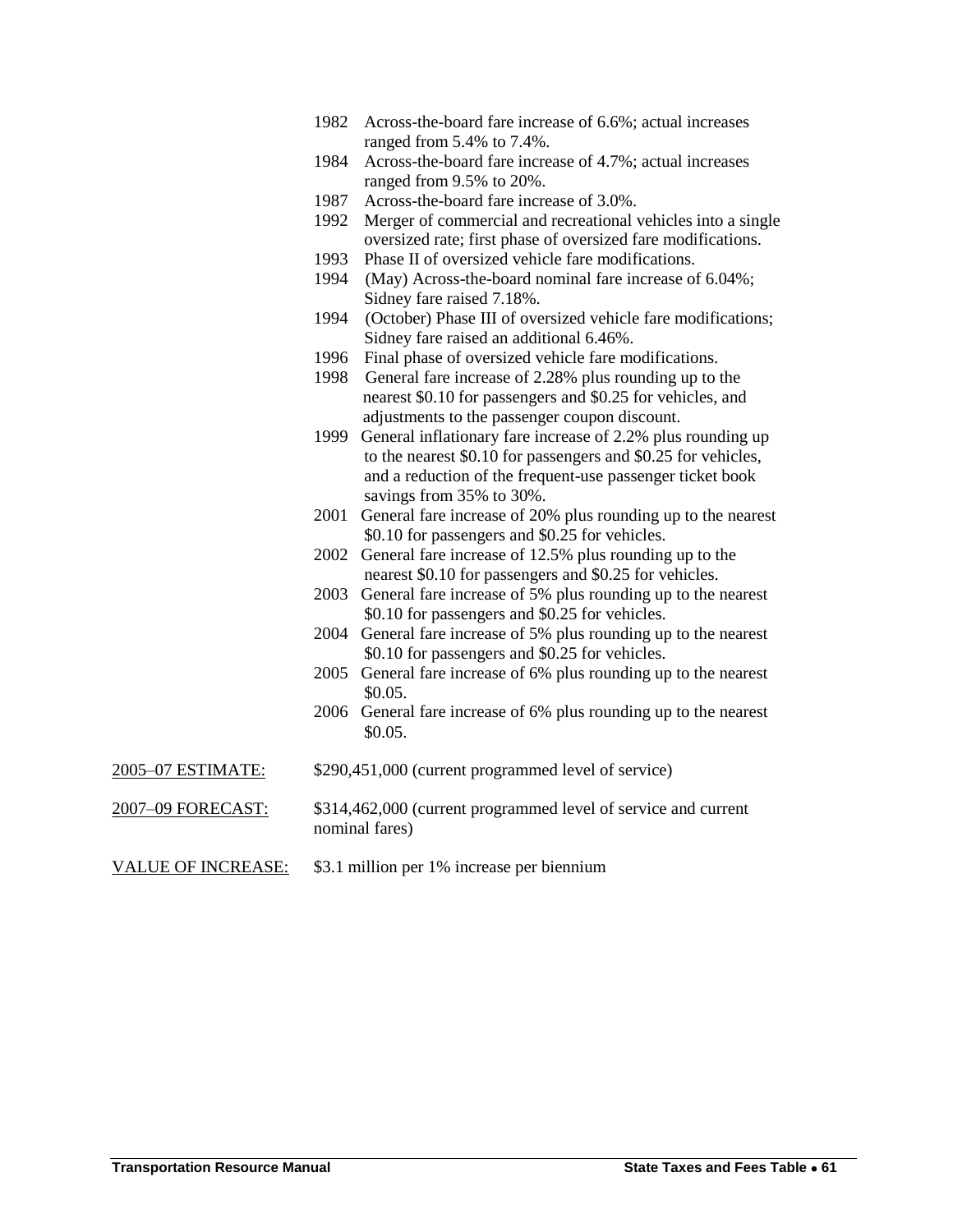1982 Across-the-board fare increase of 6.6%; actual increases ranged from 5.4% to 7.4%.

1984 Across-the-board fare increase of 4.7%; actual increases ranged from 9.5% to 20%.

1987 Across-the-board fare increase of 3.0%.

1992 Merger of commercial and recreational vehicles into a single oversized rate; first phase of oversized fare modifications.

1993 Phase II of oversized vehicle fare modifications.

1994 (May) Across-the-board nominal fare increase of 6.04%; Sidney fare raised 7.18%.

1994 (October) Phase III of oversized vehicle fare modifications; Sidney fare raised an additional 6.46%.

1996 Final phase of oversized vehicle fare modifications.

1998 General fare increase of 2.28% plus rounding up to the nearest $0.10 for passengers and $0.25 for vehicles, and adjustments to the passenger coupon discount.

1999 General inflationary fare increase of 2.2% plus rounding up to the nearest $0.10 for passengers and $0.25 for vehicles, and a reduction of the frequent-use passenger ticket book savings from 35% to 30%.

2001 General fare increase of 20% plus rounding up to the nearest $0.10 for passengers and $0.25 for vehicles.

2002 General fare increase of 12.5% plus rounding up to the nearest $0.10 for passengers and $0.25 for vehicles.

2003 General fare increase of 5% plus rounding up to the nearest $0.10 for passengers and $0.25 for vehicles.

2004 General fare increase of 5% plus rounding up to the nearest $0.10 for passengers and $0.25 for vehicles.

2005 General fare increase of 6% plus rounding up to the nearest $0.05.

2006 General fare increase of 6% plus rounding up to the nearest $0.05.

2005–07 ESTIMATE: $290,451,000 (current programmed level of service)

2007–09 FORECAST: $314,462,000 (current programmed level of service and current nominal fares)

VALUE OF INCREASE: $3.1 million per 1% increase per biennium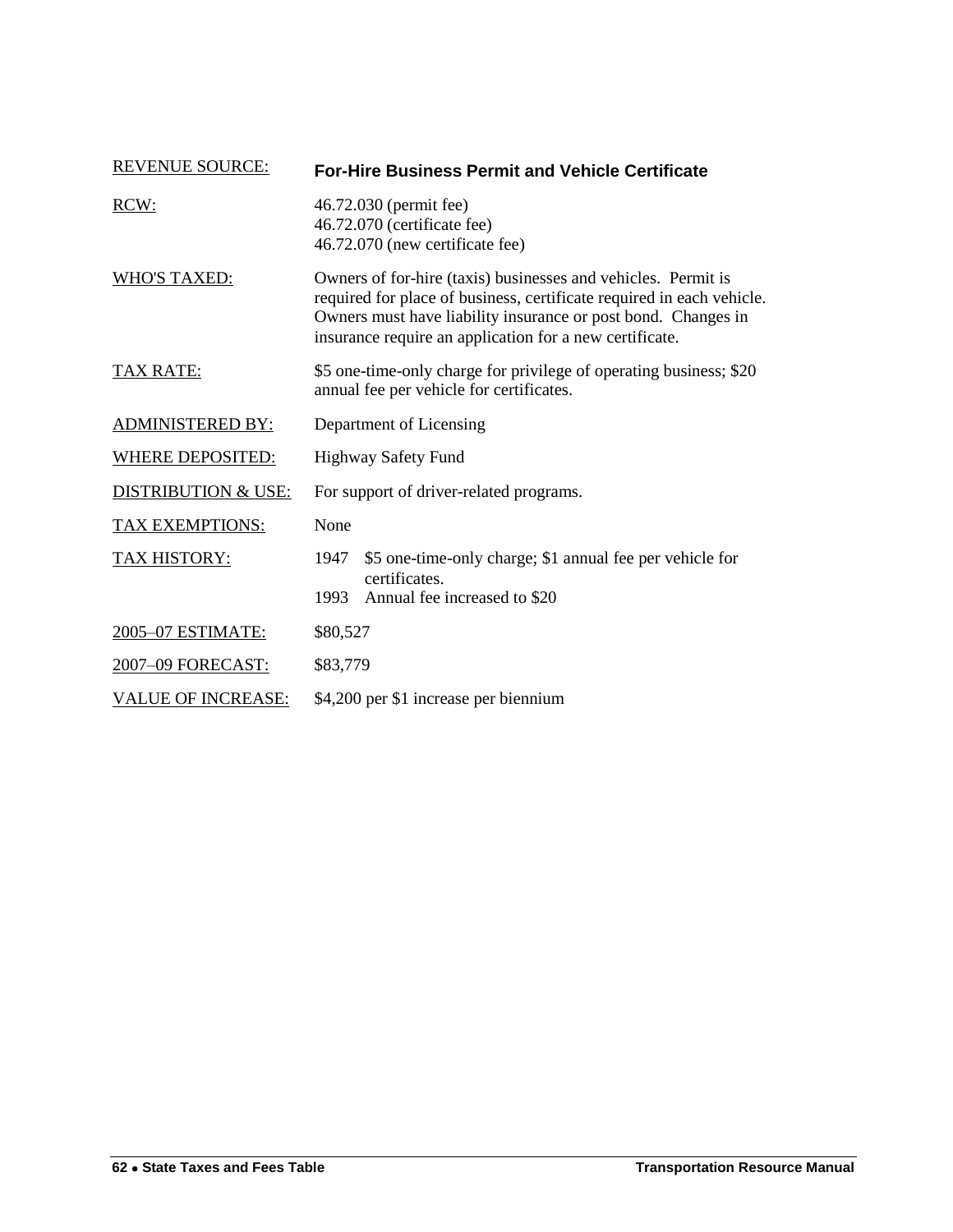| | |
|---|---|
| REVENUE SOURCE: | **For-Hire Business Permit and Vehicle Certificate** |
| RCW: | 46.72.030 (permit fee)<br>46.72.070 (certificate fee)<br>46.72.070 (new certificate fee) |
| WHO'S TAXED: | Owners of for-hire (taxis) businesses and vehicles. Permit is required for place of business, certificate required in each vehicle. Owners must have liability insurance or post bond. Changes in insurance require an application for a new certificate. |
| TAX RATE: | $5 one-time-only charge for privilege of operating business; $20 annual fee per vehicle for certificates. |
| ADMINISTERED BY: | Department of Licensing |
| WHERE DEPOSITED: | Highway Safety Fund |
| DISTRIBUTION & USE: | For support of driver-related programs. |
| TAX EXEMPTIONS: | None |
| TAX HISTORY: | 1947 $5 one-time-only charge; $1 annual fee per vehicle for certificates.<br>1993 Annual fee increased to $20 |
| 2005–07 ESTIMATE: | $80,527 |
| 2007–09 FORECAST: | $83,779 |
| VALUE OF INCREASE: | $4,200 per $1 increase per biennium |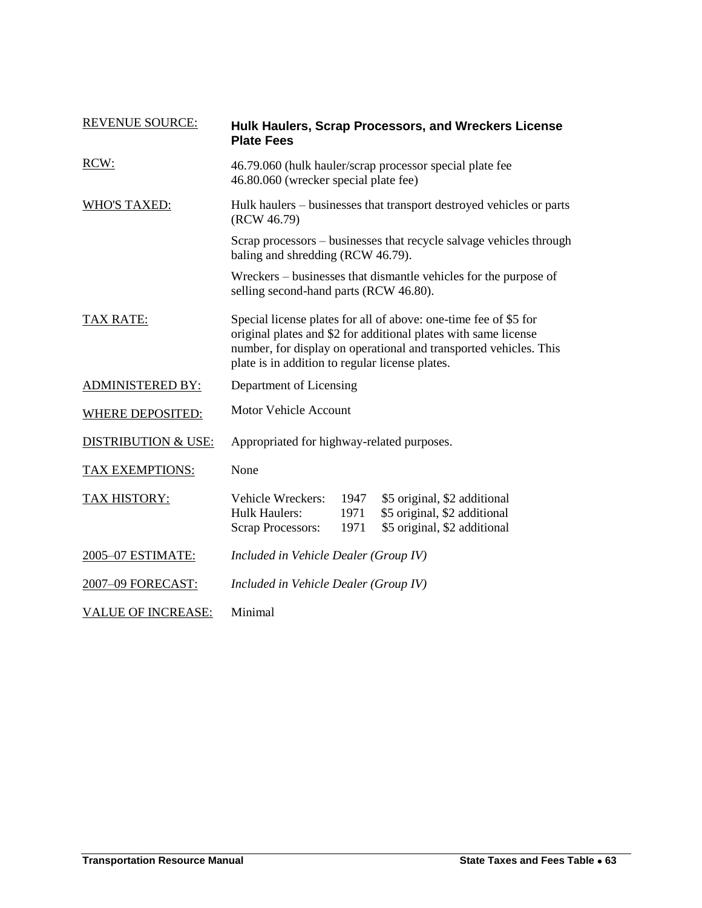| | |
|---|---|
| REVENUE SOURCE: | **Hulk Haulers, Scrap Processors, and Wreckers License Plate Fees** |
| RCW: | 46.79.060 (hulk hauler/scrap processor special plate fee<br>46.80.060 (wrecker special plate fee) |
| WHO'S TAXED: | Hulk haulers – businesses that transport destroyed vehicles or parts (RCW 46.79)<br><br>Scrap processors – businesses that recycle salvage vehicles through baling and shredding (RCW 46.79).<br><br>Wreckers – businesses that dismantle vehicles for the purpose of selling second-hand parts (RCW 46.80). |
| TAX RATE: | Special license plates for all of above: one-time fee of $5 for original plates and $2 for additional plates with same license number, for display on operational and transported vehicles. This plate is in addition to regular license plates. |
| ADMINISTERED BY: | Department of Licensing |
| WHERE DEPOSITED: | Motor Vehicle Account |
| DISTRIBUTION & USE: | Appropriated for highway-related purposes. |
| TAX EXEMPTIONS: | None |
| TAX HISTORY: | Vehicle Wreckers: 1947 $5 original, $2 additional<br>Hulk Haulers: 1971 $5 original, $2 additional<br>Scrap Processors: 1971 $5 original, $2 additional |
| 2005–07 ESTIMATE: | *Included in Vehicle Dealer (Group IV)* |
| 2007–09 FORECAST: | *Included in Vehicle Dealer (Group IV)* |
| VALUE OF INCREASE: | Minimal |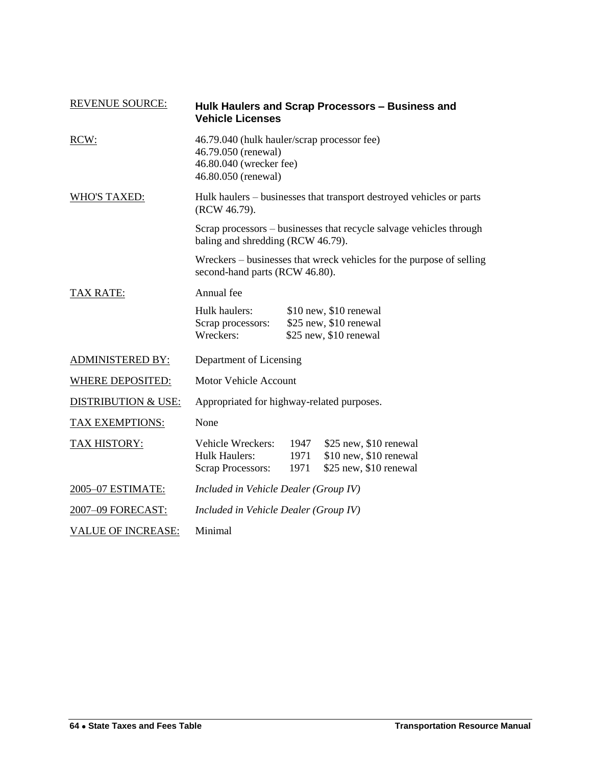| | |
|---|---|
| REVENUE SOURCE: | **Hulk Haulers and Scrap Processors – Business and Vehicle Licenses** |
| RCW: | 46.79.040 (hulk hauler/scrap processor fee)<br>46.79.050 (renewal)<br>46.80.040 (wrecker fee)<br>46.80.050 (renewal) |
| WHO'S TAXED: | Hulk haulers – businesses that transport destroyed vehicles or parts (RCW 46.79).<br><br>Scrap processors – businesses that recycle salvage vehicles through baling and shredding (RCW 46.79).<br><br>Wreckers – businesses that wreck vehicles for the purpose of selling second-hand parts (RCW 46.80). |
| TAX RATE: | Annual fee<br><br>Hulk haulers: $10 new, $10 renewal<br>Scrap processors: $25 new, $10 renewal<br>Wreckers: $25 new, $10 renewal |
| ADMINISTERED BY: | Department of Licensing |
| WHERE DEPOSITED: | Motor Vehicle Account |
| DISTRIBUTION & USE: | Appropriated for highway-related purposes. |
| TAX EXEMPTIONS: | None |
| TAX HISTORY: | Vehicle Wreckers: 1947 $25 new, $10 renewal<br>Hulk Haulers: 1971 $10 new, $10 renewal<br>Scrap Processors: 1971 $25 new, $10 renewal |
| 2005–07 ESTIMATE: | *Included in Vehicle Dealer (Group IV)* |
| 2007–09 FORECAST: | *Included in Vehicle Dealer (Group IV)* |
| VALUE OF INCREASE: | Minimal |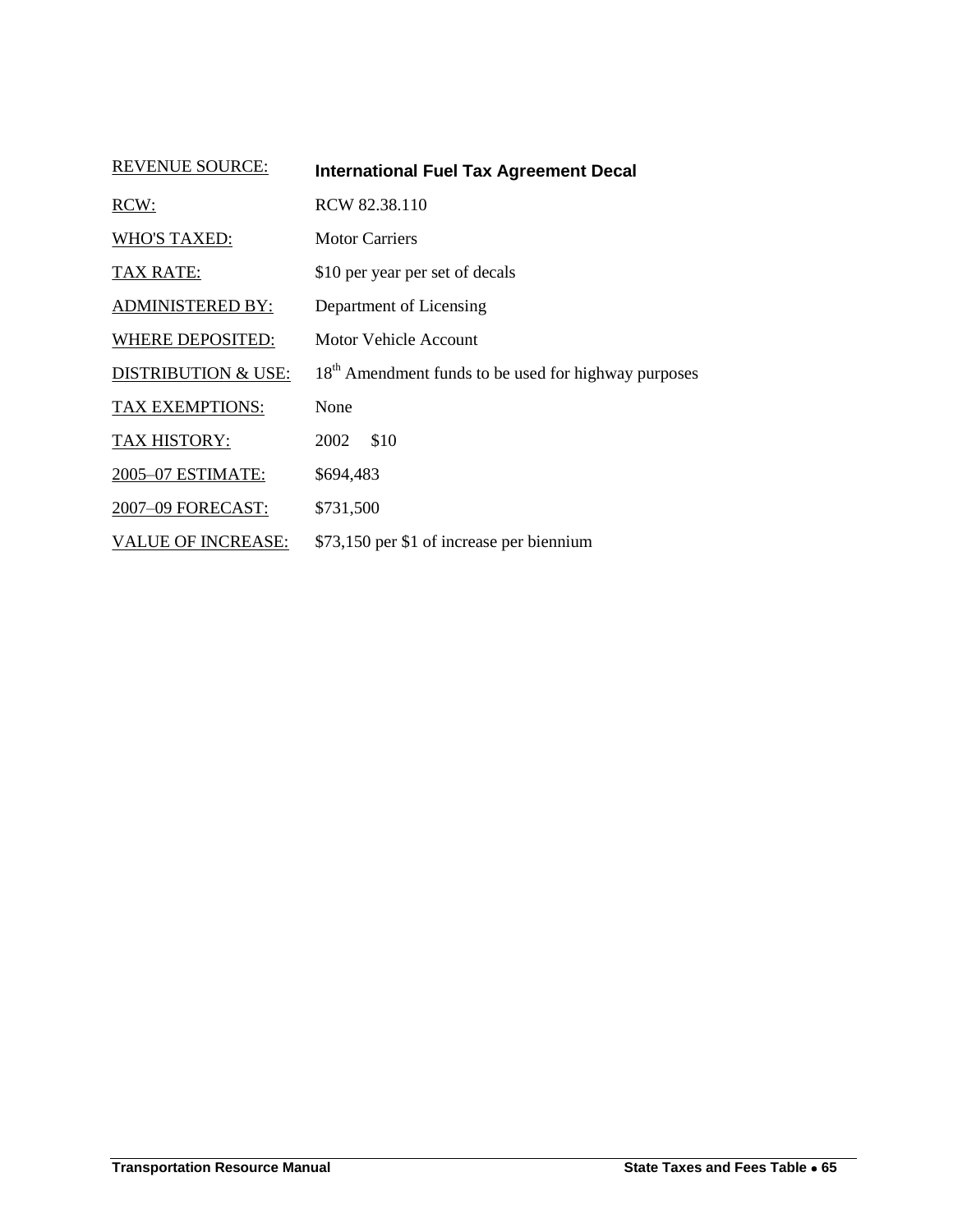| REVENUE SOURCE: | **International Fuel Tax Agreement Decal** |
|---|---|
| RCW: | RCW 82.38.110 |
| WHO'S TAXED: | Motor Carriers |
| TAX RATE: | \$10 per year per set of decals |
| ADMINISTERED BY: | Department of Licensing |
| WHERE DEPOSITED: | Motor Vehicle Account |
| DISTRIBUTION & USE: | 18th Amendment funds to be used for highway purposes |
| TAX EXEMPTIONS: | None |
| TAX HISTORY: | 2002 \$10 |
| 2005–07 ESTIMATE: | \$694,483 |
| 2007–09 FORECAST: | \$731,500 |
| VALUE OF INCREASE: | \$73,150 per \$1 of increase per biennium |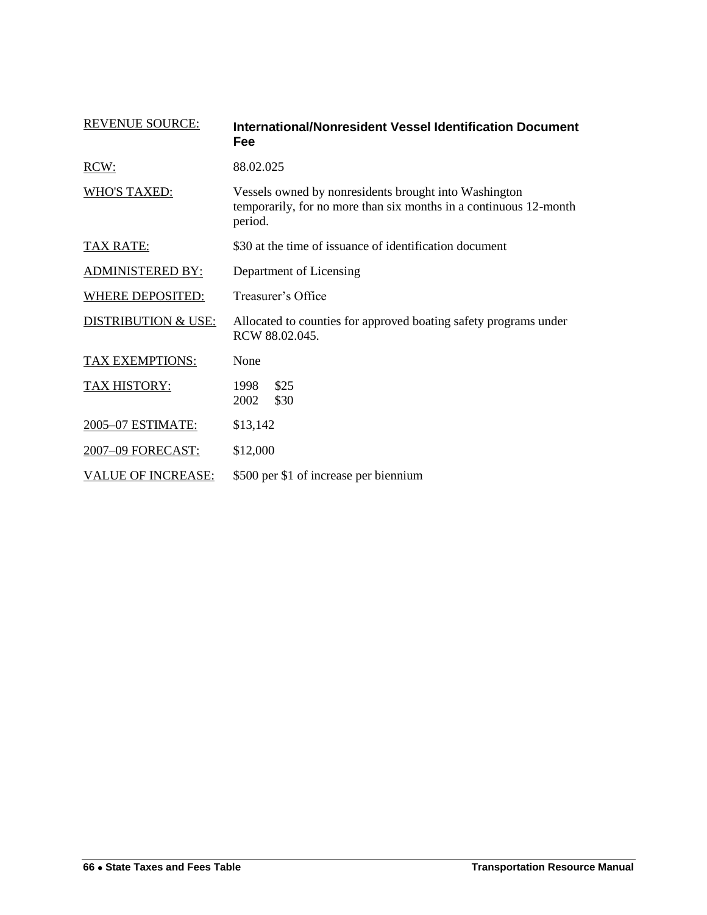| | |
|---|---|
| REVENUE SOURCE: | **International/Nonresident Vessel Identification Document Fee** |
| RCW: | 88.02.025 |
| WHO'S TAXED: | Vessels owned by nonresidents brought into Washington temporarily, for no more than six months in a continuous 12-month period. |
| TAX RATE: | \$30 at the time of issuance of identification document |
| ADMINISTERED BY: | Department of Licensing |
| WHERE DEPOSITED: | Treasurer's Office |
| DISTRIBUTION & USE: | Allocated to counties for approved boating safety programs under RCW 88.02.045. |
| TAX EXEMPTIONS: | None |
| TAX HISTORY: | 1998 \$25<br>2002 \$30 |
| 2005–07 ESTIMATE: | \$13,142 |
| 2007–09 FORECAST: | \$12,000 |
| VALUE OF INCREASE: | \$500 per \$1 of increase per biennium |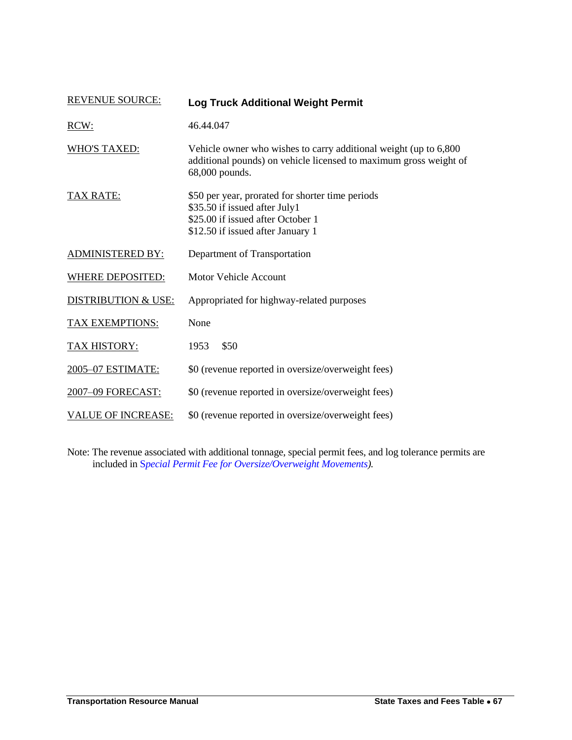| | |
|---|---|
| REVENUE SOURCE: | **Log Truck Additional Weight Permit** |
| RCW: | 46.44.047 |
| WHO'S TAXED: | Vehicle owner who wishes to carry additional weight (up to 6,800 additional pounds) on vehicle licensed to maximum gross weight of 68,000 pounds. |
| TAX RATE: | $50 per year, prorated for shorter time periods<br>$35.50 if issued after July1<br>$25.00 if issued after October 1<br>$12.50 if issued after January 1 |
| ADMINISTERED BY: | Department of Transportation |
| WHERE DEPOSITED: | Motor Vehicle Account |
| DISTRIBUTION & USE: | Appropriated for highway-related purposes |
| TAX EXEMPTIONS: | None |
| TAX HISTORY: | 1953 $50 |
| 2005–07 ESTIMATE: | $0 (revenue reported in oversize/overweight fees) |
| 2007–09 FORECAST: | $0 (revenue reported in oversize/overweight fees) |
| VALUE OF INCREASE: | $0 (revenue reported in oversize/overweight fees) |

Note: The revenue associated with additional tonnage, special permit fees, and log tolerance permits are included in *Special Permit Fee for Oversize/Overweight Movements).*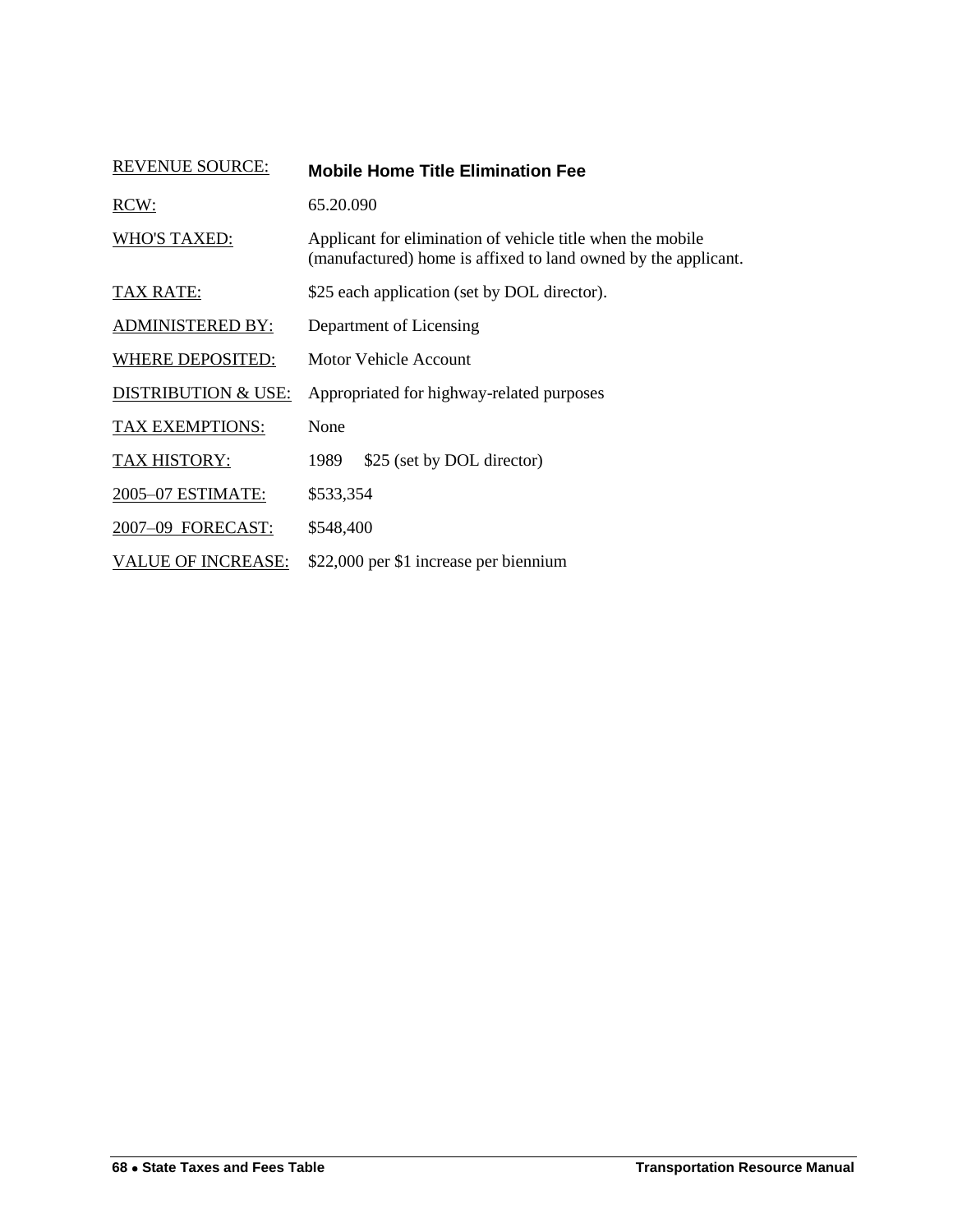| | |
|---|---|
| REVENUE SOURCE: | **Mobile Home Title Elimination Fee** |
| RCW: | 65.20.090 |
| WHO'S TAXED: | Applicant for elimination of vehicle title when the mobile (manufactured) home is affixed to land owned by the applicant. |
| TAX RATE: | $25 each application (set by DOL director). |
| ADMINISTERED BY: | Department of Licensing |
| WHERE DEPOSITED: | Motor Vehicle Account |
| DISTRIBUTION & USE: | Appropriated for highway-related purposes |
| TAX EXEMPTIONS: | None |
| TAX HISTORY: | 1989 $25 (set by DOL director) |
| 2005–07 ESTIMATE: | $533,354 |
| 2007–09 FORECAST: | $548,400 |
| VALUE OF INCREASE: | $22,000 per $1 increase per biennium |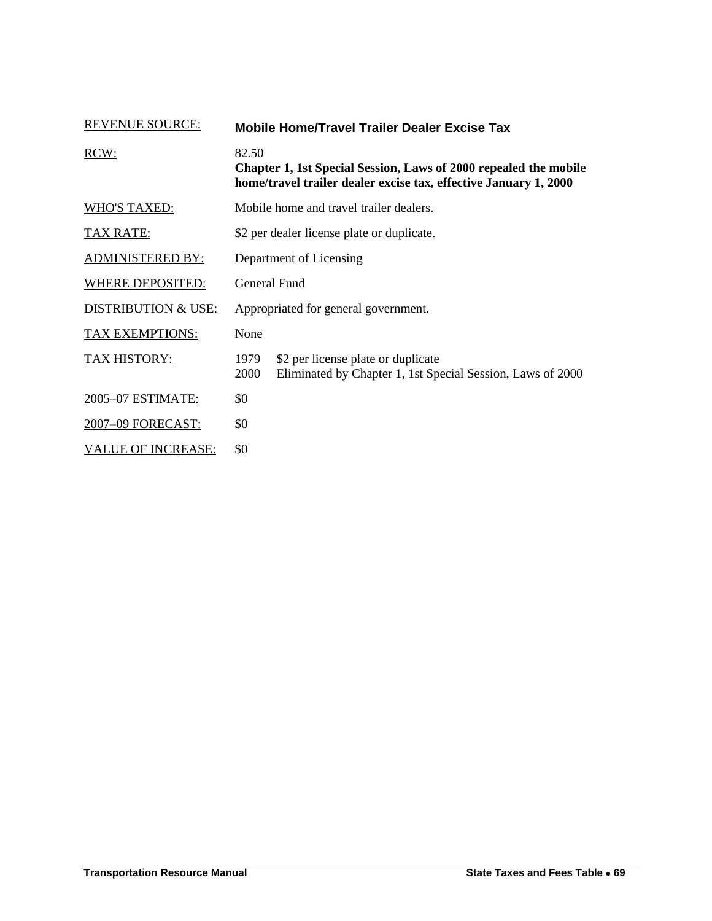| | |
|---|---|
| REVENUE SOURCE: | **Mobile Home/Travel Trailer Dealer Excise Tax** |
| RCW: | 82.50<br>**Chapter 1, 1st Special Session, Laws of 2000 repealed the mobile home/travel trailer dealer excise tax, effective January 1, 2000** |
| WHO'S TAXED: | Mobile home and travel trailer dealers. |
| TAX RATE: | $2 per dealer license plate or duplicate. |
| ADMINISTERED BY: | Department of Licensing |
| WHERE DEPOSITED: | General Fund |
| DISTRIBUTION & USE: | Appropriated for general government. |
| TAX EXEMPTIONS: | None |
| TAX HISTORY: | 1979 $2 per license plate or duplicate<br>2000 Eliminated by Chapter 1, 1st Special Session, Laws of 2000 |
| 2005–07 ESTIMATE: | $0 |
| 2007–09 FORECAST: | $0 |
| VALUE OF INCREASE: | $0 |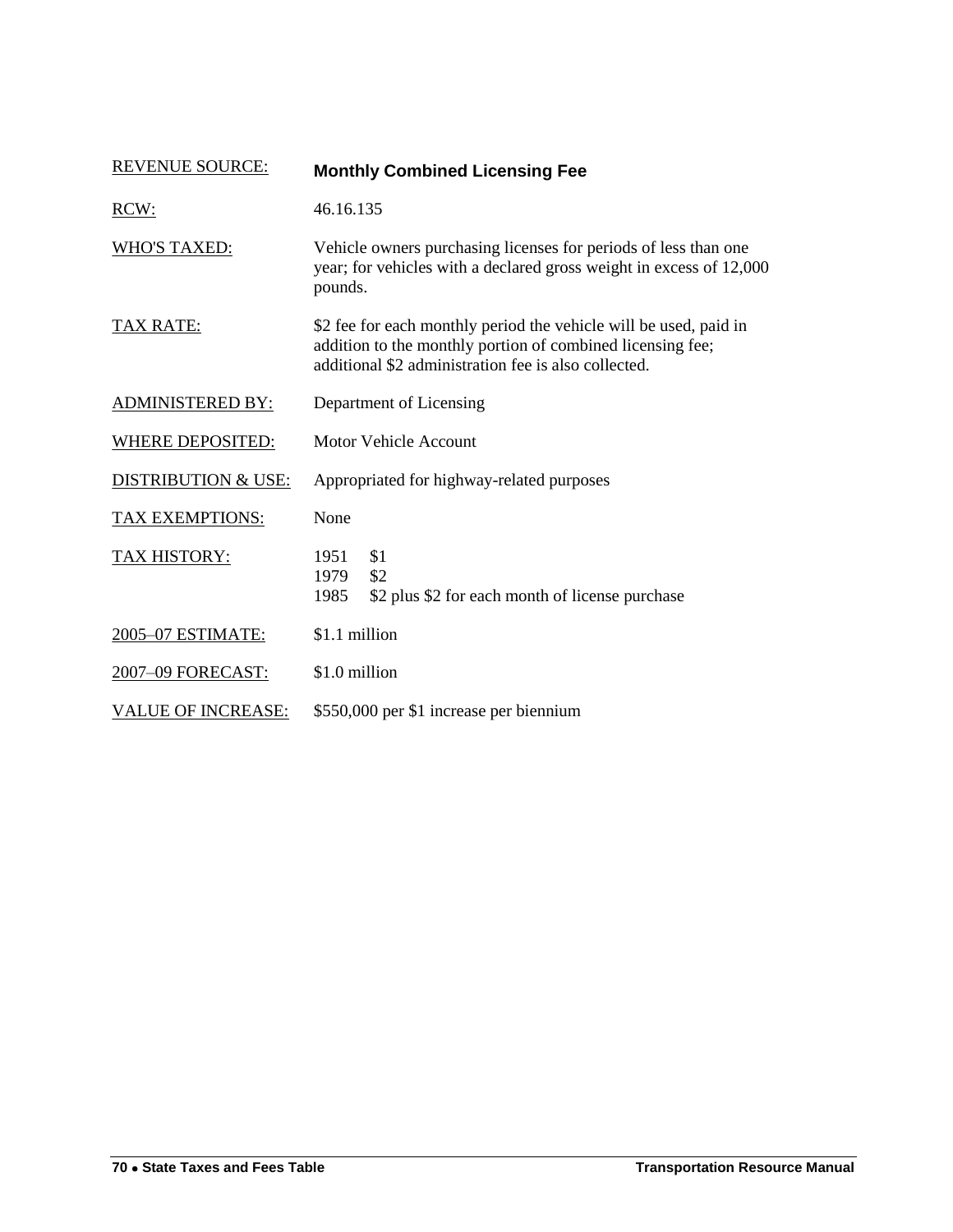| | |
|---|---|
| REVENUE SOURCE: | **Monthly Combined Licensing Fee** |
| RCW: | 46.16.135 |
| WHO'S TAXED: | Vehicle owners purchasing licenses for periods of less than one year; for vehicles with a declared gross weight in excess of 12,000 pounds. |
| TAX RATE: | $2 fee for each monthly period the vehicle will be used, paid in addition to the monthly portion of combined licensing fee; additional $2 administration fee is also collected. |
| ADMINISTERED BY: | Department of Licensing |
| WHERE DEPOSITED: | Motor Vehicle Account |
| DISTRIBUTION & USE: | Appropriated for highway-related purposes |
| TAX EXEMPTIONS: | None |
| TAX HISTORY: | 1951 $1<br>1979 $2<br>1985 $2 plus $2 for each month of license purchase |
| 2005–07 ESTIMATE: | $1.1 million |
| 2007–09 FORECAST: | $1.0 million |
| VALUE OF INCREASE: | $550,000 per $1 increase per biennium |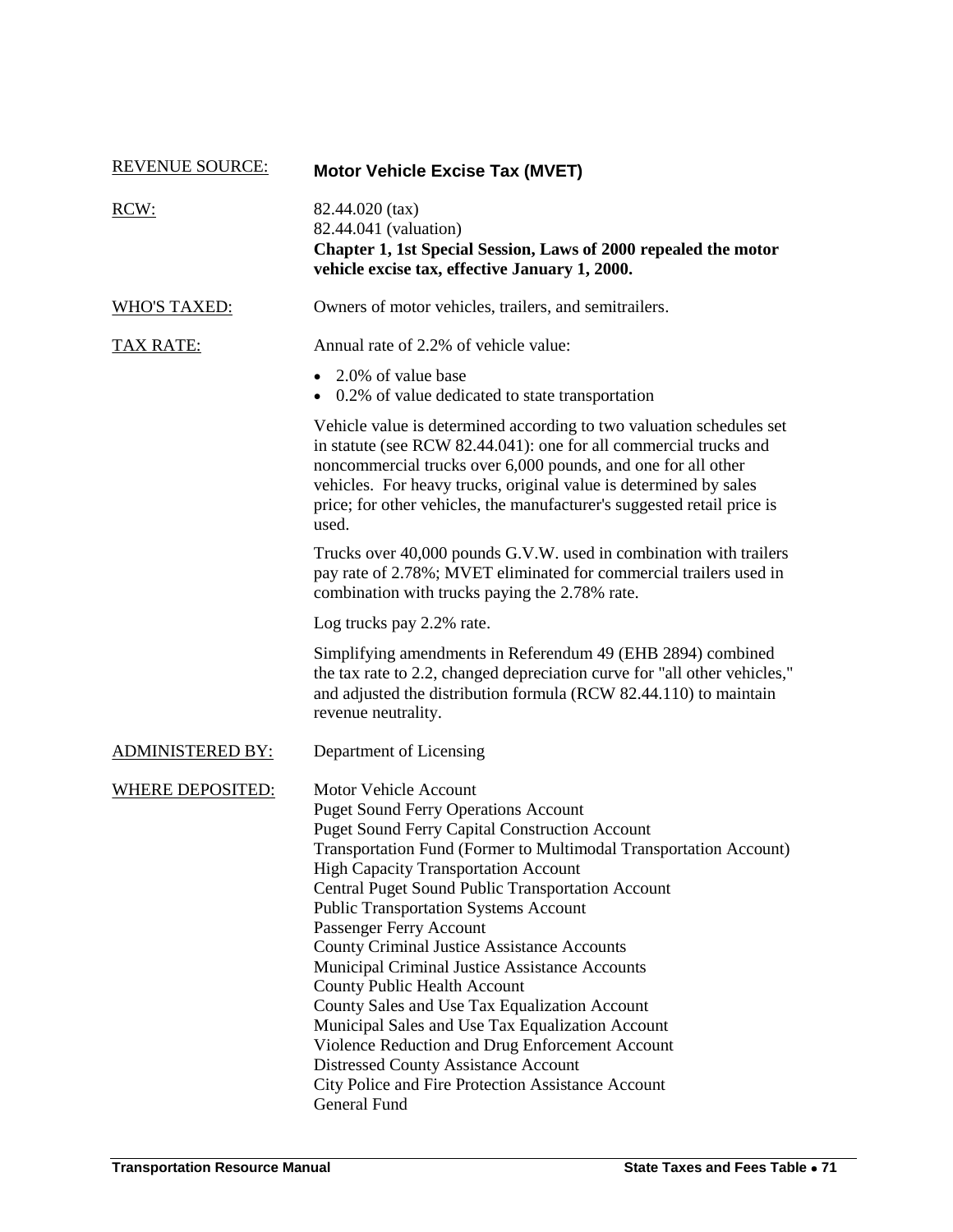REVENUE SOURCE: **Motor Vehicle Excise Tax (MVET)**

RCW: 82.44.020 (tax)
82.44.041 (valuation)
**Chapter 1, 1st Special Session, Laws of 2000 repealed the motor vehicle excise tax, effective January 1, 2000.**

WHO'S TAXED: Owners of motor vehicles, trailers, and semitrailers.

TAX RATE: Annual rate of 2.2% of vehicle value:

- 2.0% of value base
- 0.2% of value dedicated to state transportation

Vehicle value is determined according to two valuation schedules set in statute (see RCW 82.44.041): one for all commercial trucks and noncommercial trucks over 6,000 pounds, and one for all other vehicles. For heavy trucks, original value is determined by sales price; for other vehicles, the manufacturer's suggested retail price is used.

Trucks over 40,000 pounds G.V.W. used in combination with trailers pay rate of 2.78%; MVET eliminated for commercial trailers used in combination with trucks paying the 2.78% rate.

Log trucks pay 2.2% rate.

Simplifying amendments in Referendum 49 (EHB 2894) combined the tax rate to 2.2, changed depreciation curve for "all other vehicles," and adjusted the distribution formula (RCW 82.44.110) to maintain revenue neutrality.

ADMINISTERED BY: Department of Licensing

WHERE DEPOSITED:
Motor Vehicle Account
Puget Sound Ferry Operations Account
Puget Sound Ferry Capital Construction Account
Transportation Fund (Former to Multimodal Transportation Account)
High Capacity Transportation Account
Central Puget Sound Public Transportation Account
Public Transportation Systems Account
Passenger Ferry Account
County Criminal Justice Assistance Accounts
Municipal Criminal Justice Assistance Accounts
County Public Health Account
County Sales and Use Tax Equalization Account
Municipal Sales and Use Tax Equalization Account
Violence Reduction and Drug Enforcement Account
Distressed County Assistance Account
City Police and Fire Protection Assistance Account
General Fund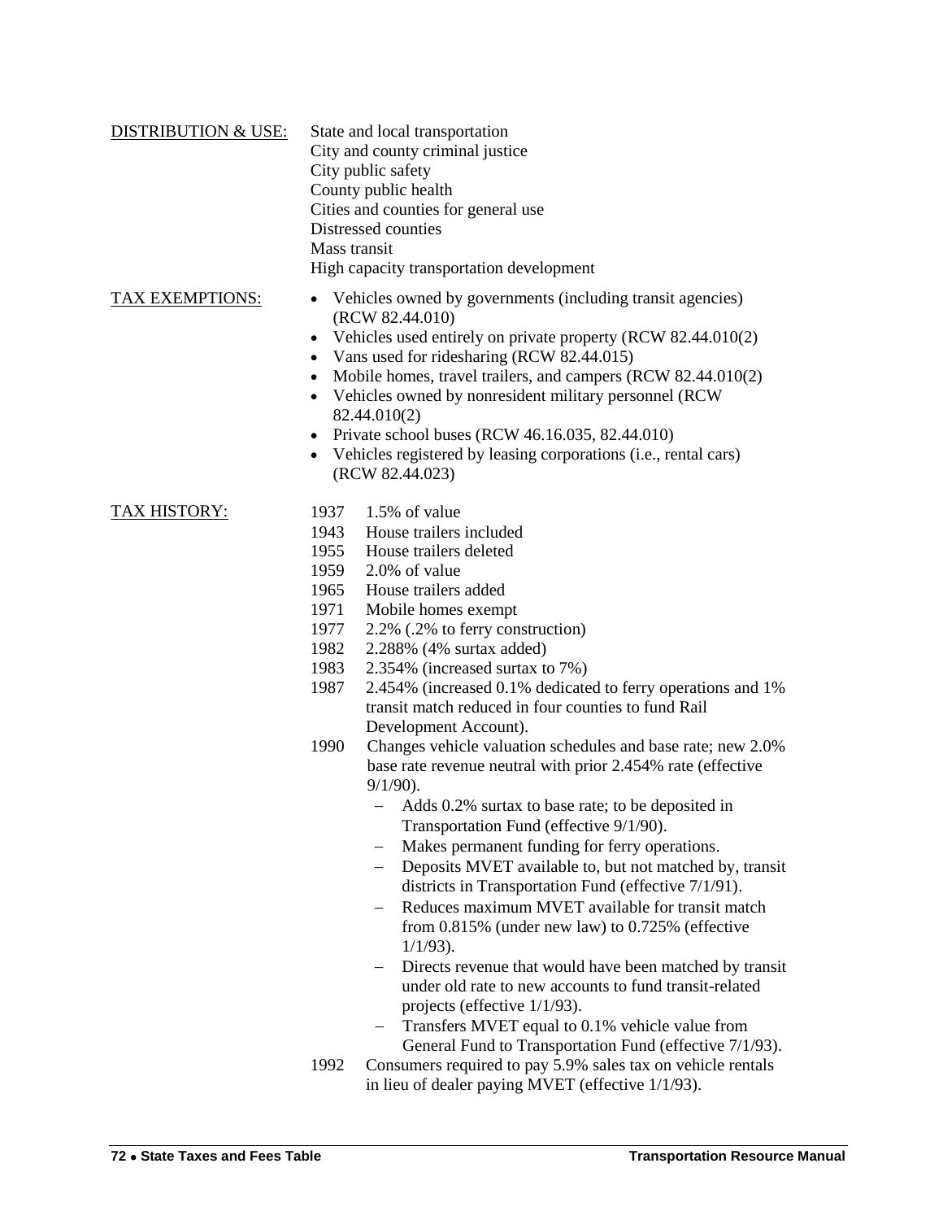DISTRIBUTION & USE:

State and local transportation
City and county criminal justice
City public safety
County public health
Cities and counties for general use
Distressed counties
Mass transit
High capacity transportation development

TAX EXEMPTIONS:

- Vehicles owned by governments (including transit agencies) (RCW 82.44.010)
- Vehicles used entirely on private property (RCW 82.44.010(2)
- Vans used for ridesharing (RCW 82.44.015)
- Mobile homes, travel trailers, and campers (RCW 82.44.010(2)
- Vehicles owned by nonresident military personnel (RCW 82.44.010(2)
- Private school buses (RCW 46.16.035, 82.44.010)
- Vehicles registered by leasing corporations (i.e., rental cars) (RCW 82.44.023)

TAX HISTORY:

1937 1.5% of value
1943 House trailers included
1955 House trailers deleted
1959 2.0% of value
1965 House trailers added
1971 Mobile homes exempt
1977 2.2% (.2% to ferry construction)
1982 2.288% (4% surtax added)
1983 2.354% (increased surtax to 7%)
1987 2.454% (increased 0.1% dedicated to ferry operations and 1% transit match reduced in four counties to fund Rail Development Account).
1990 Changes vehicle valuation schedules and base rate; new 2.0% base rate revenue neutral with prior 2.454% rate (effective 9/1/90).

- Adds 0.2% surtax to base rate; to be deposited in Transportation Fund (effective 9/1/90).
- Makes permanent funding for ferry operations.
- Deposits MVET available to, but not matched by, transit districts in Transportation Fund (effective 7/1/91).
- Reduces maximum MVET available for transit match from 0.815% (under new law) to 0.725% (effective 1/1/93).
- Directs revenue that would have been matched by transit under old rate to new accounts to fund transit-related projects (effective 1/1/93).
- Transfers MVET equal to 0.1% vehicle value from General Fund to Transportation Fund (effective 7/1/93).

1992 Consumers required to pay 5.9% sales tax on vehicle rentals in lieu of dealer paying MVET (effective 1/1/93).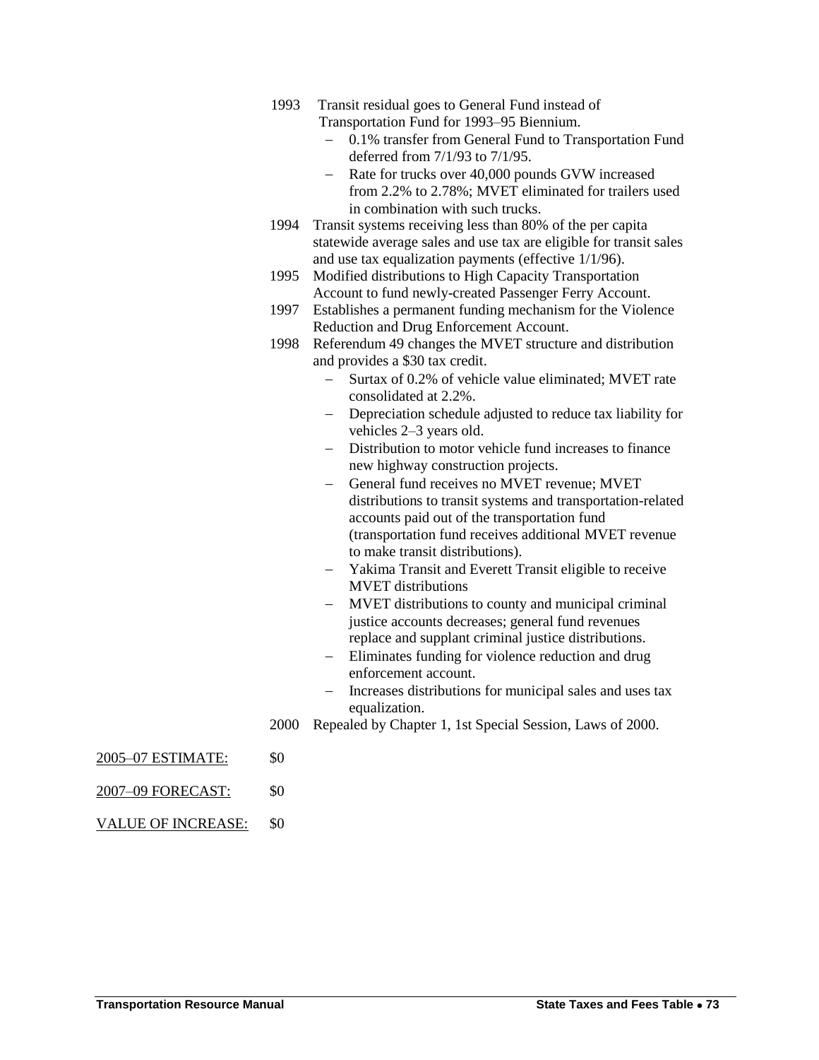1993 Transit residual goes to General Fund instead of Transportation Fund for 1993–95 Biennium.

- 0.1% transfer from General Fund to Transportation Fund deferred from 7/1/93 to 7/1/95.
- Rate for trucks over 40,000 pounds GVW increased from 2.2% to 2.78%; MVET eliminated for trailers used in combination with such trucks.

1994 Transit systems receiving less than 80% of the per capita statewide average sales and use tax are eligible for transit sales and use tax equalization payments (effective 1/1/96).

1995 Modified distributions to High Capacity Transportation Account to fund newly-created Passenger Ferry Account.

1997 Establishes a permanent funding mechanism for the Violence Reduction and Drug Enforcement Account.

1998 Referendum 49 changes the MVET structure and distribution and provides a $30 tax credit.

- Surtax of 0.2% of vehicle value eliminated; MVET rate consolidated at 2.2%.
- Depreciation schedule adjusted to reduce tax liability for vehicles 2–3 years old.
- Distribution to motor vehicle fund increases to finance new highway construction projects.
- General fund receives no MVET revenue; MVET distributions to transit systems and transportation-related accounts paid out of the transportation fund (transportation fund receives additional MVET revenue to make transit distributions).
- Yakima Transit and Everett Transit eligible to receive MVET distributions
- MVET distributions to county and municipal criminal justice accounts decreases; general fund revenues replace and supplant criminal justice distributions.
- Eliminates funding for violence reduction and drug enforcement account.
- Increases distributions for municipal sales and uses tax equalization.

2000 Repealed by Chapter 1, 1st Special Session, Laws of 2000.

2005–07 ESTIMATE: $0

2007–09 FORECAST: $0

VALUE OF INCREASE: $0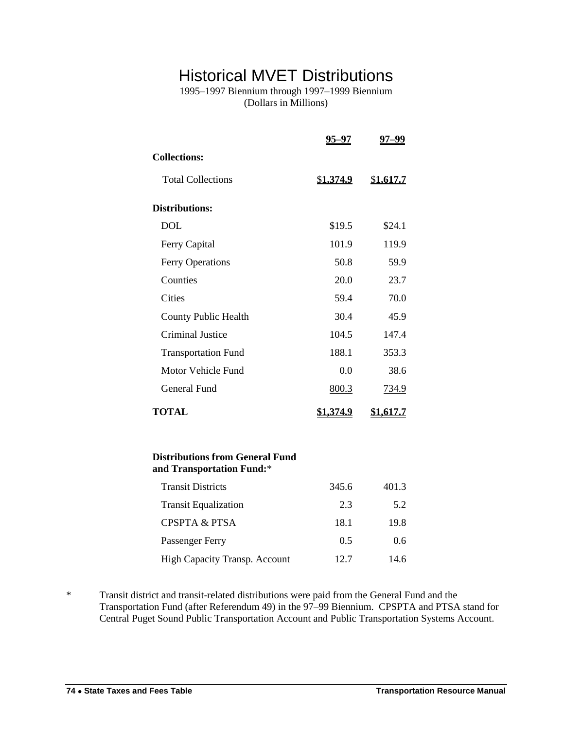# Historical MVET Distributions

1995–1997 Biennium through 1997–1999 Biennium
(Dollars in Millions)

| | 95–97 | 97–99 |
|---|---|---|
| **Collections:** | | |
| Total Collections | $1,374.9 | $1,617.7 |
| **Distributions:** | | |
| DOL | $19.5 | $24.1 |
| Ferry Capital | 101.9 | 119.9 |
| Ferry Operations | 50.8 | 59.9 |
| Counties | 20.0 | 23.7 |
| Cities | 59.4 | 70.0 |
| County Public Health | 30.4 | 45.9 |
| Criminal Justice | 104.5 | 147.4 |
| Transportation Fund | 188.1 | 353.3 |
| Motor Vehicle Fund | 0.0 | 38.6 |
| General Fund | 800.3 | 734.9 |
| **TOTAL** | **$1,374.9** | **$1,617.7** |
| **Distributions from General Fund and Transportation Fund:*** | | |
| Transit Districts | 345.6 | 401.3 |
| Transit Equalization | 2.3 | 5.2 |
| CPSPTA & PTSA | 18.1 | 19.8 |
| Passenger Ferry | 0.5 | 0.6 |
| High Capacity Transp. Account | 12.7 | 14.6 |

\* Transit district and transit-related distributions were paid from the General Fund and the Transportation Fund (after Referendum 49) in the 97–99 Biennium. CPSPTA and PTSA stand for Central Puget Sound Public Transportation Account and Public Transportation Systems Account.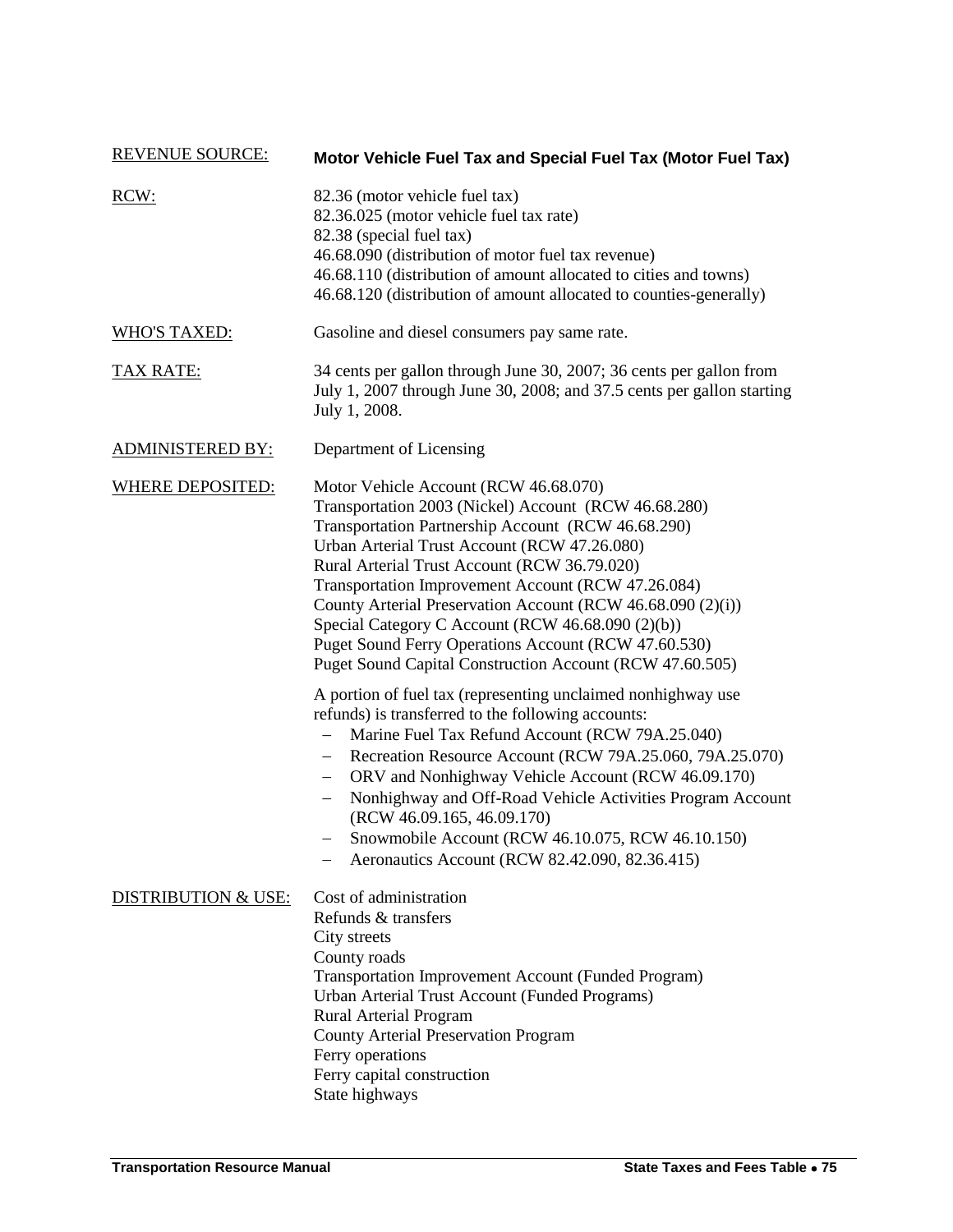**REVENUE SOURCE:** **Motor Vehicle Fuel Tax and Special Fuel Tax (Motor Fuel Tax)**

**RCW:**
82.36 (motor vehicle fuel tax)
82.36.025 (motor vehicle fuel tax rate)
82.38 (special fuel tax)
46.68.090 (distribution of motor fuel tax revenue)
46.68.110 (distribution of amount allocated to cities and towns)
46.68.120 (distribution of amount allocated to counties-generally)

**WHO'S TAXED:** Gasoline and diesel consumers pay same rate.

**TAX RATE:** 34 cents per gallon through June 30, 2007; 36 cents per gallon from July 1, 2007 through June 30, 2008; and 37.5 cents per gallon starting July 1, 2008.

**ADMINISTERED BY:** Department of Licensing

**WHERE DEPOSITED:**
Motor Vehicle Account (RCW 46.68.070)
Transportation 2003 (Nickel) Account (RCW 46.68.280)
Transportation Partnership Account (RCW 46.68.290)
Urban Arterial Trust Account (RCW 47.26.080)
Rural Arterial Trust Account (RCW 36.79.020)
Transportation Improvement Account (RCW 47.26.084)
County Arterial Preservation Account (RCW 46.68.090 (2)(i))
Special Category C Account (RCW 46.68.090 (2)(b))
Puget Sound Ferry Operations Account (RCW 47.60.530)
Puget Sound Capital Construction Account (RCW 47.60.505)

A portion of fuel tax (representing unclaimed nonhighway use refunds) is transferred to the following accounts:

- Marine Fuel Tax Refund Account (RCW 79A.25.040)
- Recreation Resource Account (RCW 79A.25.060, 79A.25.070)
- ORV and Nonhighway Vehicle Account (RCW 46.09.170)
- Nonhighway and Off-Road Vehicle Activities Program Account (RCW 46.09.165, 46.09.170)
- Snowmobile Account (RCW 46.10.075, RCW 46.10.150)
- Aeronautics Account (RCW 82.42.090, 82.36.415)

**DISTRIBUTION & USE:**
Cost of administration
Refunds & transfers
City streets
County roads
Transportation Improvement Account (Funded Program)
Urban Arterial Trust Account (Funded Programs)
Rural Arterial Program
County Arterial Preservation Program
Ferry operations
Ferry capital construction
State highways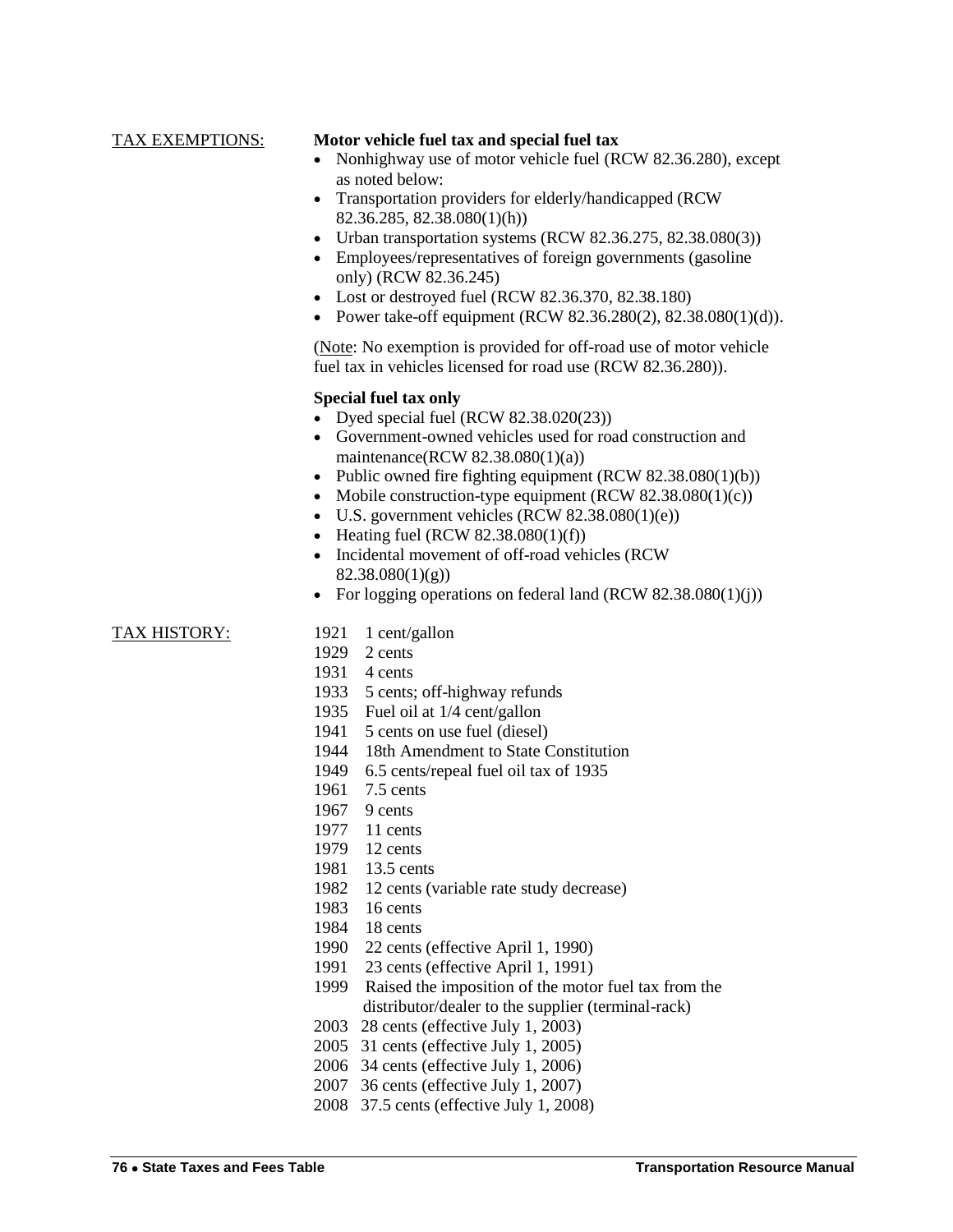TAX EXEMPTIONS:

**Motor vehicle fuel tax and special fuel tax**

- Nonhighway use of motor vehicle fuel (RCW 82.36.280), except as noted below:
- Transportation providers for elderly/handicapped (RCW 82.36.285, 82.38.080(1)(h))
- Urban transportation systems (RCW 82.36.275, 82.38.080(3))
- Employees/representatives of foreign governments (gasoline only) (RCW 82.36.245)
- Lost or destroyed fuel (RCW 82.36.370, 82.38.180)
- Power take-off equipment (RCW 82.36.280(2), 82.38.080(1)(d)).

(Note: No exemption is provided for off-road use of motor vehicle fuel tax in vehicles licensed for road use (RCW 82.36.280)).

**Special fuel tax only**

- Dyed special fuel (RCW 82.38.020(23))
- Government-owned vehicles used for road construction and maintenance(RCW 82.38.080(1)(a))
- Public owned fire fighting equipment (RCW 82.38.080(1)(b))
- Mobile construction-type equipment (RCW 82.38.080(1)(c))
- U.S. government vehicles (RCW 82.38.080(1)(e))
- Heating fuel (RCW 82.38.080(1)(f))
- Incidental movement of off-road vehicles (RCW 82.38.080(1)(g))
- For logging operations on federal land (RCW 82.38.080(1)(j))

TAX HISTORY:

1921 1 cent/gallon
1929 2 cents
1931 4 cents
1933 5 cents; off-highway refunds
1935 Fuel oil at 1/4 cent/gallon
1941 5 cents on use fuel (diesel)
1944 18th Amendment to State Constitution
1949 6.5 cents/repeal fuel oil tax of 1935
1961 7.5 cents
1967 9 cents
1977 11 cents
1979 12 cents
1981 13.5 cents
1982 12 cents (variable rate study decrease)
1983 16 cents
1984 18 cents
1990 22 cents (effective April 1, 1990)
1991 23 cents (effective April 1, 1991)
1999 Raised the imposition of the motor fuel tax from the distributor/dealer to the supplier (terminal-rack)
2003 28 cents (effective July 1, 2003)
2005 31 cents (effective July 1, 2005)
2006 34 cents (effective July 1, 2006)
2007 36 cents (effective July 1, 2007)
2008 37.5 cents (effective July 1, 2008)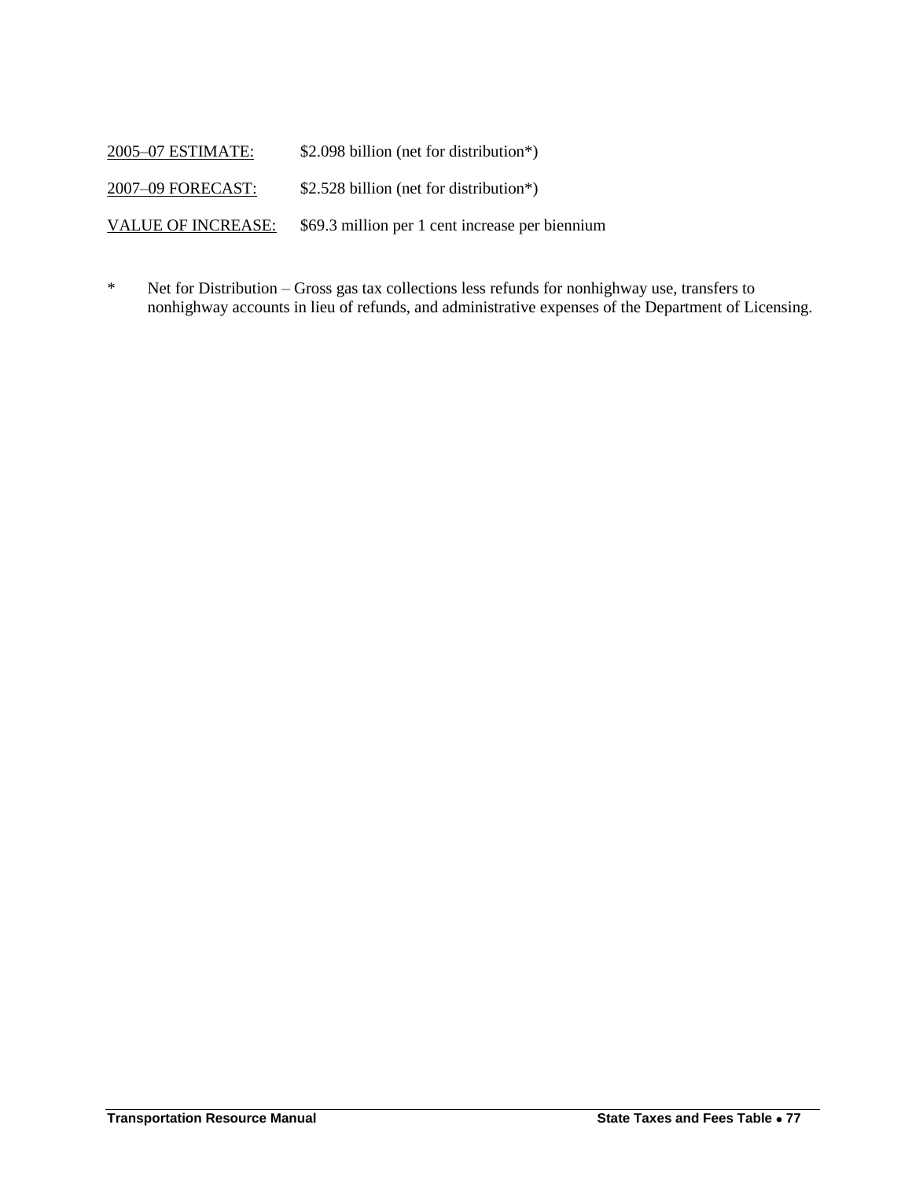<u>2005–07 ESTIMATE:</u> $2.098 billion (net for distribution*)

<u>2007–09 FORECAST:</u> $2.528 billion (net for distribution*)

<u>VALUE OF INCREASE:</u> $69.3 million per 1 cent increase per biennium

\* Net for Distribution – Gross gas tax collections less refunds for nonhighway use, transfers to nonhighway accounts in lieu of refunds, and administrative expenses of the Department of Licensing.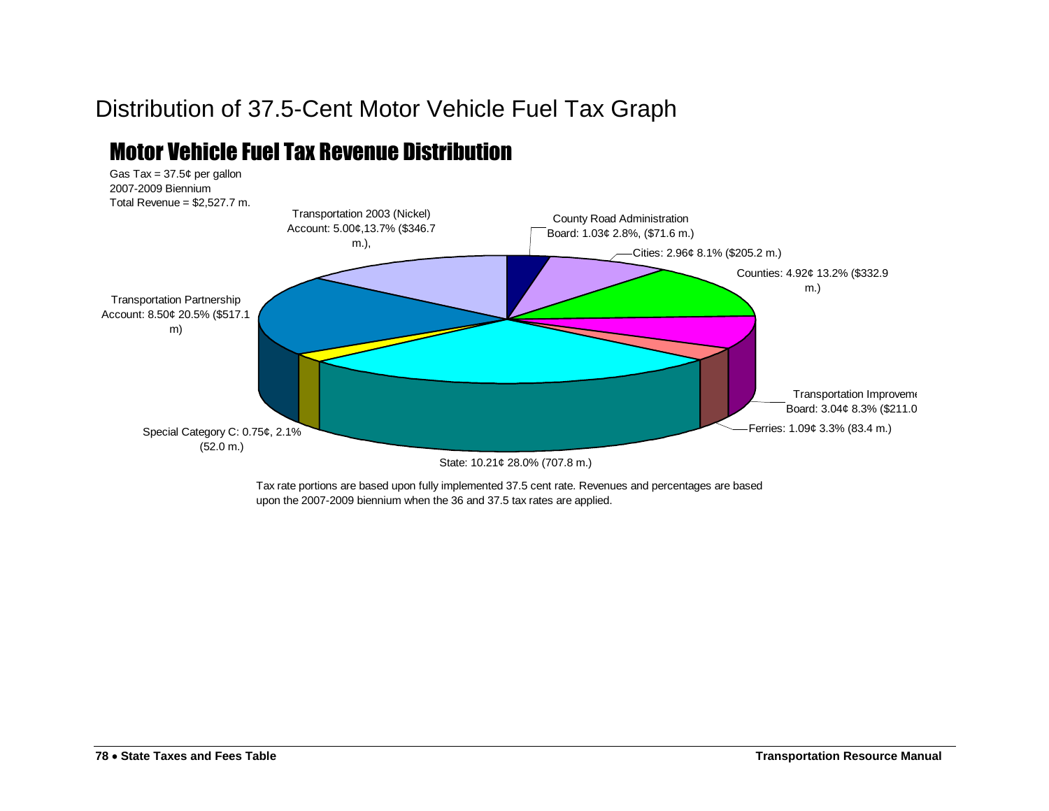# Distribution of 37.5-Cent Motor Vehicle Fuel Tax Graph

## Motor Vehicle Fuel Tax Revenue Distribution

Gas Tax = 37.5¢ per gallon
2007-2009 Biennium
Total Revenue = $2,527.7 m.

Transportation 2003 (Nickel) Account: 5.00¢,13.7% ($346.7 m.),

County Road Administration Board: 1.03¢ 2.8%, ($71.6 m.)

Cities: 2.96¢ 8.1% ($205.2 m.)

Counties: 4.92¢ 13.2% ($332.9 m.)

Transportation Partnership Account: 8.50¢ 20.5% ($517.1 m)

Transportation Improveme Board: 3.04¢ 8.3% ($211.0

Ferries: 1.09¢ 3.3% (83.4 m.)

Special Category C: 0.75¢, 2.1% (52.0 m.)

State: 10.21¢ 28.0% (707.8 m.)

Tax rate portions are based upon fully implemented 37.5 cent rate. Revenues and percentages are based upon the 2007-2009 biennium when the 36 and 37.5 tax rates are applied.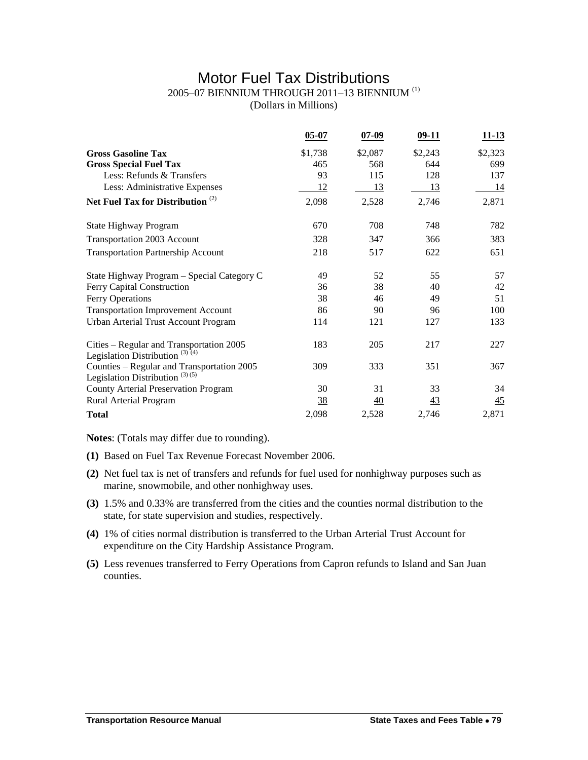# Motor Fuel Tax Distributions

2005–07 BIENNIUM THROUGH 2011–13 BIENNIUM [1]

(Dollars in Millions)

| | 05-07 | 07-09 | 09-11 | 11-13 |
|---|---|---|---|---|
| **Gross Gasoline Tax** | $1,738 | $2,087 | $2,243 | $2,323 |
| **Gross Special Fuel Tax** | 465 | 568 | 644 | 699 |
| Less: Refunds & Transfers | 93 | 115 | 128 | 137 |
| Less: Administrative Expenses | 12 | 13 | 13 | 14 |
| **Net Fuel Tax for Distribution** [2] | 2,098 | 2,528 | 2,746 | 2,871 |
| State Highway Program | 670 | 708 | 748 | 782 |
| Transportation 2003 Account | 328 | 347 | 366 | 383 |
| Transportation Partnership Account | 218 | 517 | 622 | 651 |
| State Highway Program – Special Category C | 49 | 52 | 55 | 57 |
| Ferry Capital Construction | 36 | 38 | 40 | 42 |
| Ferry Operations | 38 | 46 | 49 | 51 |
| Transportation Improvement Account | 86 | 90 | 96 | 100 |
| Urban Arterial Trust Account Program | 114 | 121 | 127 | 133 |
| Cities – Regular and Transportation 2005 Legislation Distribution [3] [4] | 183 | 205 | 217 | 227 |
| Counties – Regular and Transportation 2005 Legislation Distribution [3] [5] | 309 | 333 | 351 | 367 |
| County Arterial Preservation Program | 30 | 31 | 33 | 34 |
| Rural Arterial Program | 38 | 40 | 43 | 45 |
| **Total** | 2,098 | 2,528 | 2,746 | 2,871 |

**Notes**: (Totals may differ due to rounding).

**(1)** Based on Fuel Tax Revenue Forecast November 2006.

**(2)** Net fuel tax is net of transfers and refunds for fuel used for nonhighway purposes such as marine, snowmobile, and other nonhighway uses.

**(3)** 1.5% and 0.33% are transferred from the cities and the counties normal distribution to the state, for state supervision and studies, respectively.

**(4)** 1% of cities normal distribution is transferred to the Urban Arterial Trust Account for expenditure on the City Hardship Assistance Program.

**(5)** Less revenues transferred to Ferry Operations from Capron refunds to Island and San Juan counties.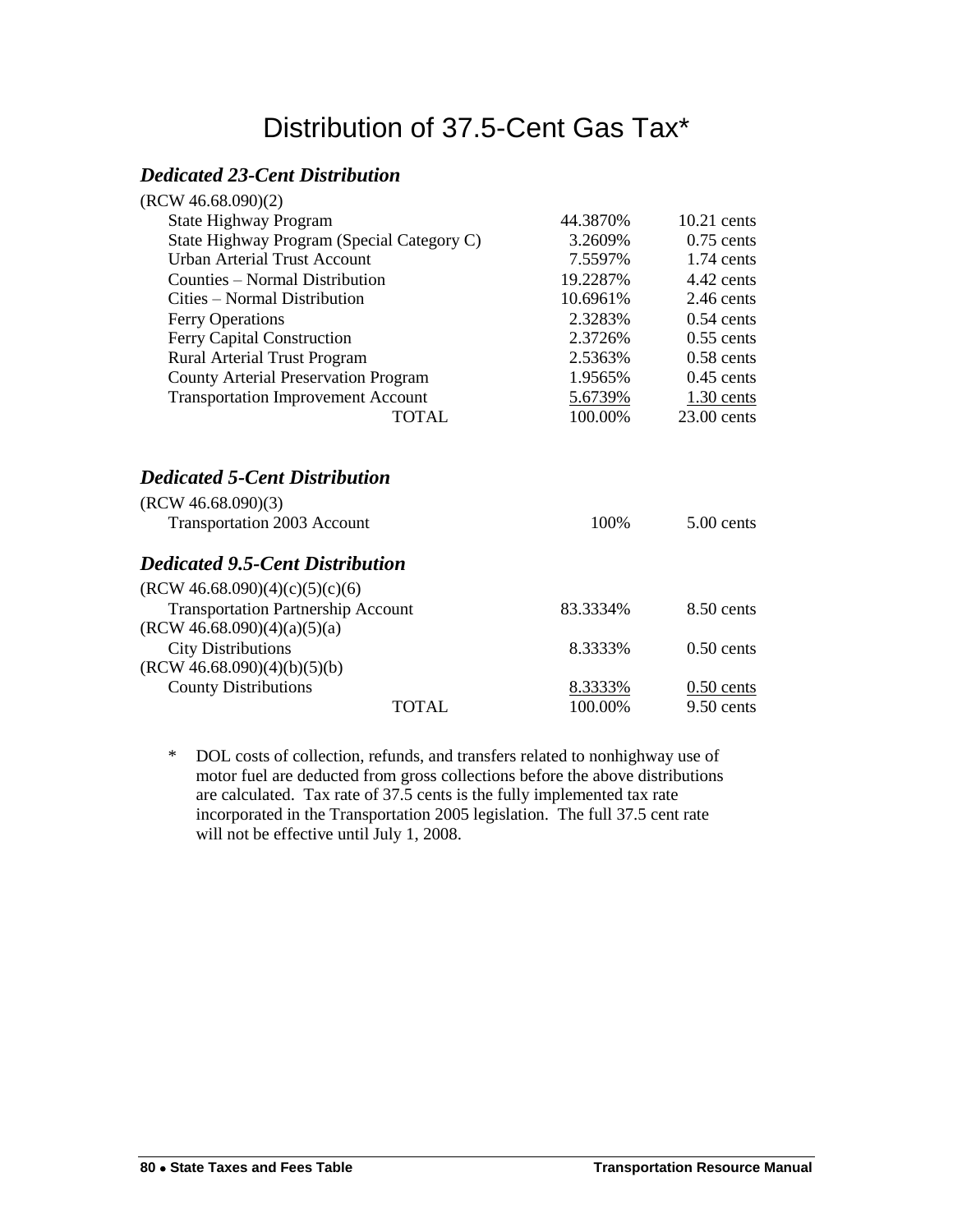# Distribution of 37.5-Cent Gas Tax*

### *Dedicated 23-Cent Distribution*

(RCW 46.68.090)(2)

| | | |
|---|---|---|
| State Highway Program | 44.3870% | 10.21 cents |
| State Highway Program (Special Category C) | 3.2609% | 0.75 cents |
| Urban Arterial Trust Account | 7.5597% | 1.74 cents |
| Counties – Normal Distribution | 19.2287% | 4.42 cents |
| Cities – Normal Distribution | 10.6961% | 2.46 cents |
| Ferry Operations | 2.3283% | 0.54 cents |
| Ferry Capital Construction | 2.3726% | 0.55 cents |
| Rural Arterial Trust Program | 2.5363% | 0.58 cents |
| County Arterial Preservation Program | 1.9565% | 0.45 cents |
| Transportation Improvement Account | 5.6739% | 1.30 cents |
| TOTAL | 100.00% | 23.00 cents |

### *Dedicated 5-Cent Distribution*

(RCW 46.68.090)(3)

| | | |
|---|---|---|
| Transportation 2003 Account | 100% | 5.00 cents |

### *Dedicated 9.5-Cent Distribution*

| | | |
|---|---|---|
| (RCW 46.68.090)(4)(c)(5)(c)(6) | | |
| Transportation Partnership Account | 83.3334% | 8.50 cents |
| (RCW 46.68.090)(4)(a)(5)(a) | | |
| City Distributions | 8.3333% | 0.50 cents |
| (RCW 46.68.090)(4)(b)(5)(b) | | |
| County Distributions | 8.3333% | 0.50 cents |
| TOTAL | 100.00% | 9.50 cents |

\* DOL costs of collection, refunds, and transfers related to nonhighway use of motor fuel are deducted from gross collections before the above distributions are calculated. Tax rate of 37.5 cents is the fully implemented tax rate incorporated in the Transportation 2005 legislation. The full 37.5 cent rate will not be effective until July 1, 2008.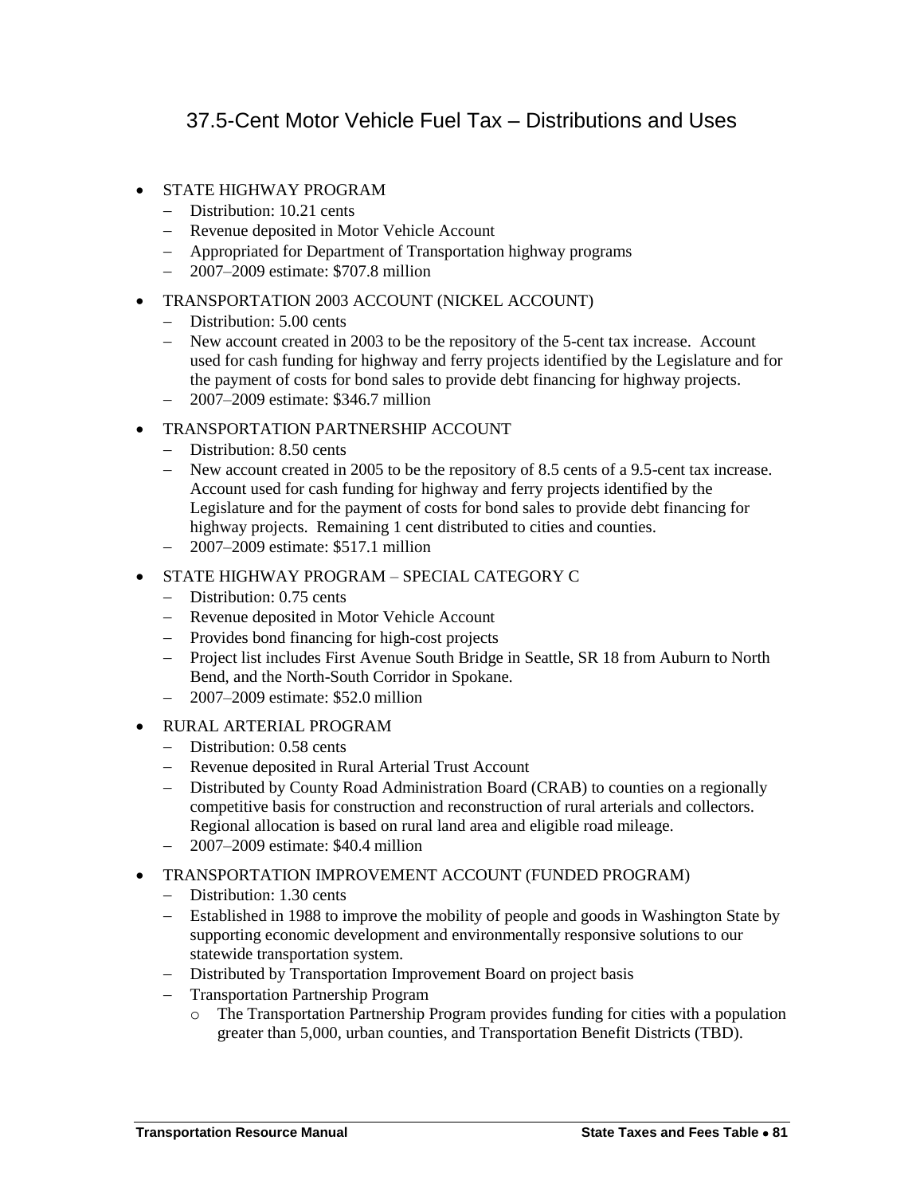# 37.5-Cent Motor Vehicle Fuel Tax – Distributions and Uses

- STATE HIGHWAY PROGRAM
  - Distribution: 10.21 cents
  - Revenue deposited in Motor Vehicle Account
  - Appropriated for Department of Transportation highway programs
  - 2007–2009 estimate: $707.8 million
- TRANSPORTATION 2003 ACCOUNT (NICKEL ACCOUNT)
  - Distribution: 5.00 cents
  - New account created in 2003 to be the repository of the 5-cent tax increase. Account used for cash funding for highway and ferry projects identified by the Legislature and for the payment of costs for bond sales to provide debt financing for highway projects.
  - 2007–2009 estimate: $346.7 million
- TRANSPORTATION PARTNERSHIP ACCOUNT
  - Distribution: 8.50 cents
  - New account created in 2005 to be the repository of 8.5 cents of a 9.5-cent tax increase. Account used for cash funding for highway and ferry projects identified by the Legislature and for the payment of costs for bond sales to provide debt financing for highway projects. Remaining 1 cent distributed to cities and counties.
  - 2007–2009 estimate: $517.1 million
- STATE HIGHWAY PROGRAM – SPECIAL CATEGORY C
  - Distribution: 0.75 cents
  - Revenue deposited in Motor Vehicle Account
  - Provides bond financing for high-cost projects
  - Project list includes First Avenue South Bridge in Seattle, SR 18 from Auburn to North Bend, and the North-South Corridor in Spokane.
  - 2007–2009 estimate: $52.0 million
- RURAL ARTERIAL PROGRAM
  - Distribution: 0.58 cents
  - Revenue deposited in Rural Arterial Trust Account
  - Distributed by County Road Administration Board (CRAB) to counties on a regionally competitive basis for construction and reconstruction of rural arterials and collectors. Regional allocation is based on rural land area and eligible road mileage.
  - 2007–2009 estimate: $40.4 million
- TRANSPORTATION IMPROVEMENT ACCOUNT (FUNDED PROGRAM)
  - Distribution: 1.30 cents
  - Established in 1988 to improve the mobility of people and goods in Washington State by supporting economic development and environmentally responsive solutions to our statewide transportation system.
  - Distributed by Transportation Improvement Board on project basis
  - Transportation Partnership Program
    - The Transportation Partnership Program provides funding for cities with a population greater than 5,000, urban counties, and Transportation Benefit Districts (TBD).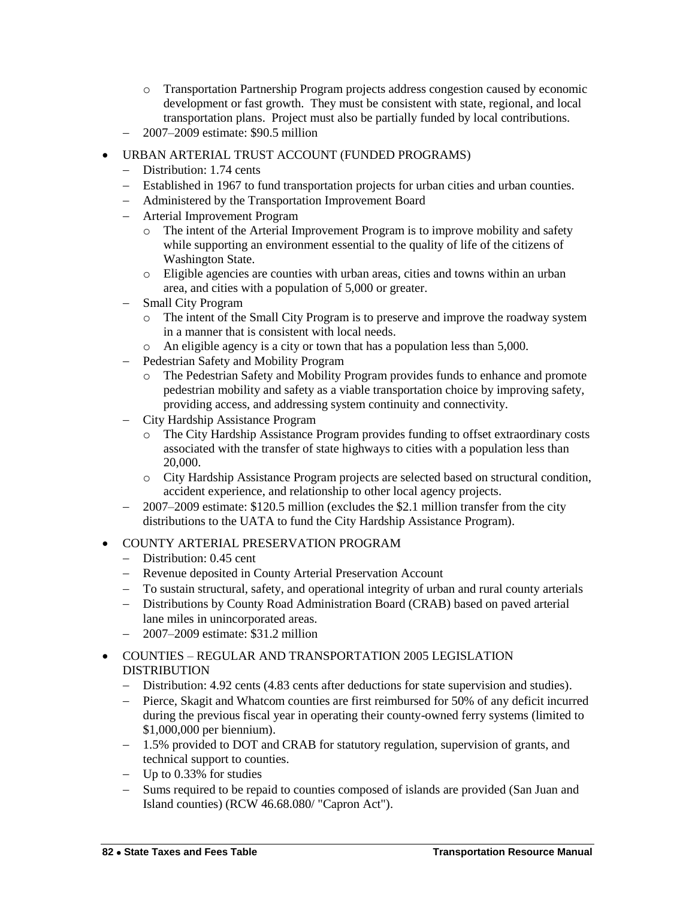- Transportation Partnership Program projects address congestion caused by economic development or fast growth. They must be consistent with state, regional, and local transportation plans. Project must also be partially funded by local contributions.
  - 2007–2009 estimate: $90.5 million

- URBAN ARTERIAL TRUST ACCOUNT (FUNDED PROGRAMS)
  - Distribution: 1.74 cents
  - Established in 1967 to fund transportation projects for urban cities and urban counties.
  - Administered by the Transportation Improvement Board
  - Arterial Improvement Program
    - The intent of the Arterial Improvement Program is to improve mobility and safety while supporting an environment essential to the quality of life of the citizens of Washington State.
    - Eligible agencies are counties with urban areas, cities and towns within an urban area, and cities with a population of 5,000 or greater.
  - Small City Program
    - The intent of the Small City Program is to preserve and improve the roadway system in a manner that is consistent with local needs.
    - An eligible agency is a city or town that has a population less than 5,000.
  - Pedestrian Safety and Mobility Program
    - The Pedestrian Safety and Mobility Program provides funds to enhance and promote pedestrian mobility and safety as a viable transportation choice by improving safety, providing access, and addressing system continuity and connectivity.
  - City Hardship Assistance Program
    - The City Hardship Assistance Program provides funding to offset extraordinary costs associated with the transfer of state highways to cities with a population less than 20,000.
    - City Hardship Assistance Program projects are selected based on structural condition, accident experience, and relationship to other local agency projects.
  - 2007–2009 estimate: $120.5 million (excludes the $2.1 million transfer from the city distributions to the UATA to fund the City Hardship Assistance Program).

- COUNTY ARTERIAL PRESERVATION PROGRAM
  - Distribution: 0.45 cent
  - Revenue deposited in County Arterial Preservation Account
  - To sustain structural, safety, and operational integrity of urban and rural county arterials
  - Distributions by County Road Administration Board (CRAB) based on paved arterial lane miles in unincorporated areas.
  - 2007–2009 estimate: $31.2 million

- COUNTIES – REGULAR AND TRANSPORTATION 2005 LEGISLATION DISTRIBUTION
  - Distribution: 4.92 cents (4.83 cents after deductions for state supervision and studies).
  - Pierce, Skagit and Whatcom counties are first reimbursed for 50% of any deficit incurred during the previous fiscal year in operating their county-owned ferry systems (limited to $1,000,000 per biennium).
  - 1.5% provided to DOT and CRAB for statutory regulation, supervision of grants, and technical support to counties.
  - Up to 0.33% for studies
  - Sums required to be repaid to counties composed of islands are provided (San Juan and Island counties) (RCW 46.68.080/ "Capron Act").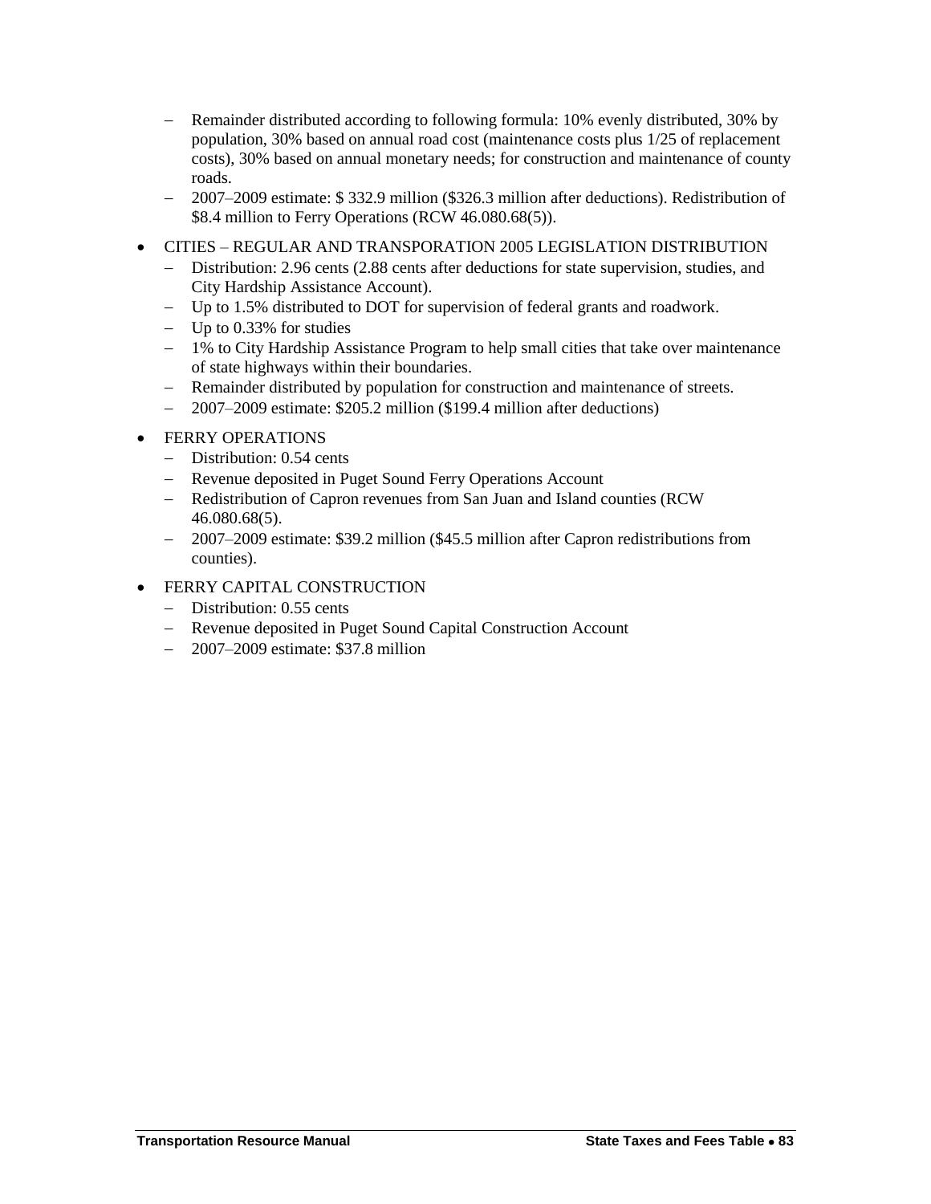- Remainder distributed according to following formula: 10% evenly distributed, 30% by population, 30% based on annual road cost (maintenance costs plus 1/25 of replacement costs), 30% based on annual monetary needs; for construction and maintenance of county roads.
   - 2007–2009 estimate: $ 332.9 million ($326.3 million after deductions). Redistribution of $8.4 million to Ferry Operations (RCW 46.080.68(5)).

- CITIES – REGULAR AND TRANSPORATION 2005 LEGISLATION DISTRIBUTION
   - Distribution: 2.96 cents (2.88 cents after deductions for state supervision, studies, and City Hardship Assistance Account).
   - Up to 1.5% distributed to DOT for supervision of federal grants and roadwork.
   - Up to 0.33% for studies
   - 1% to City Hardship Assistance Program to help small cities that take over maintenance of state highways within their boundaries.
   - Remainder distributed by population for construction and maintenance of streets.
   - 2007–2009 estimate: $205.2 million ($199.4 million after deductions)

- FERRY OPERATIONS
   - Distribution: 0.54 cents
   - Revenue deposited in Puget Sound Ferry Operations Account
   - Redistribution of Capron revenues from San Juan and Island counties (RCW 46.080.68(5).
   - 2007–2009 estimate: $39.2 million ($45.5 million after Capron redistributions from counties).

- FERRY CAPITAL CONSTRUCTION
   - Distribution: 0.55 cents
   - Revenue deposited in Puget Sound Capital Construction Account
   - 2007–2009 estimate: $37.8 million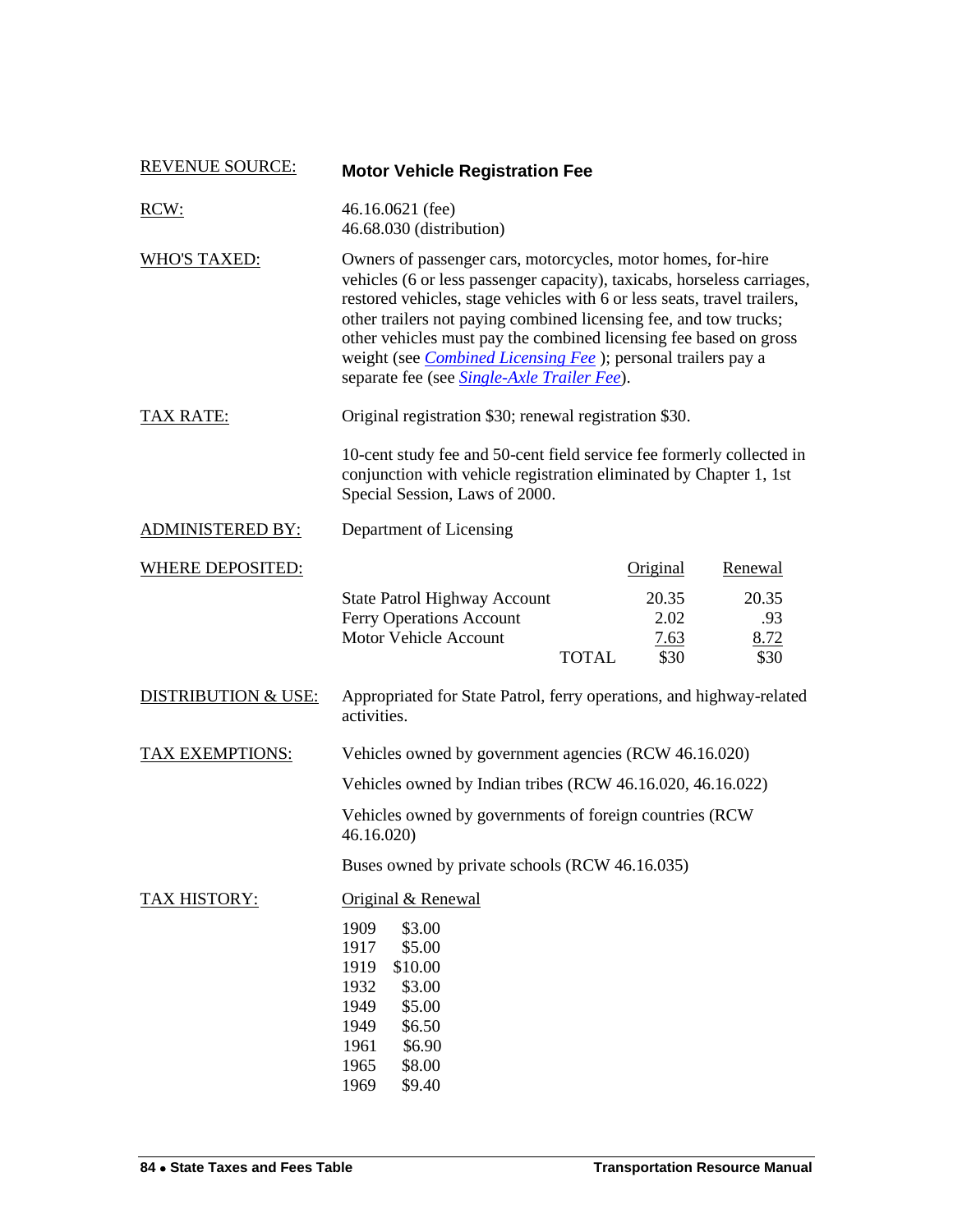## REVENUE SOURCE: **Motor Vehicle Registration Fee**

**RCW:**
46.16.0621 (fee)
46.68.030 (distribution)

**WHO'S TAXED:**
Owners of passenger cars, motorcycles, motor homes, for-hire vehicles (6 or less passenger capacity), taxicabs, horseless carriages, restored vehicles, stage vehicles with 6 or less seats, travel trailers, other trailers not paying combined licensing fee, and tow trucks; other vehicles must pay the combined licensing fee based on gross weight (see *Combined Licensing Fee* ); personal trailers pay a separate fee (see *Single-Axle Trailer Fee*).

**TAX RATE:**
Original registration $30; renewal registration $30.

10-cent study fee and 50-cent field service fee formerly collected in conjunction with vehicle registration eliminated by Chapter 1, 1st Special Session, Laws of 2000.

**ADMINISTERED BY:**
Department of Licensing

**WHERE DEPOSITED:**

| | Original | Renewal |
|---|---|---|
| State Patrol Highway Account | 20.35 | 20.35 |
| Ferry Operations Account | 2.02 | .93 |
| Motor Vehicle Account | 7.63 | 8.72 |
| TOTAL | $30 | $30 |

**DISTRIBUTION & USE:**
Appropriated for State Patrol, ferry operations, and highway-related activities.

**TAX EXEMPTIONS:**
Vehicles owned by government agencies (RCW 46.16.020)

Vehicles owned by Indian tribes (RCW 46.16.020, 46.16.022)

Vehicles owned by governments of foreign countries (RCW 46.16.020)

Buses owned by private schools (RCW 46.16.035)

**TAX HISTORY:**

| Year | Original & Renewal |
|---|---|
| 1909 | $3.00 |
| 1917 | $5.00 |
| 1919 | $10.00 |
| 1932 | $3.00 |
| 1949 | $5.00 |
| 1949 | $6.50 |
| 1961 | $6.90 |
| 1965 | $8.00 |
| 1969 | $9.40 |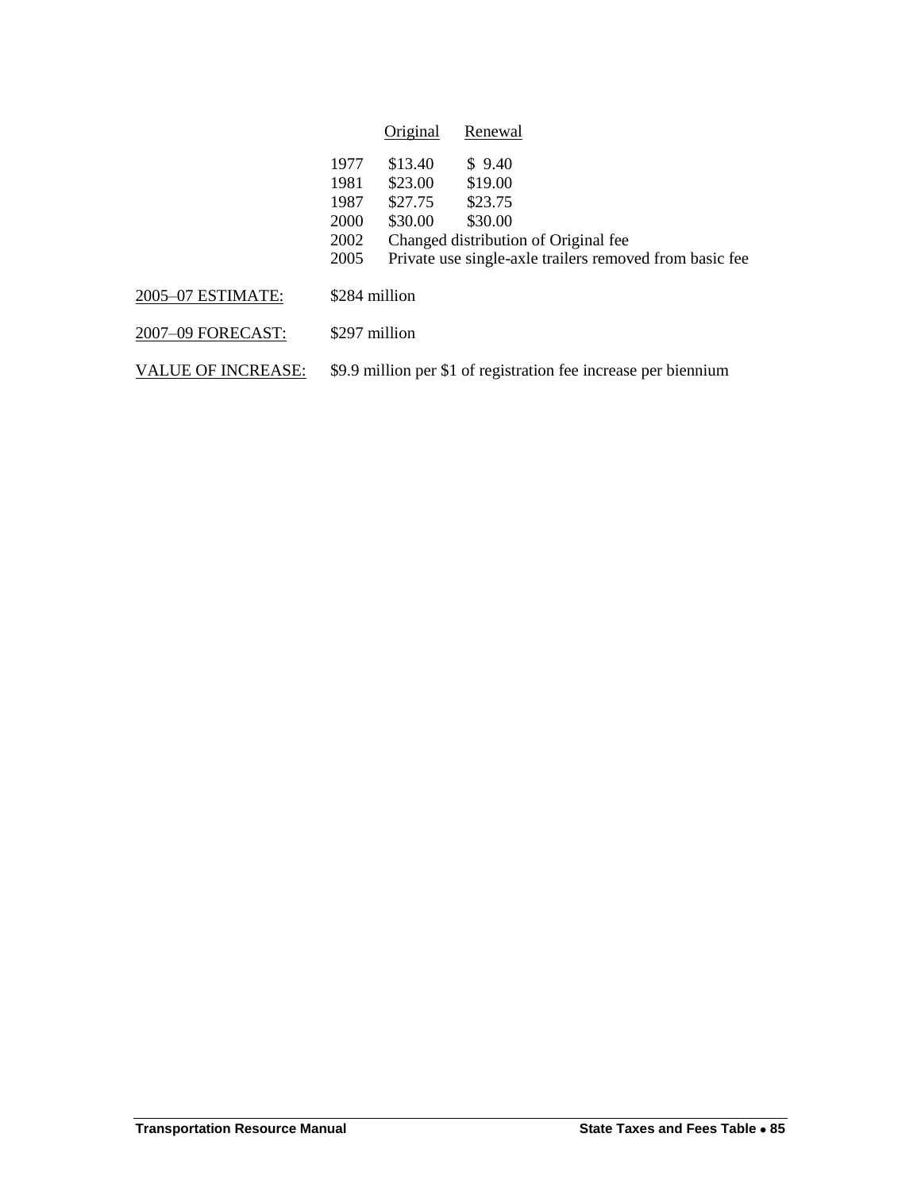| | Original | Renewal |
|---|---|---|
| 1977 | $13.40 | $ 9.40 |
| 1981 | $23.00 | $19.00 |
| 1987 | $27.75 | $23.75 |
| 2000 | $30.00 | $30.00 |
| 2002 | Changed distribution of Original fee | |
| 2005 | Private use single-axle trailers removed from basic fee | |

2005–07 ESTIMATE: $284 million

2007–09 FORECAST: $297 million

VALUE OF INCREASE: $9.9 million per $1 of registration fee increase per biennium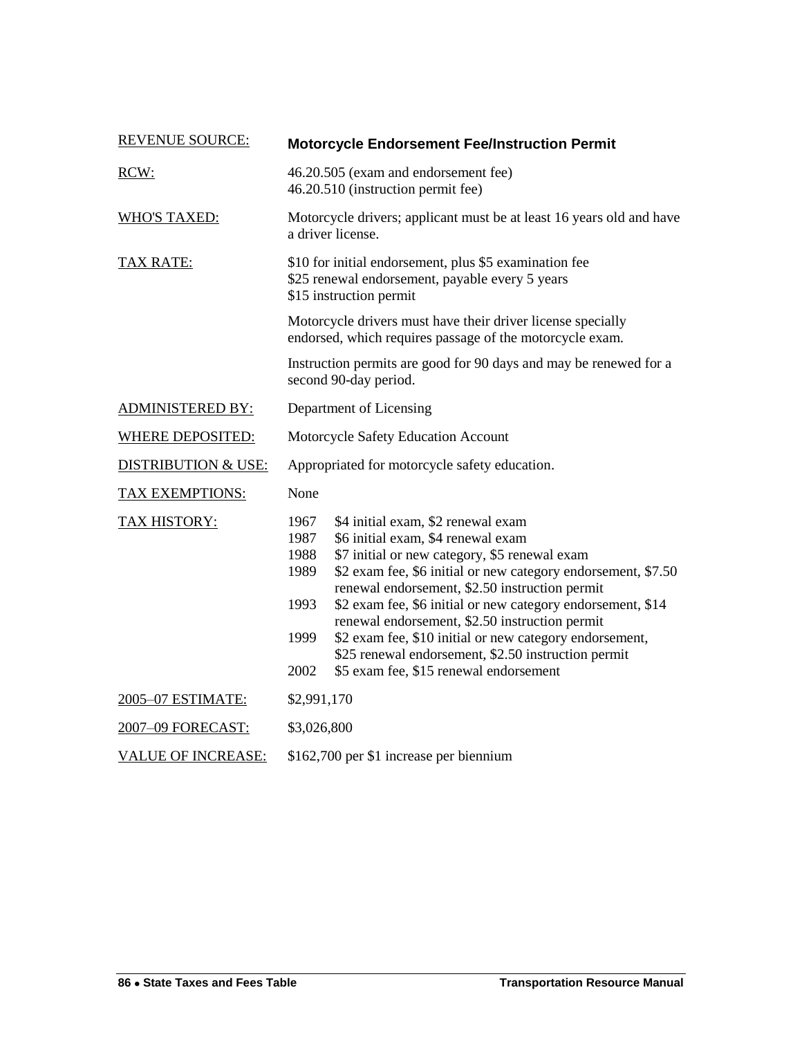| | |
|---|---|
| REVENUE SOURCE: | **Motorcycle Endorsement Fee/Instruction Permit** |
| RCW: | 46.20.505 (exam and endorsement fee)<br>46.20.510 (instruction permit fee) |
| WHO'S TAXED: | Motorcycle drivers; applicant must be at least 16 years old and have a driver license. |
| TAX RATE: | \$10 for initial endorsement, plus \$5 examination fee<br>\$25 renewal endorsement, payable every 5 years<br>\$15 instruction permit<br><br>Motorcycle drivers must have their driver license specially endorsed, which requires passage of the motorcycle exam.<br><br>Instruction permits are good for 90 days and may be renewed for a second 90-day period. |
| ADMINISTERED BY: | Department of Licensing |
| WHERE DEPOSITED: | Motorcycle Safety Education Account |
| DISTRIBUTION & USE: | Appropriated for motorcycle safety education. |
| TAX EXEMPTIONS: | None |
| TAX HISTORY: | 1967 \$4 initial exam, \$2 renewal exam<br>1987 \$6 initial exam, \$4 renewal exam<br>1988 \$7 initial or new category, \$5 renewal exam<br>1989 \$2 exam fee, \$6 initial or new category endorsement, \$7.50 renewal endorsement, \$2.50 instruction permit<br>1993 \$2 exam fee, \$6 initial or new category endorsement, \$14 renewal endorsement, \$2.50 instruction permit<br>1999 \$2 exam fee, \$10 initial or new category endorsement, \$25 renewal endorsement, \$2.50 instruction permit<br>2002 \$5 exam fee, \$15 renewal endorsement |
| 2005–07 ESTIMATE: | \$2,991,170 |
| 2007–09 FORECAST: | \$3,026,800 |
| VALUE OF INCREASE: | \$162,700 per \$1 increase per biennium |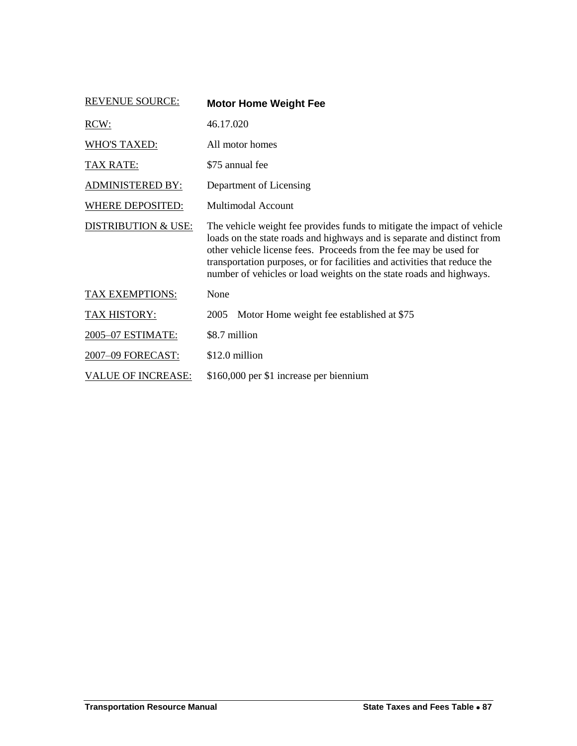| | |
|---|---|
| REVENUE SOURCE: | **Motor Home Weight Fee** |
| RCW: | 46.17.020 |
| WHO'S TAXED: | All motor homes |
| TAX RATE: | $75 annual fee |
| ADMINISTERED BY: | Department of Licensing |
| WHERE DEPOSITED: | Multimodal Account |
| DISTRIBUTION & USE: | The vehicle weight fee provides funds to mitigate the impact of vehicle loads on the state roads and highways and is separate and distinct from other vehicle license fees. Proceeds from the fee may be used for transportation purposes, or for facilities and activities that reduce the number of vehicles or load weights on the state roads and highways. |
| TAX EXEMPTIONS: | None |
| TAX HISTORY: | 2005 Motor Home weight fee established at $75 |
| 2005–07 ESTIMATE: | $8.7 million |
| 2007–09 FORECAST: | $12.0 million |
| VALUE OF INCREASE: | $160,000 per $1 increase per biennium |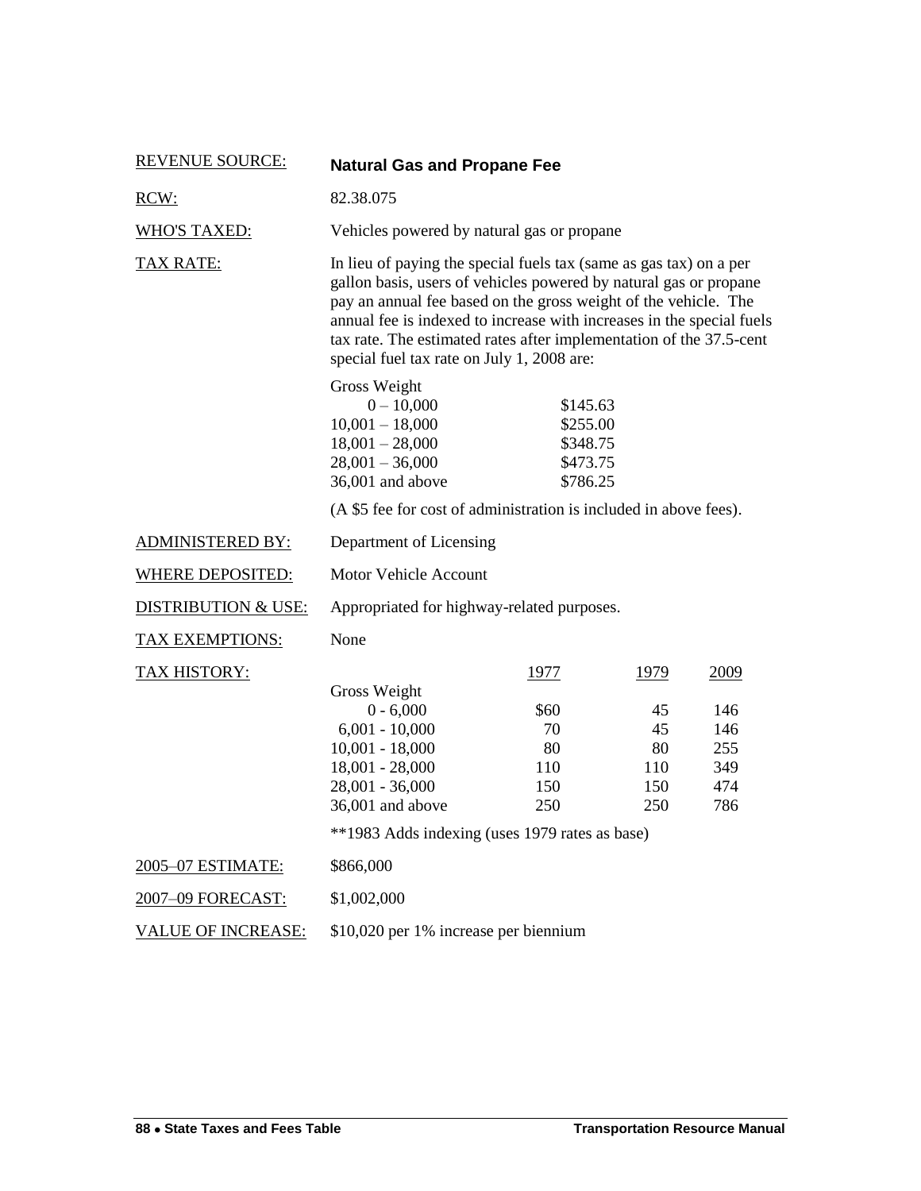REVENUE SOURCE: **Natural Gas and Propane Fee**

RCW: 82.38.075

WHO'S TAXED: Vehicles powered by natural gas or propane

TAX RATE: In lieu of paying the special fuels tax (same as gas tax) on a per gallon basis, users of vehicles powered by natural gas or propane pay an annual fee based on the gross weight of the vehicle. The annual fee is indexed to increase with increases in the special fuels tax rate. The estimated rates after implementation of the 37.5-cent special fuel tax rate on July 1, 2008 are:

| Gross Weight | |
|---|---|
| 0 – 10,000 | $145.63 |
| 10,001 – 18,000 | $255.00 |
| 18,001 – 28,000 | $348.75 |
| 28,001 – 36,000 | $473.75 |
| 36,001 and above | $786.25 |

(A $5 fee for cost of administration is included in above fees).

ADMINISTERED BY: Department of Licensing

WHERE DEPOSITED: Motor Vehicle Account

DISTRIBUTION & USE: Appropriated for highway-related purposes.

TAX EXEMPTIONS: None

TAX HISTORY:

| Gross Weight | 1977 | 1979 | 2009 |
|---|---|---|---|
| 0 - 6,000 | $60 | 45 | 146 |
| 6,001 - 10,000 | 70 | 45 | 146 |
| 10,001 - 18,000 | 80 | 80 | 255 |
| 18,001 - 28,000 | 110 | 110 | 349 |
| 28,001 - 36,000 | 150 | 150 | 474 |
| 36,001 and above | 250 | 250 | 786 |

**1983 Adds indexing (uses 1979 rates as base)

2005–07 ESTIMATE: $866,000

2007–09 FORECAST: $1,002,000

VALUE OF INCREASE: $10,020 per 1% increase per biennium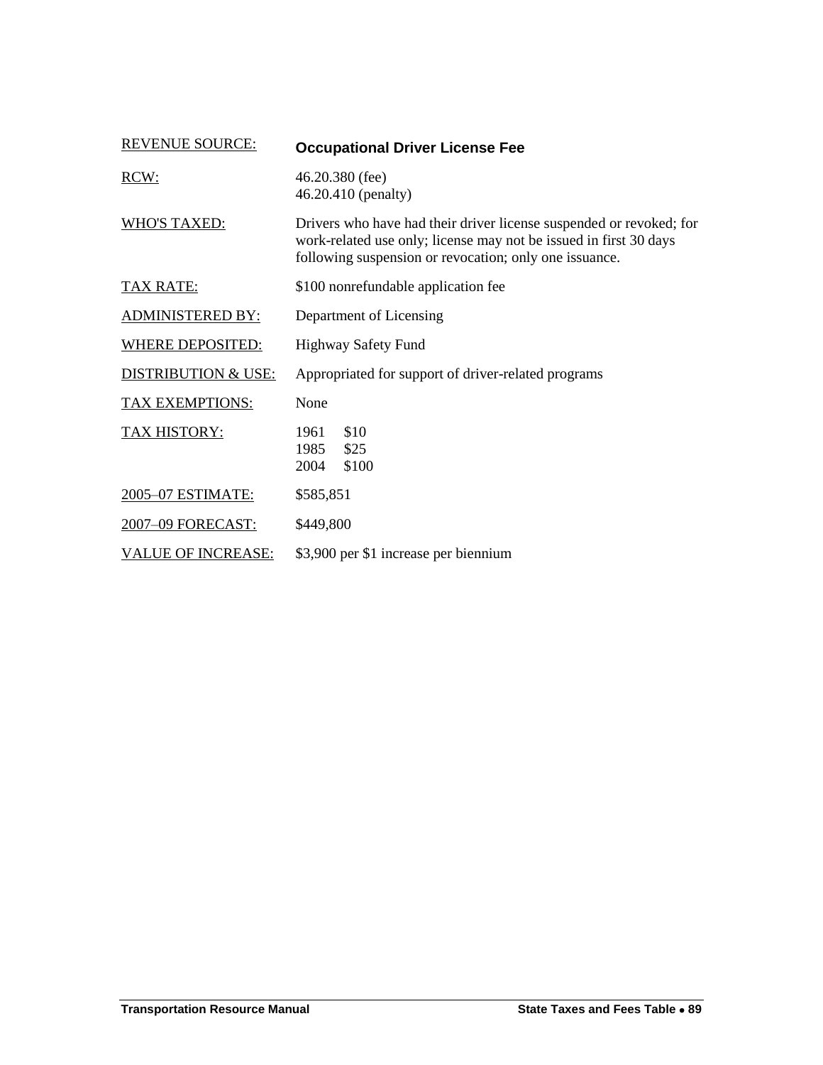| | |
|---|---|
| REVENUE SOURCE: | **Occupational Driver License Fee** |
| RCW: | 46.20.380 (fee)<br>46.20.410 (penalty) |
| WHO'S TAXED: | Drivers who have had their driver license suspended or revoked; for work-related use only; license may not be issued in first 30 days following suspension or revocation; only one issuance. |
| TAX RATE: | $100 nonrefundable application fee |
| ADMINISTERED BY: | Department of Licensing |
| WHERE DEPOSITED: | Highway Safety Fund |
| DISTRIBUTION & USE: | Appropriated for support of driver-related programs |
| TAX EXEMPTIONS: | None |
| TAX HISTORY: | 1961 $10<br>1985 $25<br>2004 $100 |
| 2005–07 ESTIMATE: | $585,851 |
| 2007–09 FORECAST: | $449,800 |
| VALUE OF INCREASE: | $3,900 per $1 increase per biennium |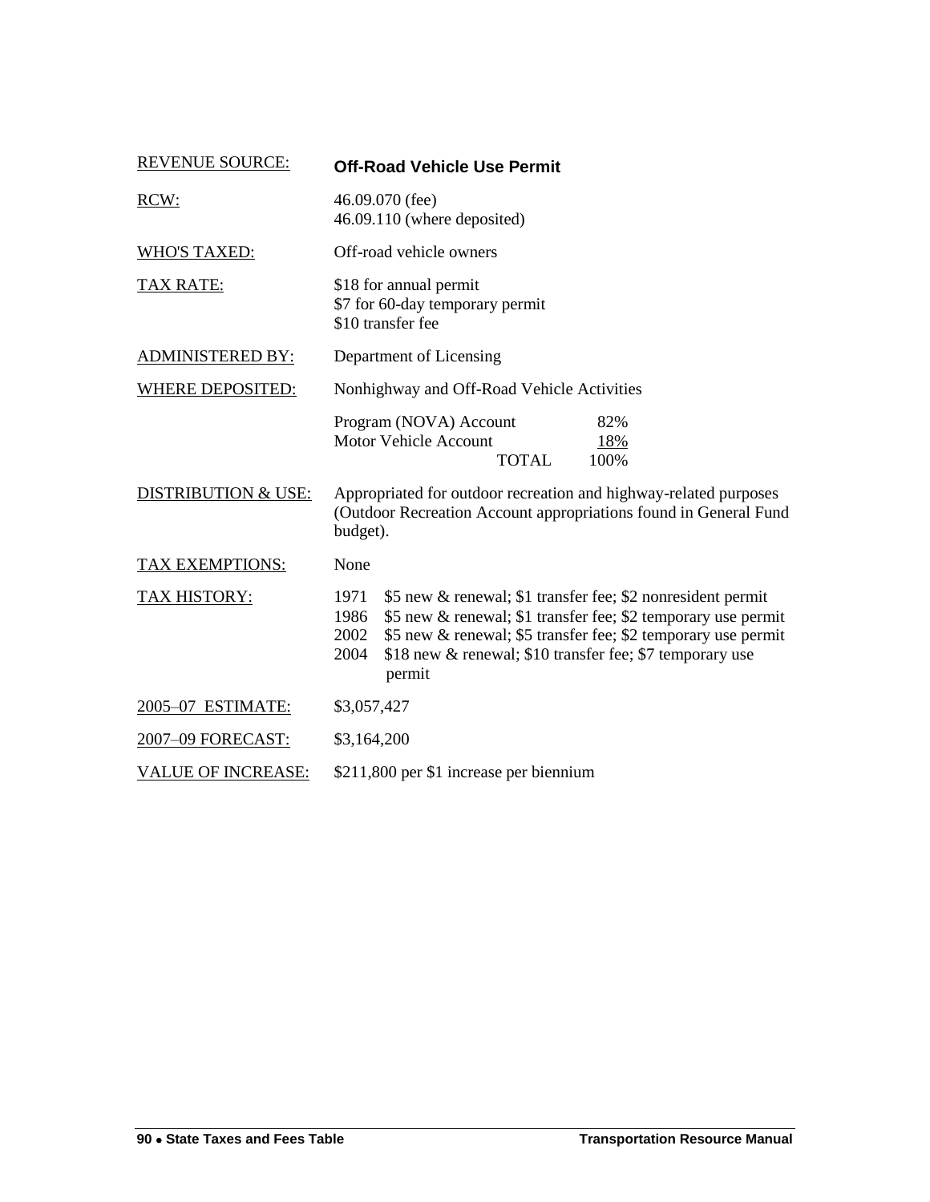| | |
|---|---|
| REVENUE SOURCE: | **Off-Road Vehicle Use Permit** |
| RCW: | 46.09.070 (fee)<br>46.09.110 (where deposited) |
| WHO'S TAXED: | Off-road vehicle owners |
| TAX RATE: | \$18 for annual permit<br>\$7 for 60-day temporary permit<br>\$10 transfer fee |
| ADMINISTERED BY: | Department of Licensing |
| WHERE DEPOSITED: | Nonhighway and Off-Road Vehicle Activities<br>Program (NOVA) Account 82%<br>Motor Vehicle Account 18%<br>TOTAL 100% |
| DISTRIBUTION & USE: | Appropriated for outdoor recreation and highway-related purposes (Outdoor Recreation Account appropriations found in General Fund budget). |
| TAX EXEMPTIONS: | None |
| TAX HISTORY: | 1971 \$5 new & renewal; \$1 transfer fee; \$2 nonresident permit<br>1986 \$5 new & renewal; \$1 transfer fee; \$2 temporary use permit<br>2002 \$5 new & renewal; \$5 transfer fee; \$2 temporary use permit<br>2004 \$18 new & renewal; \$10 transfer fee; \$7 temporary use permit |
| 2005–07 ESTIMATE: | \$3,057,427 |
| 2007–09 FORECAST: | \$3,164,200 |
| VALUE OF INCREASE: | \$211,800 per \$1 increase per biennium |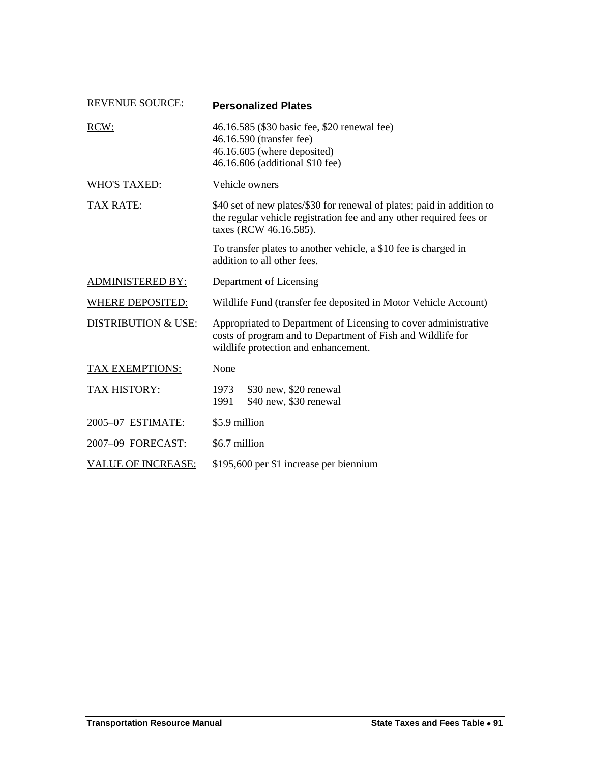| REVENUE SOURCE: | **Personalized Plates** |
|---|---|
| RCW: | 46.16.585 ($30 basic fee, $20 renewal fee)<br>46.16.590 (transfer fee)<br>46.16.605 (where deposited)<br>46.16.606 (additional $10 fee) |
| WHO'S TAXED: | Vehicle owners |
| TAX RATE: | $40 set of new plates/$30 for renewal of plates; paid in addition to the regular vehicle registration fee and any other required fees or taxes (RCW 46.16.585).<br><br>To transfer plates to another vehicle, a $10 fee is charged in addition to all other fees. |
| ADMINISTERED BY: | Department of Licensing |
| WHERE DEPOSITED: | Wildlife Fund (transfer fee deposited in Motor Vehicle Account) |
| DISTRIBUTION & USE: | Appropriated to Department of Licensing to cover administrative costs of program and to Department of Fish and Wildlife for wildlife protection and enhancement. |
| TAX EXEMPTIONS: | None |
| TAX HISTORY: | 1973 $30 new, $20 renewal<br>1991 $40 new, $30 renewal |
| 2005–07 ESTIMATE: | $5.9 million |
| 2007–09 FORECAST: | $6.7 million |
| VALUE OF INCREASE: | $195,600 per $1 increase per biennium |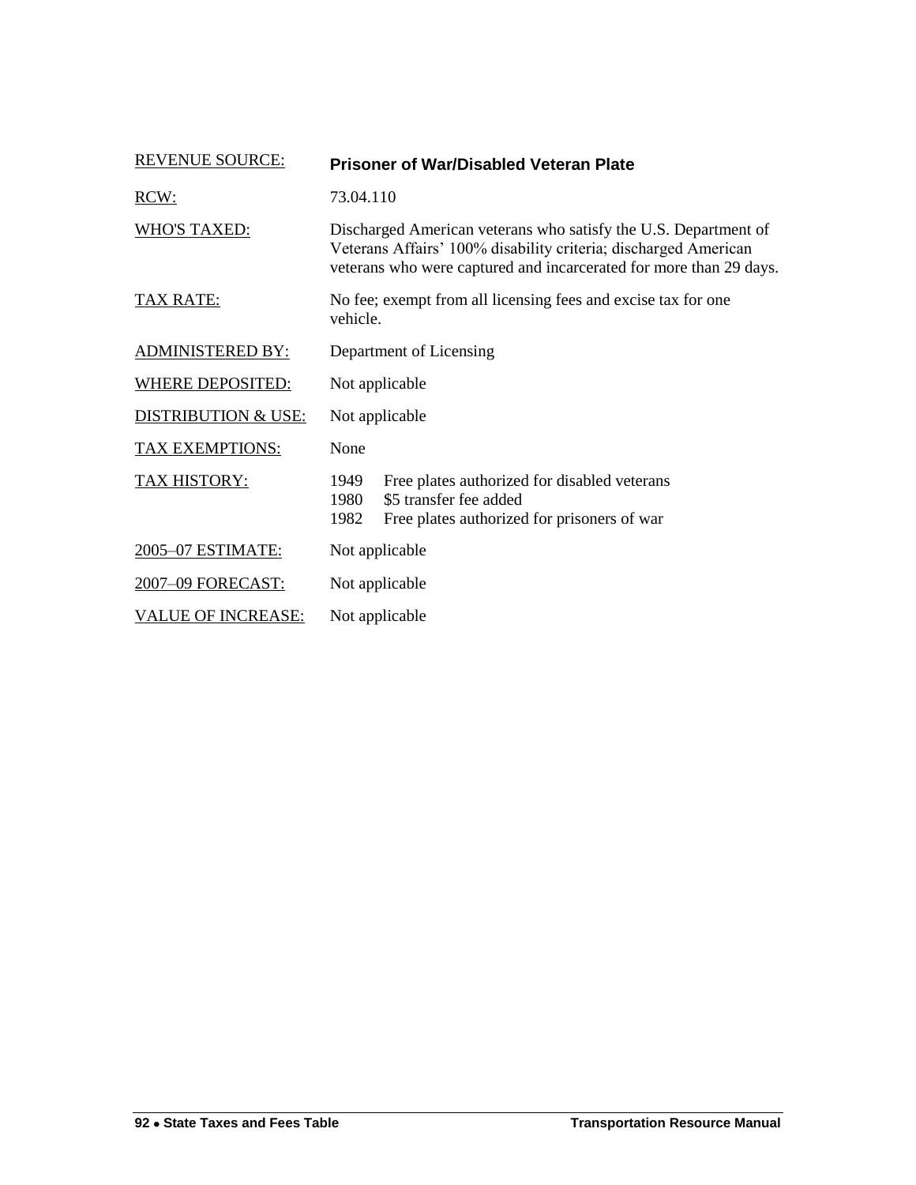| | |
|---|---|
| REVENUE SOURCE: | **Prisoner of War/Disabled Veteran Plate** |
| RCW: | 73.04.110 |
| WHO'S TAXED: | Discharged American veterans who satisfy the U.S. Department of Veterans Affairs' 100% disability criteria; discharged American veterans who were captured and incarcerated for more than 29 days. |
| TAX RATE: | No fee; exempt from all licensing fees and excise tax for one vehicle. |
| ADMINISTERED BY: | Department of Licensing |
| WHERE DEPOSITED: | Not applicable |
| DISTRIBUTION & USE: | Not applicable |
| TAX EXEMPTIONS: | None |
| TAX HISTORY: | 1949 Free plates authorized for disabled veterans<br>1980 $5 transfer fee added<br>1982 Free plates authorized for prisoners of war |
| 2005–07 ESTIMATE: | Not applicable |
| 2007–09 FORECAST: | Not applicable |
| VALUE OF INCREASE: | Not applicable |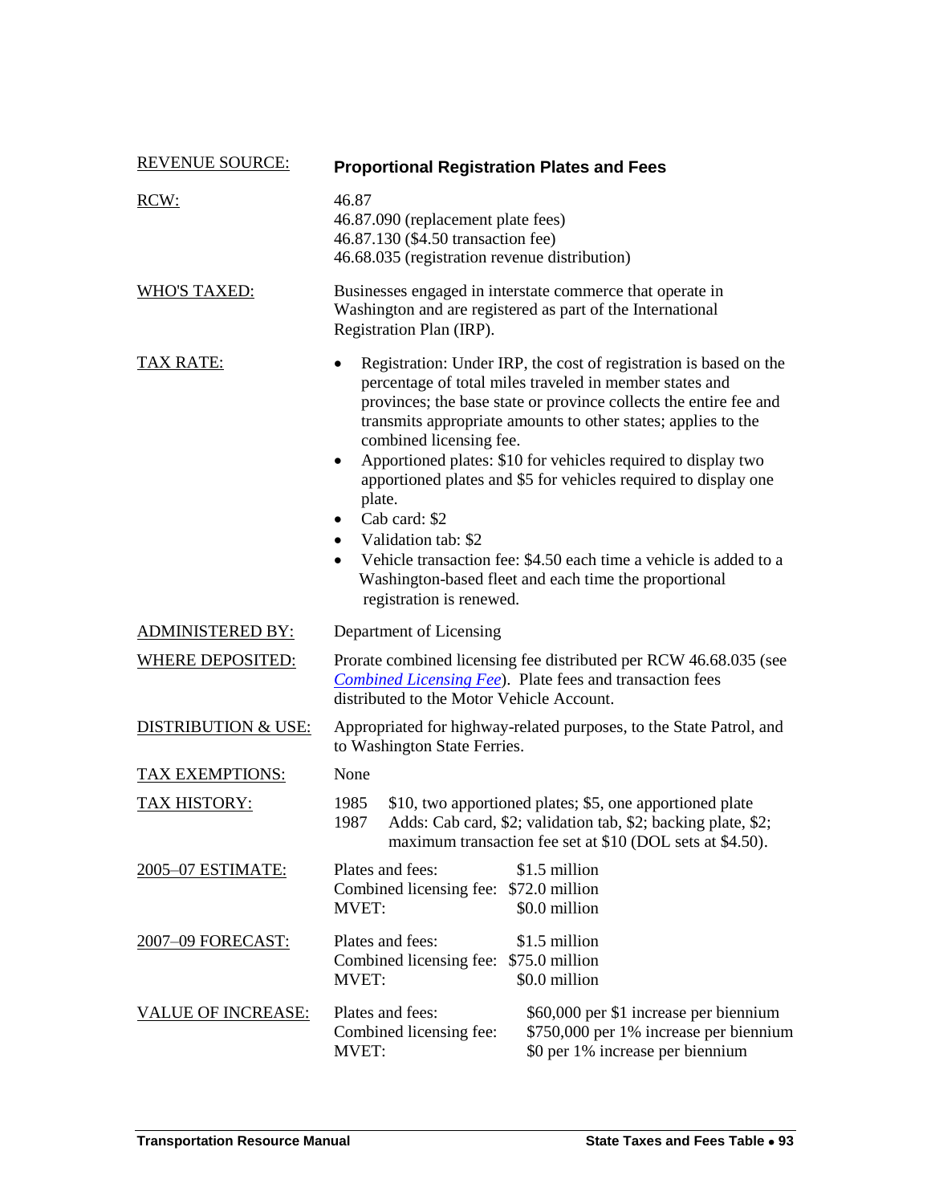| | |
|---|---|
| REVENUE SOURCE: | **Proportional Registration Plates and Fees** |
| RCW: | 46.87<br>46.87.090 (replacement plate fees)<br>46.87.130 ($4.50 transaction fee)<br>46.68.035 (registration revenue distribution) |
| WHO'S TAXED: | Businesses engaged in interstate commerce that operate in Washington and are registered as part of the International Registration Plan (IRP). |
| TAX RATE: | • Registration: Under IRP, the cost of registration is based on the percentage of total miles traveled in member states and provinces; the base state or province collects the entire fee and transmits appropriate amounts to other states; applies to the combined licensing fee.<br>• Apportioned plates: $10 for vehicles required to display two apportioned plates and $5 for vehicles required to display one plate.<br>• Cab card: $2<br>• Validation tab: $2<br>• Vehicle transaction fee: $4.50 each time a vehicle is added to a Washington-based fleet and each time the proportional registration is renewed. |
| ADMINISTERED BY: | Department of Licensing |
| WHERE DEPOSITED: | Prorate combined licensing fee distributed per RCW 46.68.035 (see *Combined Licensing Fee*). Plate fees and transaction fees distributed to the Motor Vehicle Account. |
| DISTRIBUTION & USE: | Appropriated for highway-related purposes, to the State Patrol, and to Washington State Ferries. |
| TAX EXEMPTIONS: | None |
| TAX HISTORY: | 1985 $10, two apportioned plates; $5, one apportioned plate<br>1987 Adds: Cab card, $2; validation tab, $2; backing plate, $2; maximum transaction fee set at $10 (DOL sets at $4.50). |
| 2005–07 ESTIMATE: | Plates and fees: $1.5 million<br>Combined licensing fee: $72.0 million<br>MVET: $0.0 million |
| 2007–09 FORECAST: | Plates and fees: $1.5 million<br>Combined licensing fee: $75.0 million<br>MVET: $0.0 million |
| VALUE OF INCREASE: | Plates and fees: $60,000 per $1 increase per biennium<br>Combined licensing fee: $750,000 per 1% increase per biennium<br>MVET: $0 per 1% increase per biennium |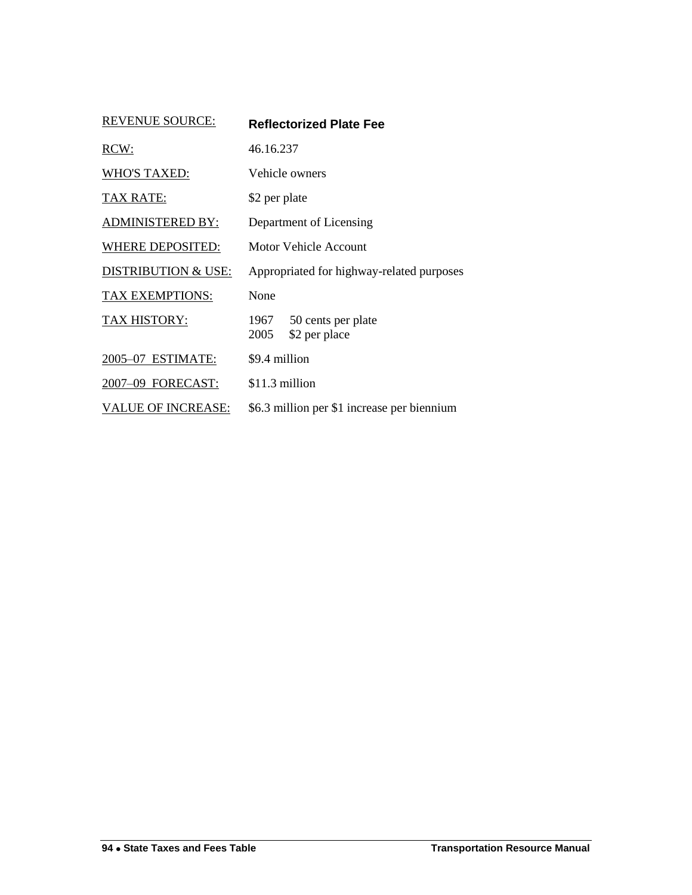| REVENUE SOURCE: | **Reflectorized Plate Fee** |
|---|---|
| RCW: | 46.16.237 |
| WHO'S TAXED: | Vehicle owners |
| TAX RATE: | $2 per plate |
| ADMINISTERED BY: | Department of Licensing |
| WHERE DEPOSITED: | Motor Vehicle Account |
| DISTRIBUTION & USE: | Appropriated for highway-related purposes |
| TAX EXEMPTIONS: | None |
| TAX HISTORY: | 1967 50 cents per plate<br>2005 $2 per place |
| 2005–07 ESTIMATE: | $9.4 million |
| 2007–09 FORECAST: | $11.3 million |
| VALUE OF INCREASE: | $6.3 million per $1 increase per biennium |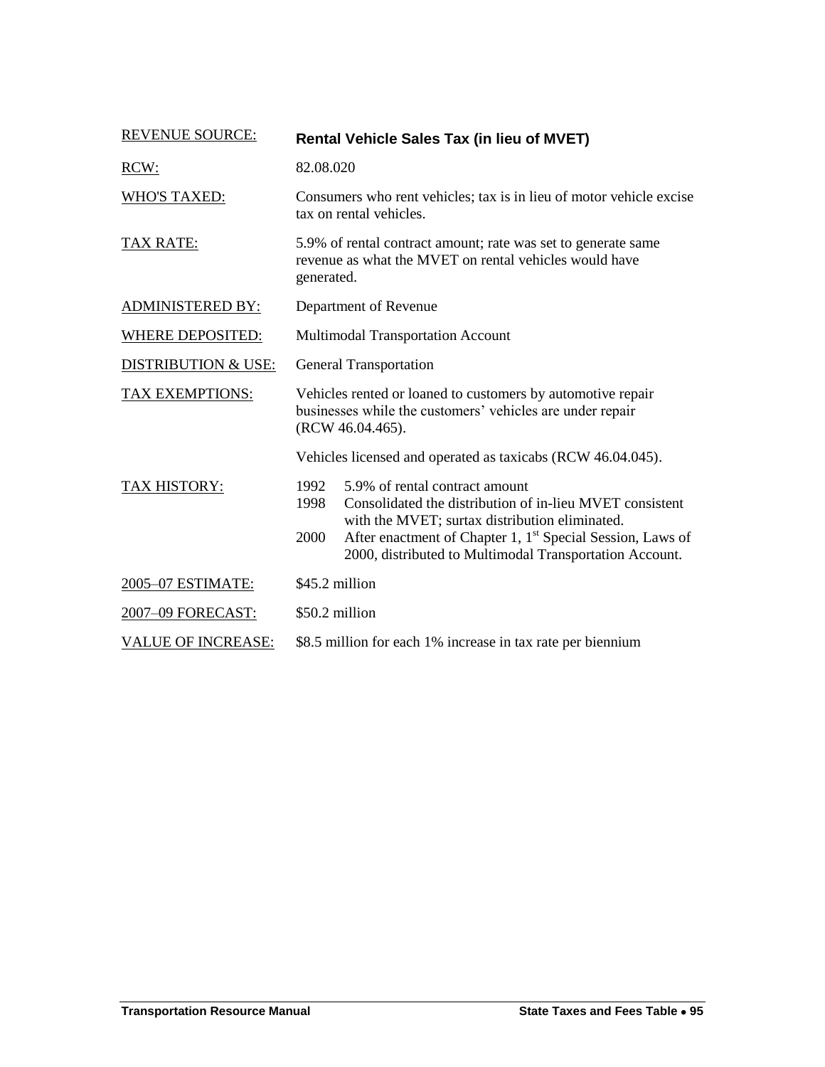| | |
|---|---|
| REVENUE SOURCE: | **Rental Vehicle Sales Tax (in lieu of MVET)** |
| RCW: | 82.08.020 |
| WHO'S TAXED: | Consumers who rent vehicles; tax is in lieu of motor vehicle excise tax on rental vehicles. |
| TAX RATE: | 5.9% of rental contract amount; rate was set to generate same revenue as what the MVET on rental vehicles would have generated. |
| ADMINISTERED BY: | Department of Revenue |
| WHERE DEPOSITED: | Multimodal Transportation Account |
| DISTRIBUTION & USE: | General Transportation |
| TAX EXEMPTIONS: | Vehicles rented or loaned to customers by automotive repair businesses while the customers' vehicles are under repair (RCW 46.04.465).<br><br>Vehicles licensed and operated as taxicabs (RCW 46.04.045). |
| TAX HISTORY: | 1992 5.9% of rental contract amount<br>1998 Consolidated the distribution of in-lieu MVET consistent with the MVET; surtax distribution eliminated.<br>2000 After enactment of Chapter 1, 1st Special Session, Laws of 2000, distributed to Multimodal Transportation Account. |
| 2005–07 ESTIMATE: | $45.2 million |
| 2007–09 FORECAST: | $50.2 million |
| VALUE OF INCREASE: | $8.5 million for each 1% increase in tax rate per biennium |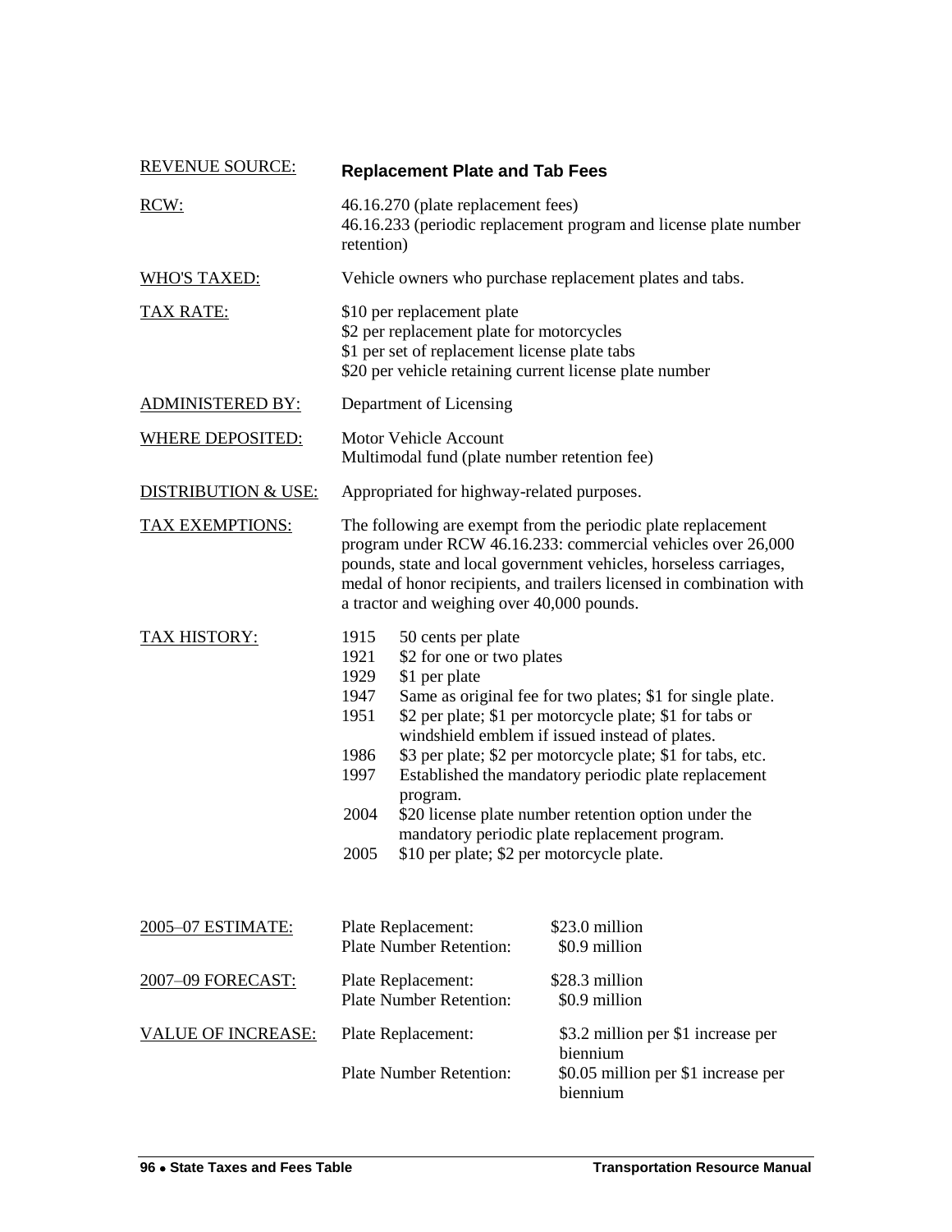| | |
|---|---|
| REVENUE SOURCE: | **Replacement Plate and Tab Fees** |
| RCW: | 46.16.270 (plate replacement fees)<br>46.16.233 (periodic replacement program and license plate number retention) |
| WHO'S TAXED: | Vehicle owners who purchase replacement plates and tabs. |
| TAX RATE: | $10 per replacement plate<br>$2 per replacement plate for motorcycles<br>$1 per set of replacement license plate tabs<br>$20 per vehicle retaining current license plate number |
| ADMINISTERED BY: | Department of Licensing |
| WHERE DEPOSITED: | Motor Vehicle Account<br>Multimodal fund (plate number retention fee) |
| DISTRIBUTION & USE: | Appropriated for highway-related purposes. |
| TAX EXEMPTIONS: | The following are exempt from the periodic plate replacement program under RCW 46.16.233: commercial vehicles over 26,000 pounds, state and local government vehicles, horseless carriages, medal of honor recipients, and trailers licensed in combination with a tractor and weighing over 40,000 pounds. |

TAX HISTORY:

| | |
|---|---|
| 1915 | 50 cents per plate |
| 1921 | $2 for one or two plates |
| 1929 | $1 per plate |
| 1947 | Same as original fee for two plates; $1 for single plate. |
| 1951 | $2 per plate; $1 per motorcycle plate; $1 for tabs or windshield emblem if issued instead of plates. |
| 1986 | $3 per plate; $2 per motorcycle plate; $1 for tabs, etc. |
| 1997 | Established the mandatory periodic plate replacement program. |
| 2004 | $20 license plate number retention option under the mandatory periodic plate replacement program. |
| 2005 | $10 per plate; $2 per motorcycle plate. |

| | | |
|---|---|---|
| 2005–07 ESTIMATE: | Plate Replacement: | $23.0 million |
| | Plate Number Retention: | $0.9 million |
| 2007–09 FORECAST: | Plate Replacement: | $28.3 million |
| | Plate Number Retention: | $0.9 million |
| VALUE OF INCREASE: | Plate Replacement: | $3.2 million per $1 increase per biennium |
| | Plate Number Retention: | $0.05 million per $1 increase per biennium |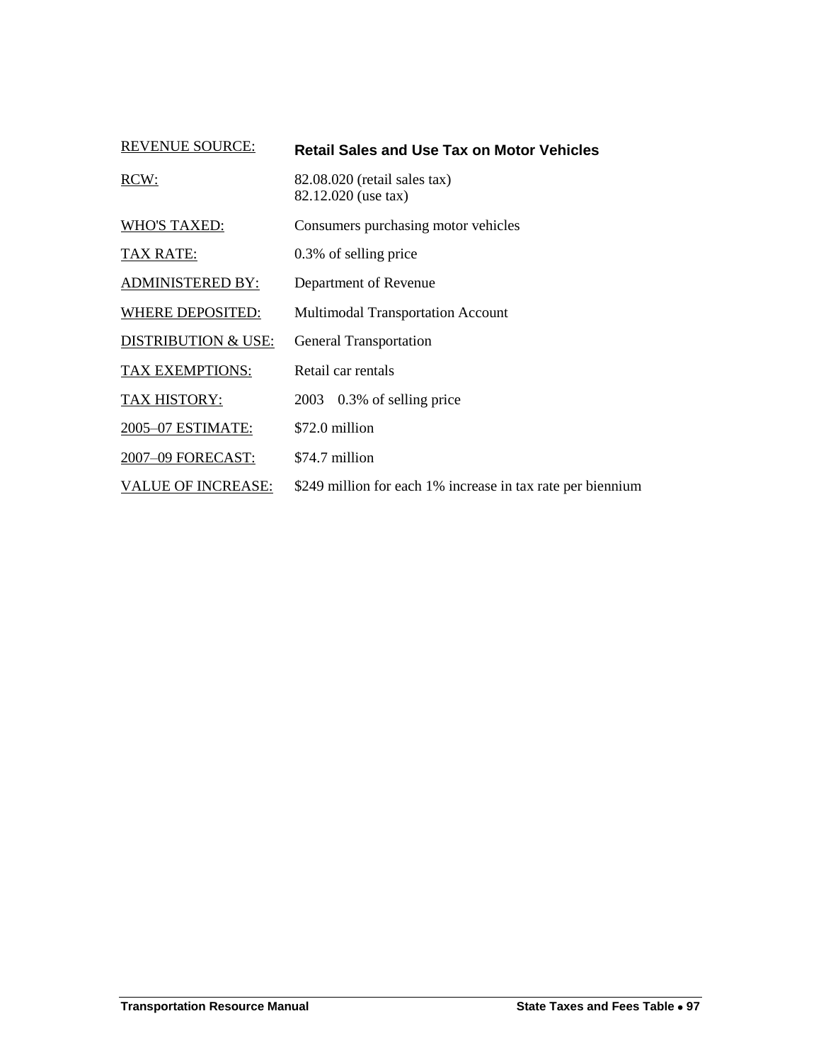| | |
|---|---|
| REVENUE SOURCE: | **Retail Sales and Use Tax on Motor Vehicles** |
| RCW: | 82.08.020 (retail sales tax)<br>82.12.020 (use tax) |
| WHO'S TAXED: | Consumers purchasing motor vehicles |
| TAX RATE: | 0.3% of selling price |
| ADMINISTERED BY: | Department of Revenue |
| WHERE DEPOSITED: | Multimodal Transportation Account |
| DISTRIBUTION & USE: | General Transportation |
| TAX EXEMPTIONS: | Retail car rentals |
| TAX HISTORY: | 2003 0.3% of selling price |
| 2005–07 ESTIMATE: | $72.0 million |
| 2007–09 FORECAST: | $74.7 million |
| VALUE OF INCREASE: | $249 million for each 1% increase in tax rate per biennium |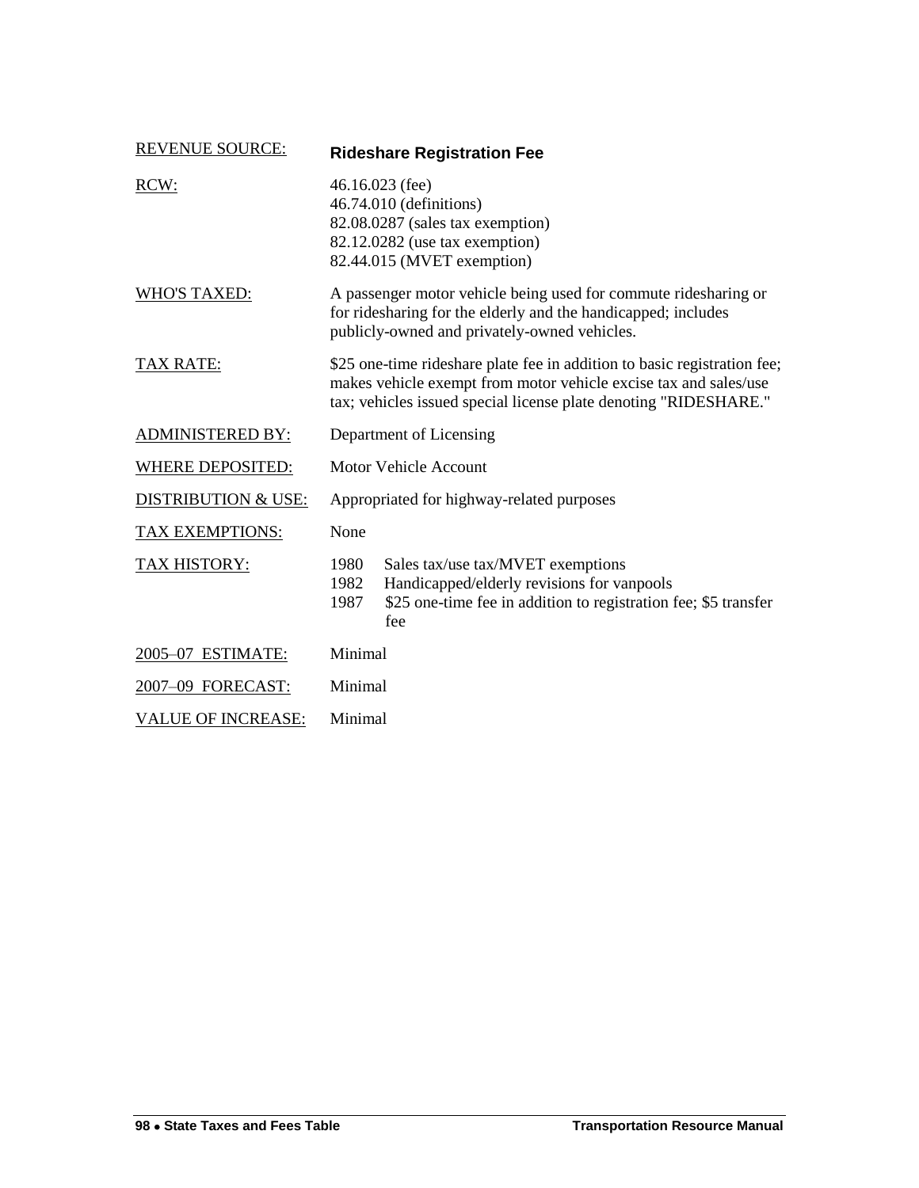| | |
|---|---|
| REVENUE SOURCE: | **Rideshare Registration Fee** |
| RCW: | 46.16.023 (fee)<br>46.74.010 (definitions)<br>82.08.0287 (sales tax exemption)<br>82.12.0282 (use tax exemption)<br>82.44.015 (MVET exemption) |
| WHO'S TAXED: | A passenger motor vehicle being used for commute ridesharing or for ridesharing for the elderly and the handicapped; includes publicly-owned and privately-owned vehicles. |
| TAX RATE: | $25 one-time rideshare plate fee in addition to basic registration fee; makes vehicle exempt from motor vehicle excise tax and sales/use tax; vehicles issued special license plate denoting "RIDESHARE." |
| ADMINISTERED BY: | Department of Licensing |
| WHERE DEPOSITED: | Motor Vehicle Account |
| DISTRIBUTION & USE: | Appropriated for highway-related purposes |
| TAX EXEMPTIONS: | None |
| TAX HISTORY: | 1980 Sales tax/use tax/MVET exemptions<br>1982 Handicapped/elderly revisions for vanpools<br>1987 $25 one-time fee in addition to registration fee; $5 transfer fee |
| 2005–07 ESTIMATE: | Minimal |
| 2007–09 FORECAST: | Minimal |
| VALUE OF INCREASE: | Minimal |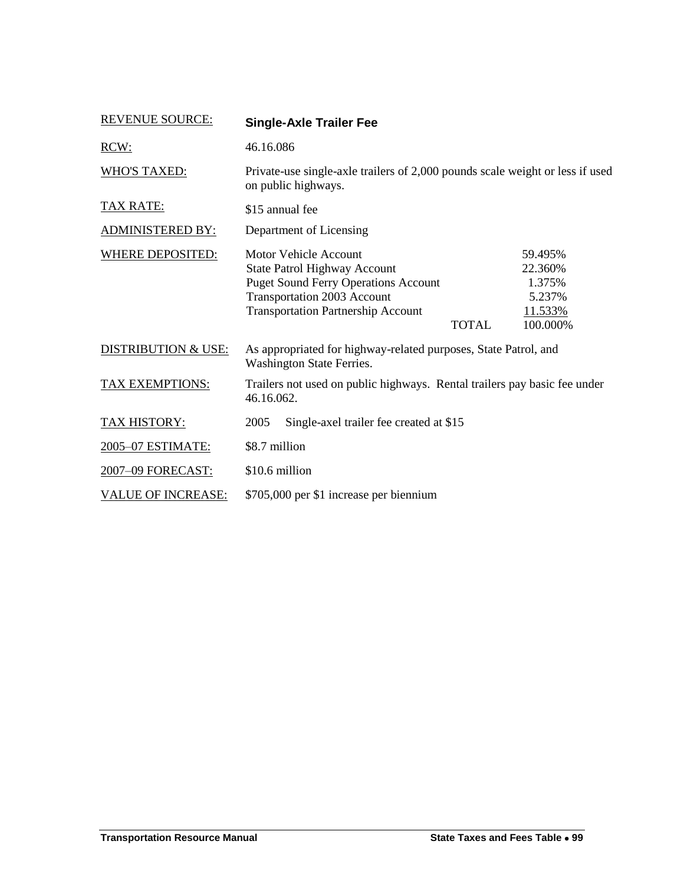| | |
|---|---|
| REVENUE SOURCE: | **Single-Axle Trailer Fee** |
| RCW: | 46.16.086 |
| WHO'S TAXED: | Private-use single-axle trailers of 2,000 pounds scale weight or less if used on public highways. |
| TAX RATE: | $15 annual fee |
| ADMINISTERED BY: | Department of Licensing |
| WHERE DEPOSITED: | Motor Vehicle Account 59.495%<br>State Patrol Highway Account 22.360%<br>Puget Sound Ferry Operations Account 1.375%<br>Transportation 2003 Account 5.237%<br>Transportation Partnership Account 11.533%<br>TOTAL 100.000% |
| DISTRIBUTION & USE: | As appropriated for highway-related purposes, State Patrol, and Washington State Ferries. |
| TAX EXEMPTIONS: | Trailers not used on public highways. Rental trailers pay basic fee under 46.16.062. |
| TAX HISTORY: | 2005 Single-axel trailer fee created at $15 |
| 2005–07 ESTIMATE: | $8.7 million |
| 2007–09 FORECAST: | $10.6 million |
| VALUE OF INCREASE: | $705,000 per $1 increase per biennium |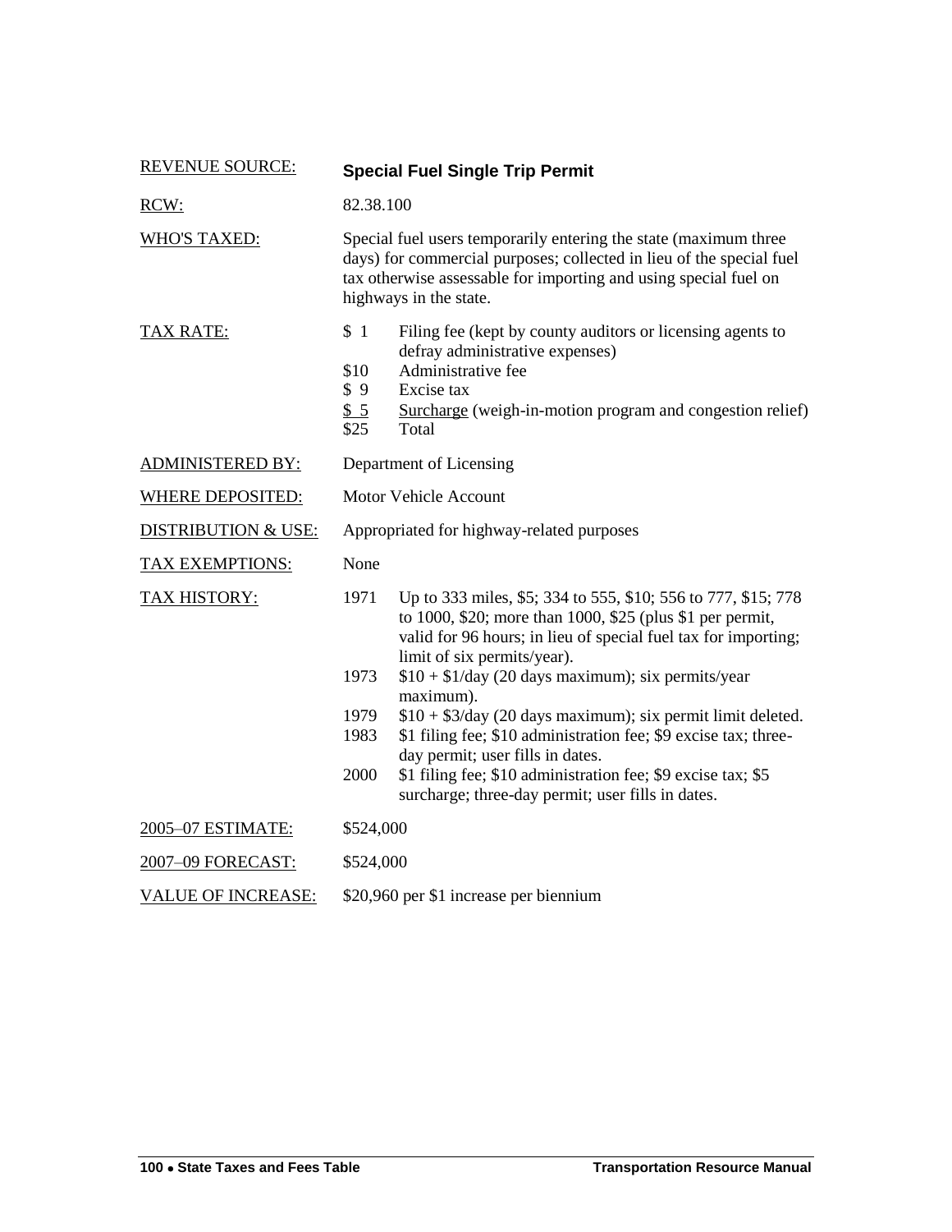| | |
|---|---|
| REVENUE SOURCE: | **Special Fuel Single Trip Permit** |
| RCW: | 82.38.100 |
| WHO'S TAXED: | Special fuel users temporarily entering the state (maximum three days) for commercial purposes; collected in lieu of the special fuel tax otherwise assessable for importing and using special fuel on highways in the state. |
| TAX RATE: | \$ 1 Filing fee (kept by county auditors or licensing agents to defray administrative expenses)<br>\$10 Administrative fee<br>\$ 9 Excise tax<br>\$ 5 Surcharge (weigh-in-motion program and congestion relief)<br>\$25 Total |
| ADMINISTERED BY: | Department of Licensing |
| WHERE DEPOSITED: | Motor Vehicle Account |
| DISTRIBUTION & USE: | Appropriated for highway-related purposes |
| TAX EXEMPTIONS: | None |
| TAX HISTORY: | 1971 Up to 333 miles, \$5; 334 to 555, \$10; 556 to 777, \$15; 778 to 1000, \$20; more than 1000, \$25 (plus \$1 per permit, valid for 96 hours; in lieu of special fuel tax for importing; limit of six permits/year).<br>1973 \$10 + \$1/day (20 days maximum); six permits/year maximum).<br>1979 \$10 + \$3/day (20 days maximum); six permit limit deleted.<br>1983 \$1 filing fee; \$10 administration fee; \$9 excise tax; three-day permit; user fills in dates.<br>2000 \$1 filing fee; \$10 administration fee; \$9 excise tax; \$5 surcharge; three-day permit; user fills in dates. |
| 2005–07 ESTIMATE: | \$524,000 |
| 2007–09 FORECAST: | \$524,000 |
| VALUE OF INCREASE: | \$20,960 per \$1 increase per biennium |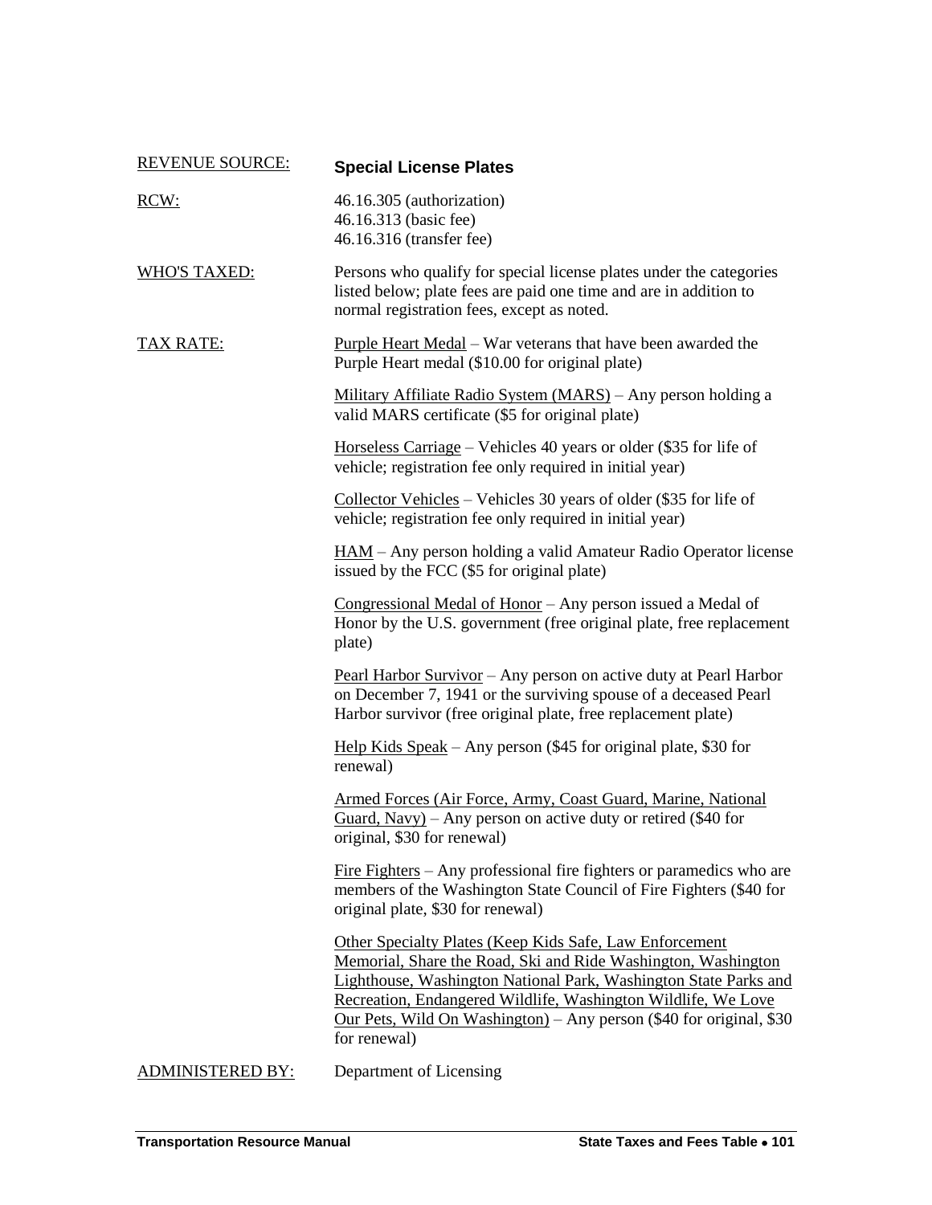| | |
|---|---|
| REVENUE SOURCE: | **Special License Plates** |
| RCW: | 46.16.305 (authorization)<br>46.16.313 (basic fee)<br>46.16.316 (transfer fee) |
| WHO'S TAXED: | Persons who qualify for special license plates under the categories listed below; plate fees are paid one time and are in addition to normal registration fees, except as noted. |
| TAX RATE: | Purple Heart Medal – War veterans that have been awarded the Purple Heart medal ($10.00 for original plate)<br><br>Military Affiliate Radio System (MARS) – Any person holding a valid MARS certificate ($5 for original plate)<br><br>Horseless Carriage – Vehicles 40 years or older ($35 for life of vehicle; registration fee only required in initial year)<br><br>Collector Vehicles – Vehicles 30 years of older ($35 for life of vehicle; registration fee only required in initial year)<br><br>HAM – Any person holding a valid Amateur Radio Operator license issued by the FCC ($5 for original plate)<br><br>Congressional Medal of Honor – Any person issued a Medal of Honor by the U.S. government (free original plate, free replacement plate)<br><br>Pearl Harbor Survivor – Any person on active duty at Pearl Harbor on December 7, 1941 or the surviving spouse of a deceased Pearl Harbor survivor (free original plate, free replacement plate)<br><br>Help Kids Speak – Any person ($45 for original plate, $30 for renewal)<br><br>Armed Forces (Air Force, Army, Coast Guard, Marine, National Guard, Navy) – Any person on active duty or retired ($40 for original, $30 for renewal)<br><br>Fire Fighters – Any professional fire fighters or paramedics who are members of the Washington State Council of Fire Fighters ($40 for original plate, $30 for renewal)<br><br>Other Specialty Plates (Keep Kids Safe, Law Enforcement Memorial, Share the Road, Ski and Ride Washington, Washington Lighthouse, Washington National Park, Washington State Parks and Recreation, Endangered Wildlife, Washington Wildlife, We Love Our Pets, Wild On Washington) – Any person ($40 for original, $30 for renewal) |
| ADMINISTERED BY: | Department of Licensing |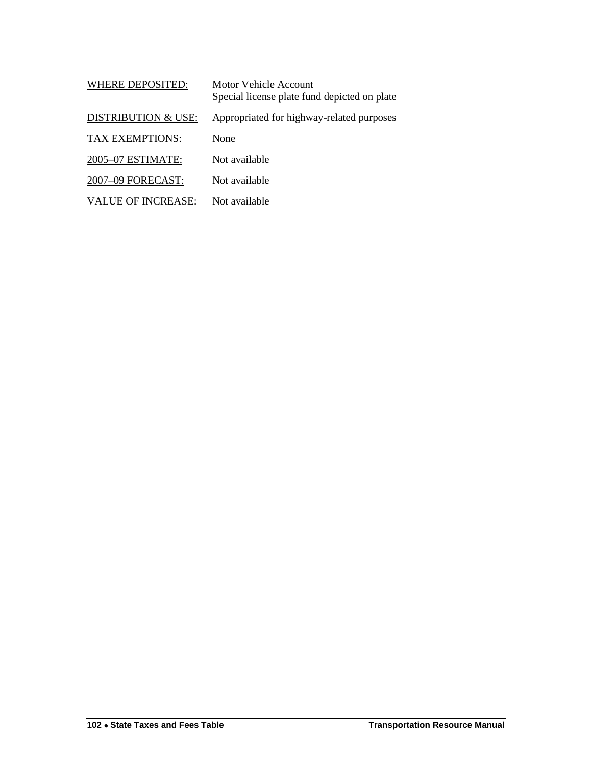| | |
|---|---|
| WHERE DEPOSITED: | Motor Vehicle Account<br>Special license plate fund depicted on plate |
| DISTRIBUTION & USE: | Appropriated for highway-related purposes |
| TAX EXEMPTIONS: | None |
| 2005–07 ESTIMATE: | Not available |
| 2007–09 FORECAST: | Not available |
| VALUE OF INCREASE: | Not available |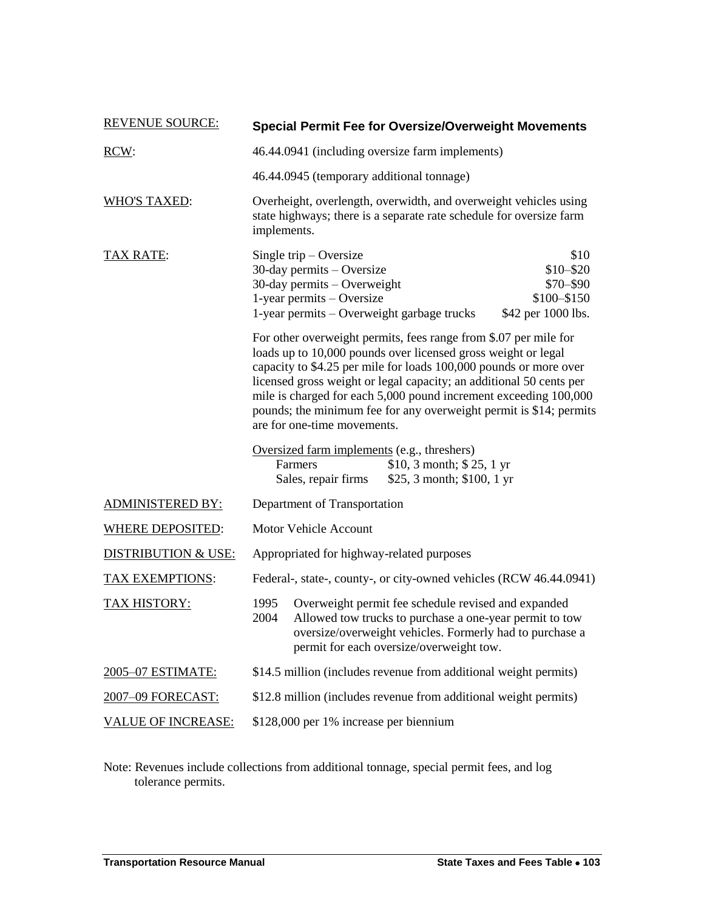| | |
|---|---|
| REVENUE SOURCE: | **Special Permit Fee for Oversize/Overweight Movements** |
| RCW: | 46.44.0941 (including oversize farm implements)<br>46.44.0945 (temporary additional tonnage) |
| WHO'S TAXED: | Overheight, overlength, overwidth, and overweight vehicles using state highways; there is a separate rate schedule for oversize farm implements. |
| TAX RATE: | Single trip – Oversize: $10<br>30-day permits – Oversize: $10–$20<br>30-day permits – Overweight: $70–$90<br>1-year permits – Oversize: $100–$150<br>1-year permits – Overweight garbage trucks: $42 per 1000 lbs.<br><br>For other overweight permits, fees range from $.07 per mile for loads up to 10,000 pounds over licensed gross weight or legal capacity to $4.25 per mile for loads 100,000 pounds or more over licensed gross weight or legal capacity; an additional 50 cents per mile is charged for each 5,000 pound increment exceeding 100,000 pounds; the minimum fee for any overweight permit is $14; permits are for one-time movements.<br><br>Oversized farm implements (e.g., threshers)<br>Farmers: $10, 3 month; $ 25, 1 yr<br>Sales, repair firms: $25, 3 month; $100, 1 yr |
| ADMINISTERED BY: | Department of Transportation |
| WHERE DEPOSITED: | Motor Vehicle Account |
| DISTRIBUTION & USE: | Appropriated for highway-related purposes |
| TAX EXEMPTIONS: | Federal-, state-, county-, or city-owned vehicles (RCW 46.44.0941) |
| TAX HISTORY: | 1995 Overweight permit fee schedule revised and expanded<br>2004 Allowed tow trucks to purchase a one-year permit to tow oversize/overweight vehicles. Formerly had to purchase a permit for each oversize/overweight tow. |
| 2005–07 ESTIMATE: | $14.5 million (includes revenue from additional weight permits) |
| 2007–09 FORECAST: | $12.8 million (includes revenue from additional weight permits) |
| VALUE OF INCREASE: | $128,000 per 1% increase per biennium |

Note: Revenues include collections from additional tonnage, special permit fees, and log tolerance permits.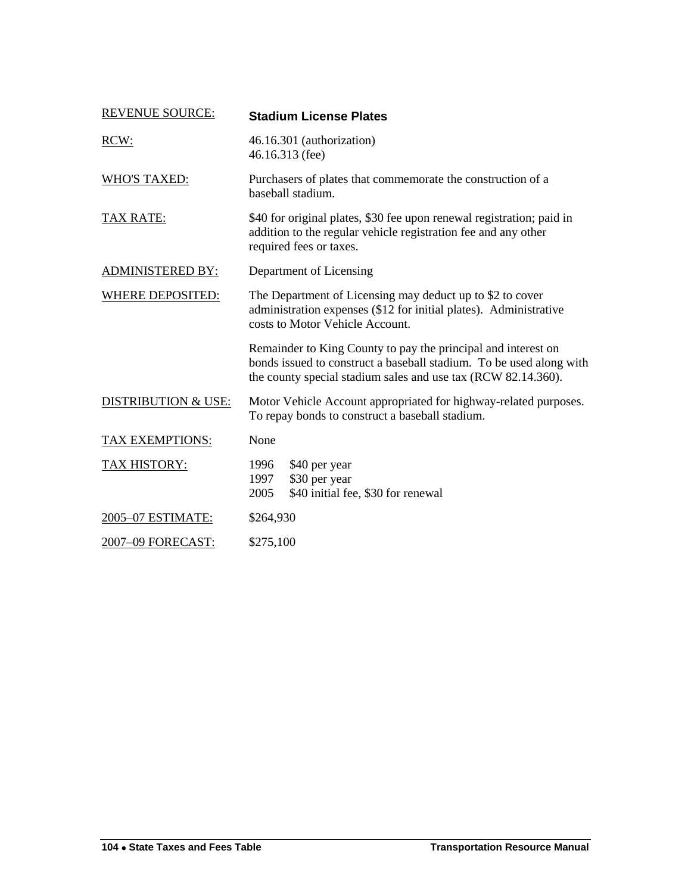| | |
|---|---|
| REVENUE SOURCE: | **Stadium License Plates** |
| RCW: | 46.16.301 (authorization)<br>46.16.313 (fee) |
| WHO'S TAXED: | Purchasers of plates that commemorate the construction of a baseball stadium. |
| TAX RATE: | $40 for original plates, $30 fee upon renewal registration; paid in addition to the regular vehicle registration fee and any other required fees or taxes. |
| ADMINISTERED BY: | Department of Licensing |
| WHERE DEPOSITED: | The Department of Licensing may deduct up to $2 to cover administration expenses ($12 for initial plates). Administrative costs to Motor Vehicle Account.<br><br>Remainder to King County to pay the principal and interest on bonds issued to construct a baseball stadium. To be used along with the county special stadium sales and use tax (RCW 82.14.360). |
| DISTRIBUTION & USE: | Motor Vehicle Account appropriated for highway-related purposes. To repay bonds to construct a baseball stadium. |
| TAX EXEMPTIONS: | None |
| TAX HISTORY: | 1996 $40 per year<br>1997 $30 per year<br>2005 $40 initial fee, $30 for renewal |
| 2005–07 ESTIMATE: | $264,930 |
| 2007–09 FORECAST: | $275,100 |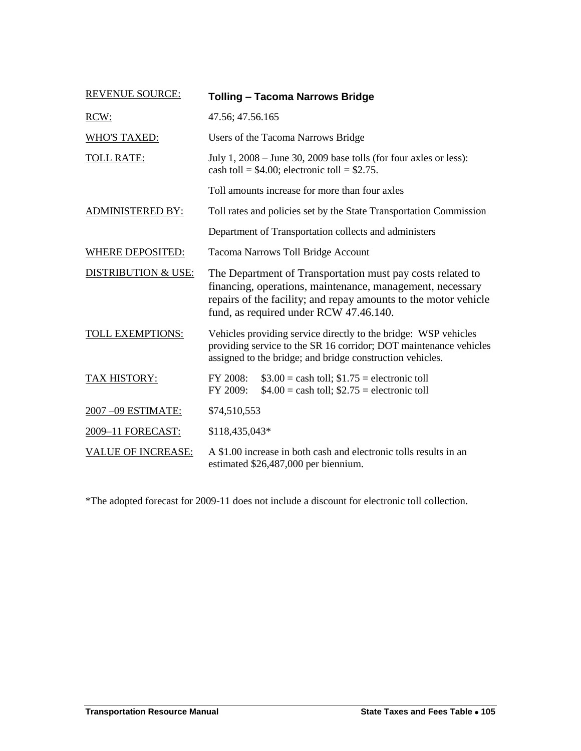| | |
|---|---|
| REVENUE SOURCE: | **Tolling – Tacoma Narrows Bridge** |
| RCW: | 47.56; 47.56.165 |
| WHO'S TAXED: | Users of the Tacoma Narrows Bridge |
| TOLL RATE: | July 1, 2008 – June 30, 2009 base tolls (for four axles or less): cash toll = $4.00; electronic toll = $2.75.<br><br>Toll amounts increase for more than four axles |
| ADMINISTERED BY: | Toll rates and policies set by the State Transportation Commission<br><br>Department of Transportation collects and administers |
| WHERE DEPOSITED: | Tacoma Narrows Toll Bridge Account |
| DISTRIBUTION & USE: | The Department of Transportation must pay costs related to financing, operations, maintenance, management, necessary repairs of the facility; and repay amounts to the motor vehicle fund, as required under RCW 47.46.140. |
| TOLL EXEMPTIONS: | Vehicles providing service directly to the bridge: WSP vehicles providing service to the SR 16 corridor; DOT maintenance vehicles assigned to the bridge; and bridge construction vehicles. |
| TAX HISTORY: | FY 2008: $3.00 = cash toll; $1.75 = electronic toll<br>FY 2009: $4.00 = cash toll; $2.75 = electronic toll |
| 2007 –09 ESTIMATE: | $74,510,553 |
| 2009–11 FORECAST: | $118,435,043* |
| VALUE OF INCREASE: | A $1.00 increase in both cash and electronic tolls results in an estimated $26,487,000 per biennium. |

*The adopted forecast for 2009-11 does not include a discount for electronic toll collection.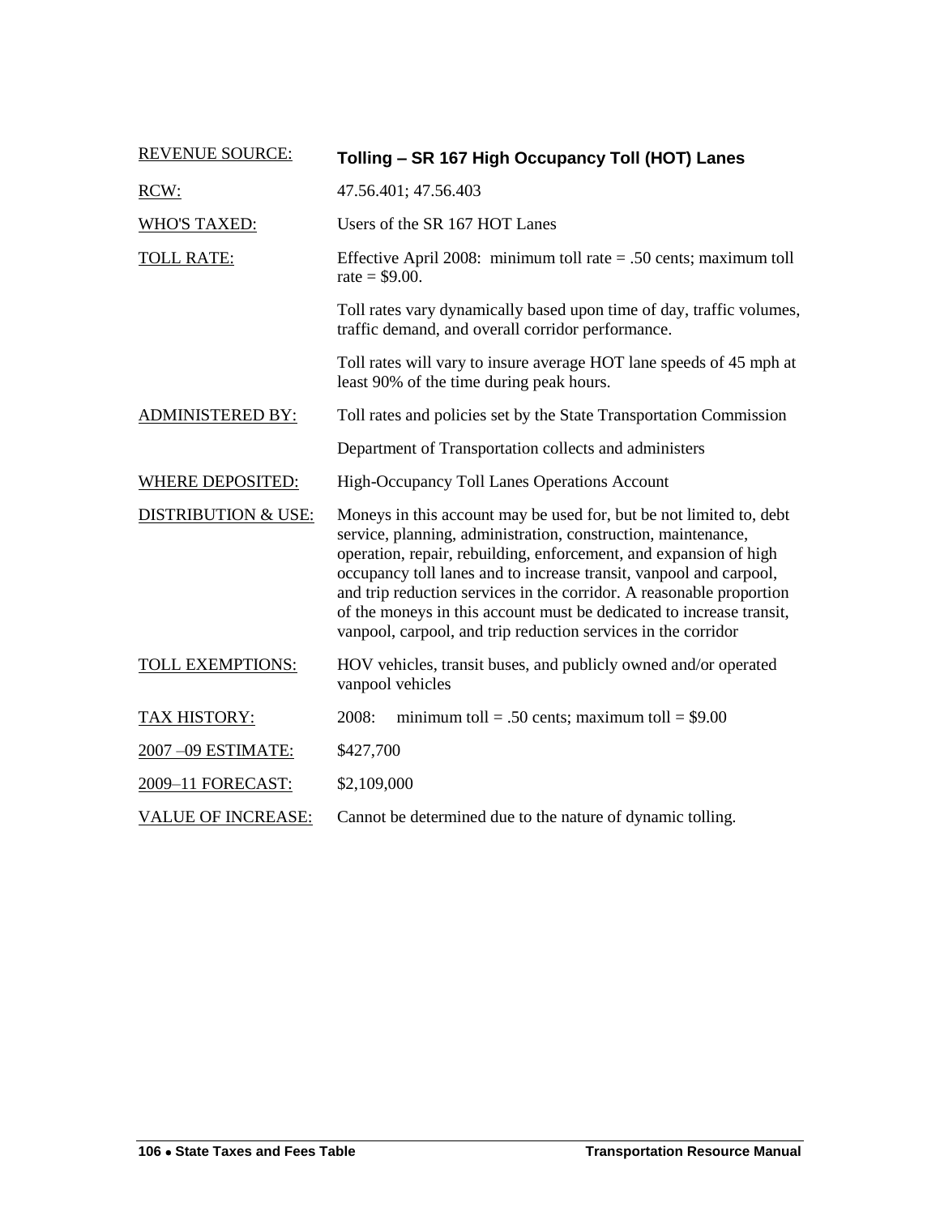| REVENUE SOURCE: | **Tolling – SR 167 High Occupancy Toll (HOT) Lanes** |
|---|---|
| RCW: | 47.56.401; 47.56.403 |
| WHO'S TAXED: | Users of the SR 167 HOT Lanes |
| TOLL RATE: | Effective April 2008: minimum toll rate = .50 cents; maximum toll rate = $9.00. |
| | Toll rates vary dynamically based upon time of day, traffic volumes, traffic demand, and overall corridor performance. |
| | Toll rates will vary to insure average HOT lane speeds of 45 mph at least 90% of the time during peak hours. |
| ADMINISTERED BY: | Toll rates and policies set by the State Transportation Commission |
| | Department of Transportation collects and administers |
| WHERE DEPOSITED: | High-Occupancy Toll Lanes Operations Account |
| DISTRIBUTION & USE: | Moneys in this account may be used for, but be not limited to, debt service, planning, administration, construction, maintenance, operation, repair, rebuilding, enforcement, and expansion of high occupancy toll lanes and to increase transit, vanpool and carpool, and trip reduction services in the corridor. A reasonable proportion of the moneys in this account must be dedicated to increase transit, vanpool, carpool, and trip reduction services in the corridor |
| TOLL EXEMPTIONS: | HOV vehicles, transit buses, and publicly owned and/or operated vanpool vehicles |
| TAX HISTORY: | 2008: minimum toll = .50 cents; maximum toll = $9.00 |
| 2007 –09 ESTIMATE: | $427,700 |
| 2009–11 FORECAST: | $2,109,000 |
| VALUE OF INCREASE: | Cannot be determined due to the nature of dynamic tolling. |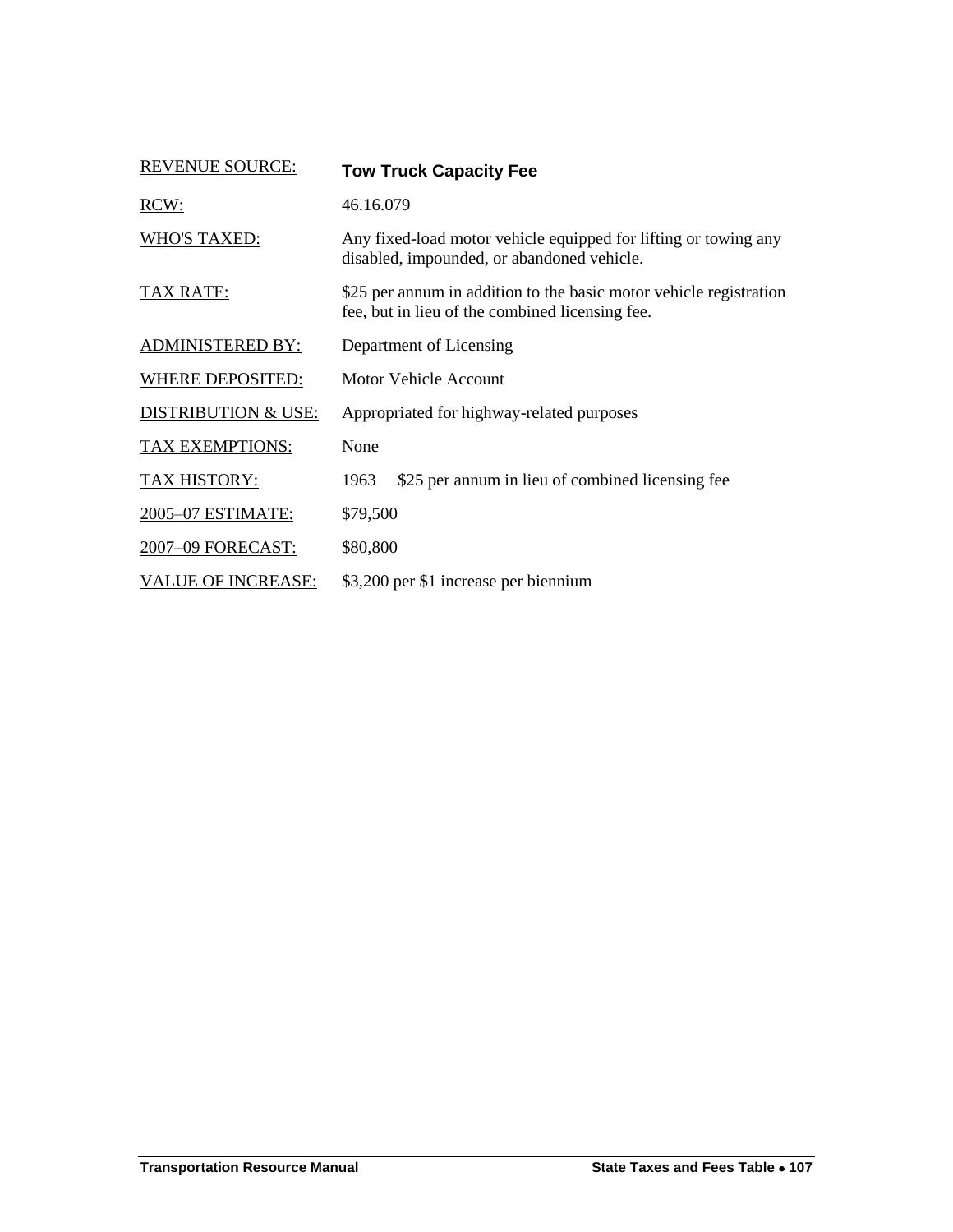| REVENUE SOURCE: | **Tow Truck Capacity Fee** |
| --- | --- |
| RCW: | 46.16.079 |
| WHO'S TAXED: | Any fixed-load motor vehicle equipped for lifting or towing any disabled, impounded, or abandoned vehicle. |
| TAX RATE: | $25 per annum in addition to the basic motor vehicle registration fee, but in lieu of the combined licensing fee. |
| ADMINISTERED BY: | Department of Licensing |
| WHERE DEPOSITED: | Motor Vehicle Account |
| DISTRIBUTION & USE: | Appropriated for highway-related purposes |
| TAX EXEMPTIONS: | None |
| TAX HISTORY: | 1963 $25 per annum in lieu of combined licensing fee |
| 2005–07 ESTIMATE: | $79,500 |
| 2007–09 FORECAST: | $80,800 |
| VALUE OF INCREASE: | $3,200 per $1 increase per biennium |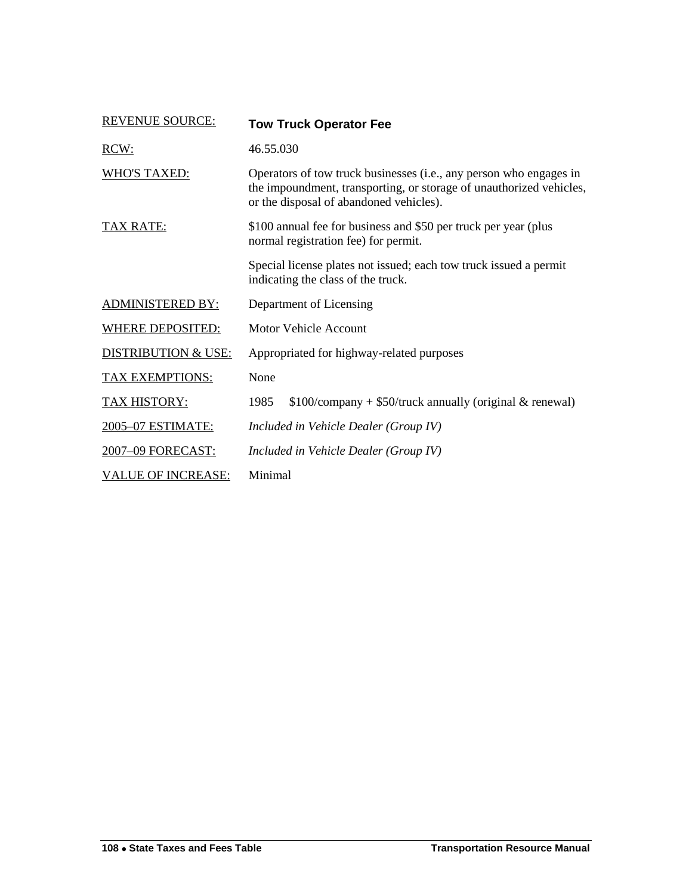| | |
|---|---|
| <u>REVENUE SOURCE:</u> | **Tow Truck Operator Fee** |
| <u>RCW:</u> | 46.55.030 |
| <u>WHO'S TAXED:</u> | Operators of tow truck businesses (i.e., any person who engages in the impoundment, transporting, or storage of unauthorized vehicles, or the disposal of abandoned vehicles). |
| <u>TAX RATE:</u> | $100 annual fee for business and $50 per truck per year (plus normal registration fee) for permit.<br><br>Special license plates not issued; each tow truck issued a permit indicating the class of the truck. |
| <u>ADMINISTERED BY:</u> | Department of Licensing |
| <u>WHERE DEPOSITED:</u> | Motor Vehicle Account |
| <u>DISTRIBUTION & USE:</u> | Appropriated for highway-related purposes |
| <u>TAX EXEMPTIONS:</u> | None |
| <u>TAX HISTORY:</u> | 1985 $100/company + $50/truck annually (original & renewal) |
| <u>2005–07 ESTIMATE:</u> | *Included in Vehicle Dealer (Group IV)* |
| <u>2007–09 FORECAST:</u> | *Included in Vehicle Dealer (Group IV)* |
| <u>VALUE OF INCREASE:</u> | Minimal |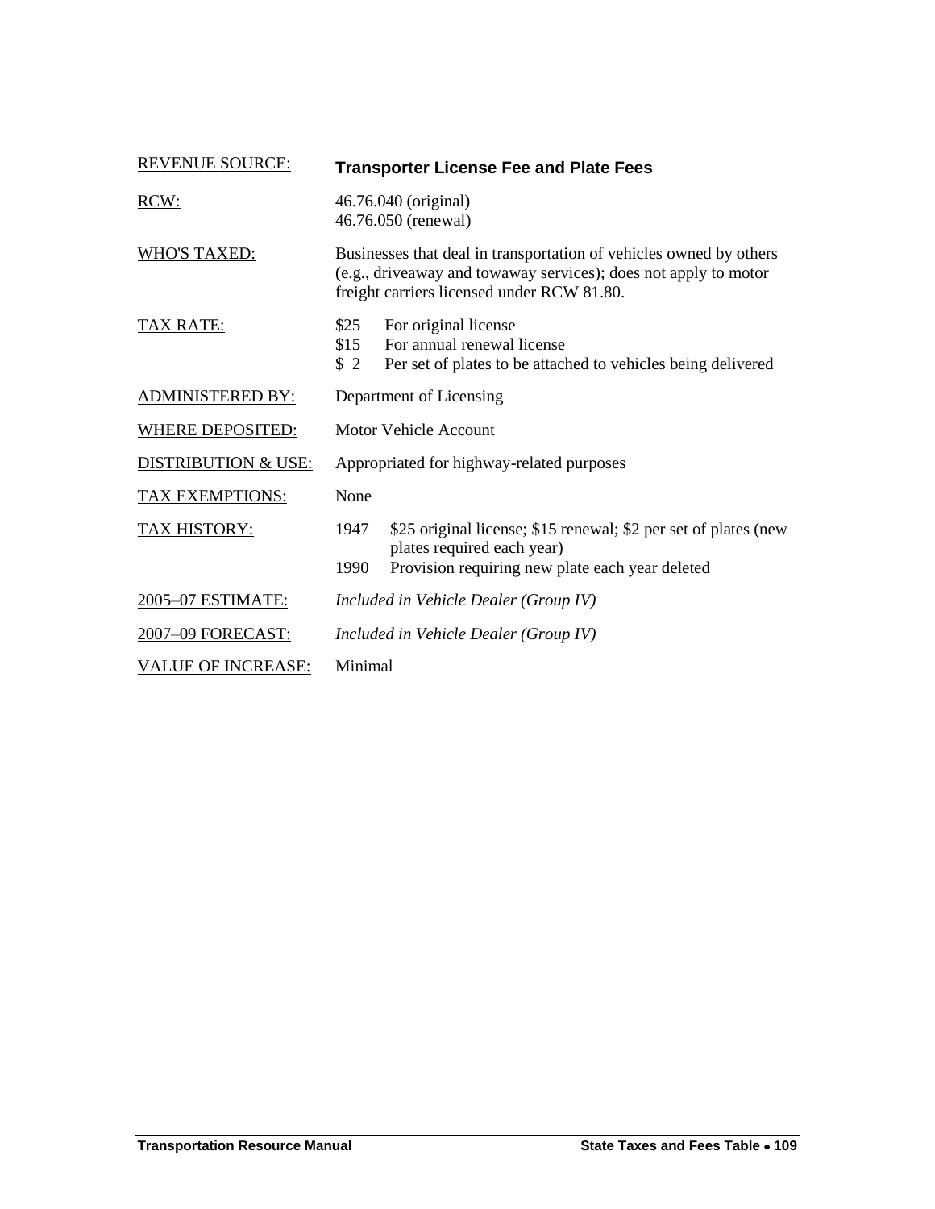| | |
|---|---|
| REVENUE SOURCE: | **Transporter License Fee and Plate Fees** |
| RCW: | 46.76.040 (original)<br>46.76.050 (renewal) |
| WHO'S TAXED: | Businesses that deal in transportation of vehicles owned by others (e.g., driveaway and towaway services); does not apply to motor freight carriers licensed under RCW 81.80. |
| TAX RATE: | \$25 For original license<br>\$15 For annual renewal license<br>\$ 2 Per set of plates to be attached to vehicles being delivered |
| ADMINISTERED BY: | Department of Licensing |
| WHERE DEPOSITED: | Motor Vehicle Account |
| DISTRIBUTION & USE: | Appropriated for highway-related purposes |
| TAX EXEMPTIONS: | None |
| TAX HISTORY: | 1947 \$25 original license; \$15 renewal; \$2 per set of plates (new plates required each year)<br>1990 Provision requiring new plate each year deleted |
| 2005–07 ESTIMATE: | *Included in Vehicle Dealer (Group IV)* |
| 2007–09 FORECAST: | *Included in Vehicle Dealer (Group IV)* |
| VALUE OF INCREASE: | Minimal |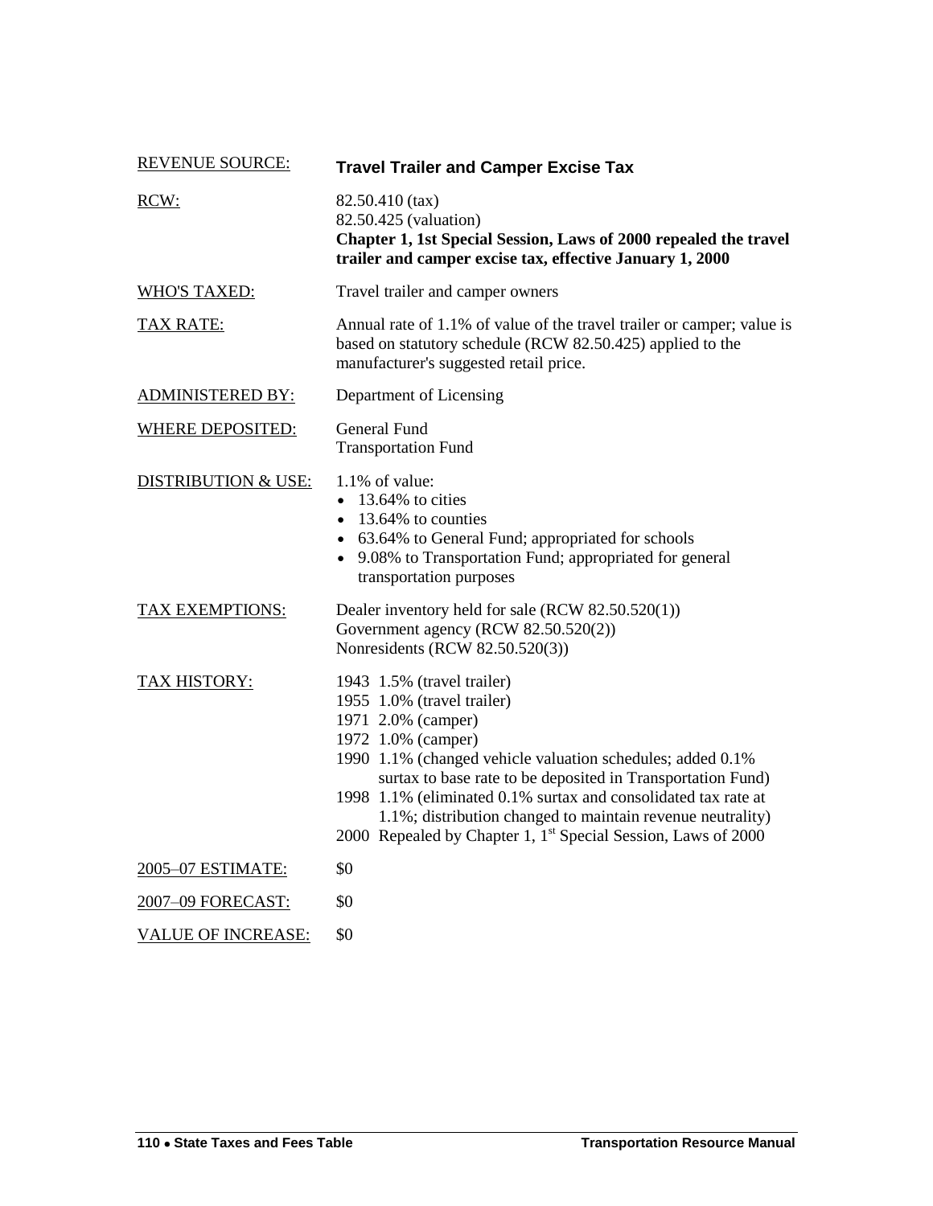| REVENUE SOURCE: | **Travel Trailer and Camper Excise Tax** |
|---|---|
| RCW: | 82.50.410 (tax)<br>82.50.425 (valuation)<br>**Chapter 1, 1st Special Session, Laws of 2000 repealed the travel trailer and camper excise tax, effective January 1, 2000** |
| WHO'S TAXED: | Travel trailer and camper owners |
| TAX RATE: | Annual rate of 1.1% of value of the travel trailer or camper; value is based on statutory schedule (RCW 82.50.425) applied to the manufacturer's suggested retail price. |
| ADMINISTERED BY: | Department of Licensing |
| WHERE DEPOSITED: | General Fund<br>Transportation Fund |
| DISTRIBUTION & USE: | 1.1% of value:<br>• 13.64% to cities<br>• 13.64% to counties<br>• 63.64% to General Fund; appropriated for schools<br>• 9.08% to Transportation Fund; appropriated for general transportation purposes |
| TAX EXEMPTIONS: | Dealer inventory held for sale (RCW 82.50.520(1))<br>Government agency (RCW 82.50.520(2))<br>Nonresidents (RCW 82.50.520(3)) |
| TAX HISTORY: | 1943 1.5% (travel trailer)<br>1955 1.0% (travel trailer)<br>1971 2.0% (camper)<br>1972 1.0% (camper)<br>1990 1.1% (changed vehicle valuation schedules; added 0.1% surtax to base rate to be deposited in Transportation Fund)<br>1998 1.1% (eliminated 0.1% surtax and consolidated tax rate at 1.1%; distribution changed to maintain revenue neutrality)<br>2000 Repealed by Chapter 1, 1st Special Session, Laws of 2000 |
| 2005–07 ESTIMATE: | $0 |
| 2007–09 FORECAST: | $0 |
| VALUE OF INCREASE: | $0 |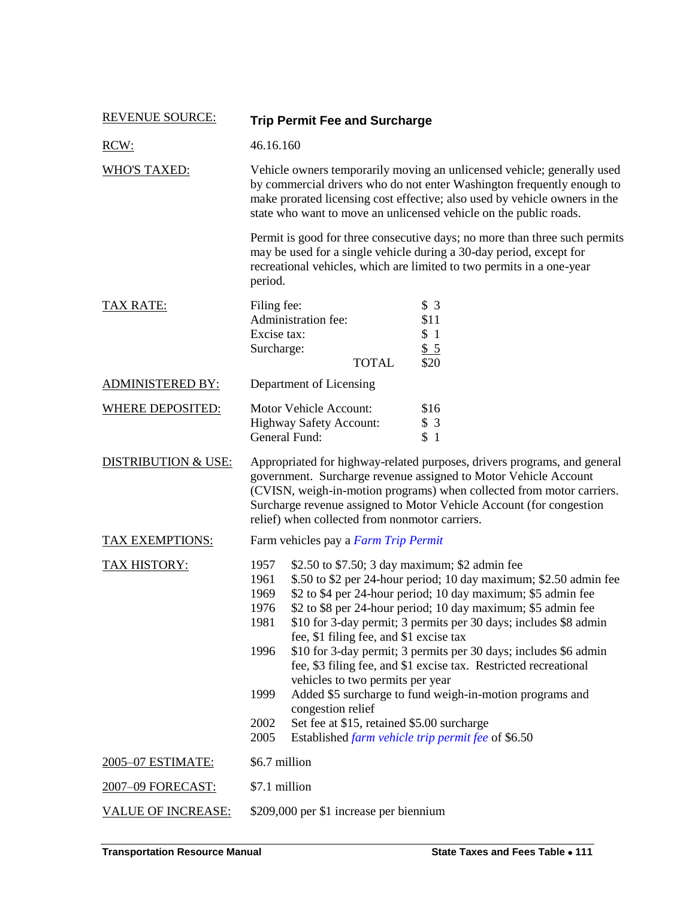**REVENUE SOURCE:** **Trip Permit Fee and Surcharge**

**RCW:** 46.16.160

**WHO'S TAXED:** Vehicle owners temporarily moving an unlicensed vehicle; generally used by commercial drivers who do not enter Washington frequently enough to make prorated licensing cost effective; also used by vehicle owners in the state who want to move an unlicensed vehicle on the public roads.

Permit is good for three consecutive days; no more than three such permits may be used for a single vehicle during a 30-day period, except for recreational vehicles, which are limited to two permits in a one-year period.

**TAX RATE:**

| | |
|---|---|
| Filing fee: | $ 3 |
| Administration fee: | $11 |
| Excise tax: | $ 1 |
| Surcharge: | $ 5 |
| TOTAL | $20 |

**ADMINISTERED BY:** Department of Licensing

**WHERE DEPOSITED:**

| | |
|---|---|
| Motor Vehicle Account: | $16 |
| Highway Safety Account: | $ 3 |
| General Fund: | $ 1 |

**DISTRIBUTION & USE:** Appropriated for highway-related purposes, drivers programs, and general government. Surcharge revenue assigned to Motor Vehicle Account (CVISN, weigh-in-motion programs) when collected from motor carriers. Surcharge revenue assigned to Motor Vehicle Account (for congestion relief) when collected from nonmotor carriers.

**TAX EXEMPTIONS:** Farm vehicles pay a *Farm Trip Permit*

**TAX HISTORY:**

| | |
|---|---|
| 1957 | $2.50 to $7.50; 3 day maximum; $2 admin fee |
| 1961 | $.50 to $2 per 24-hour period; 10 day maximum; $2.50 admin fee |
| 1969 | $2 to $4 per 24-hour period; 10 day maximum; $5 admin fee |
| 1976 | $2 to $8 per 24-hour period; 10 day maximum; $5 admin fee |
| 1981 | $10 for 3-day permit; 3 permits per 30 days; includes $8 admin fee, $1 filing fee, and $1 excise tax |
| 1996 | $10 for 3-day permit; 3 permits per 30 days; includes $6 admin fee, $3 filing fee, and $1 excise tax. Restricted recreational vehicles to two permits per year |
| 1999 | Added $5 surcharge to fund weigh-in-motion programs and congestion relief |
| 2002 | Set fee at $15, retained $5.00 surcharge |
| 2005 | Established *farm vehicle trip permit fee* of $6.50 |

**2005–07 ESTIMATE:** $6.7 million

**2007–09 FORECAST:** $7.1 million

**VALUE OF INCREASE:** $209,000 per $1 increase per biennium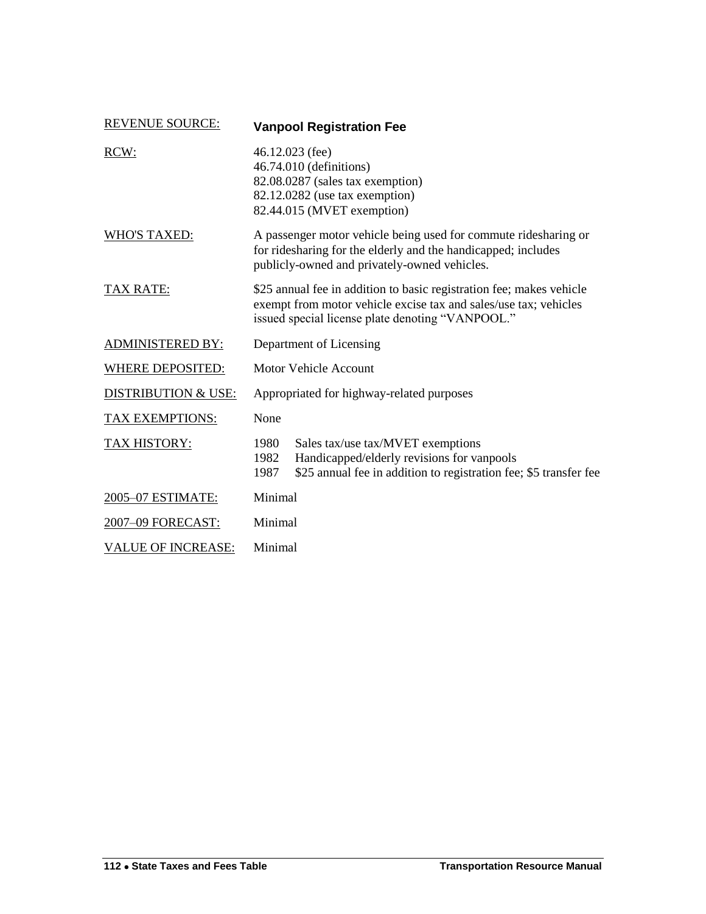| REVENUE SOURCE: | **Vanpool Registration Fee** |
|---|---|
| RCW: | 46.12.023 (fee)<br>46.74.010 (definitions)<br>82.08.0287 (sales tax exemption)<br>82.12.0282 (use tax exemption)<br>82.44.015 (MVET exemption) |
| WHO'S TAXED: | A passenger motor vehicle being used for commute ridesharing or for ridesharing for the elderly and the handicapped; includes publicly-owned and privately-owned vehicles. |
| TAX RATE: | $25 annual fee in addition to basic registration fee; makes vehicle exempt from motor vehicle excise tax and sales/use tax; vehicles issued special license plate denoting “VANPOOL.” |
| ADMINISTERED BY: | Department of Licensing |
| WHERE DEPOSITED: | Motor Vehicle Account |
| DISTRIBUTION & USE: | Appropriated for highway-related purposes |
| TAX EXEMPTIONS: | None |
| TAX HISTORY: | 1980 Sales tax/use tax/MVET exemptions<br>1982 Handicapped/elderly revisions for vanpools<br>1987 $25 annual fee in addition to registration fee; $5 transfer fee |
| 2005–07 ESTIMATE: | Minimal |
| 2007–09 FORECAST: | Minimal |
| VALUE OF INCREASE: | Minimal |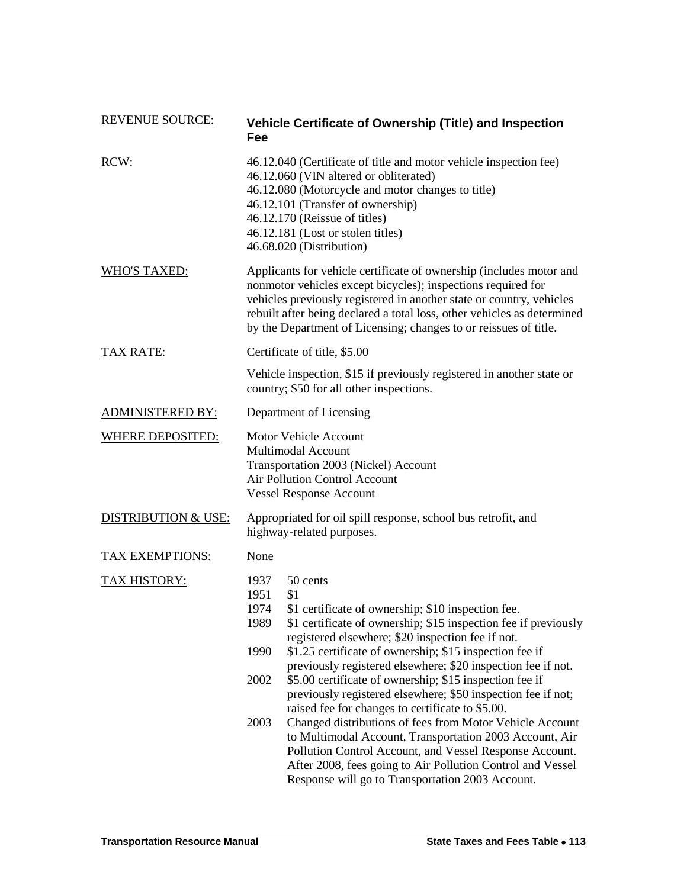| | |
|---|---|
| REVENUE SOURCE: | **Vehicle Certificate of Ownership (Title) and Inspection Fee** |
| RCW: | 46.12.040 (Certificate of title and motor vehicle inspection fee)<br>46.12.060 (VIN altered or obliterated)<br>46.12.080 (Motorcycle and motor changes to title)<br>46.12.101 (Transfer of ownership)<br>46.12.170 (Reissue of titles)<br>46.12.181 (Lost or stolen titles)<br>46.68.020 (Distribution) |
| WHO'S TAXED: | Applicants for vehicle certificate of ownership (includes motor and nonmotor vehicles except bicycles); inspections required for vehicles previously registered in another state or country, vehicles rebuilt after being declared a total loss, other vehicles as determined by the Department of Licensing; changes to or reissues of title. |
| TAX RATE: | Certificate of title, \$5.00<br><br>Vehicle inspection, \$15 if previously registered in another state or country; \$50 for all other inspections. |
| ADMINISTERED BY: | Department of Licensing |
| WHERE DEPOSITED: | Motor Vehicle Account<br>Multimodal Account<br>Transportation 2003 (Nickel) Account<br>Air Pollution Control Account<br>Vessel Response Account |
| DISTRIBUTION & USE: | Appropriated for oil spill response, school bus retrofit, and highway-related purposes. |
| TAX EXEMPTIONS: | None |
| TAX HISTORY: | 1937 50 cents<br>1951 \$1<br>1974 \$1 certificate of ownership; \$10 inspection fee.<br>1989 \$1 certificate of ownership; \$15 inspection fee if previously registered elsewhere; \$20 inspection fee if not.<br>1990 \$1.25 certificate of ownership; \$15 inspection fee if previously registered elsewhere; \$20 inspection fee if not.<br>2002 \$5.00 certificate of ownership; \$15 inspection fee if previously registered elsewhere; \$50 inspection fee if not; raised fee for changes to certificate to \$5.00.<br>2003 Changed distributions of fees from Motor Vehicle Account to Multimodal Account, Transportation 2003 Account, Air Pollution Control Account, and Vessel Response Account. After 2008, fees going to Air Pollution Control and Vessel Response will go to Transportation 2003 Account. |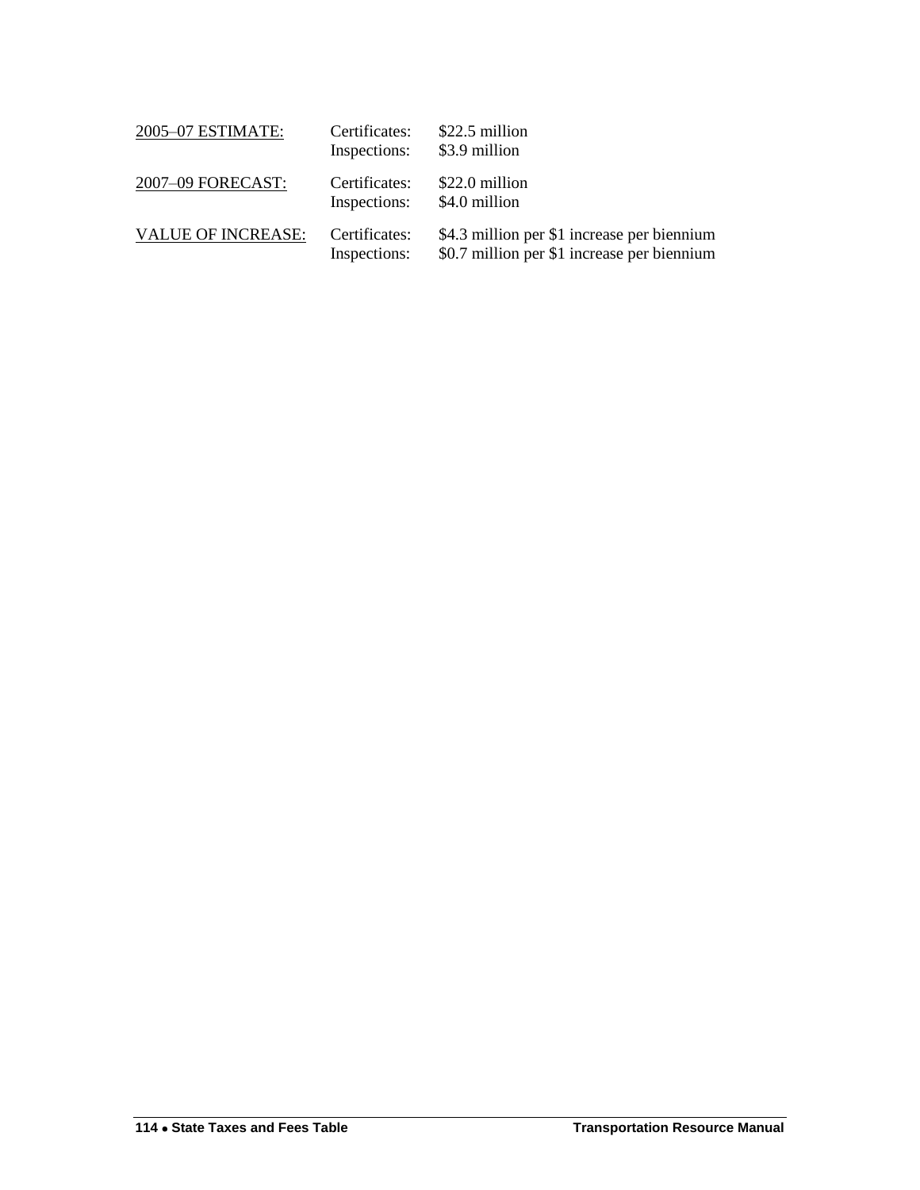| | | |
|---|---|---|
| <u>2005–07 ESTIMATE:</u> | Certificates: | $22.5 million |
| | Inspections: | $3.9 million |
| <u>2007–09 FORECAST:</u> | Certificates: | $22.0 million |
| | Inspections: | $4.0 million |
| <u>VALUE OF INCREASE:</u> | Certificates: | $4.3 million per $1 increase per biennium |
| | Inspections: | $0.7 million per $1 increase per biennium |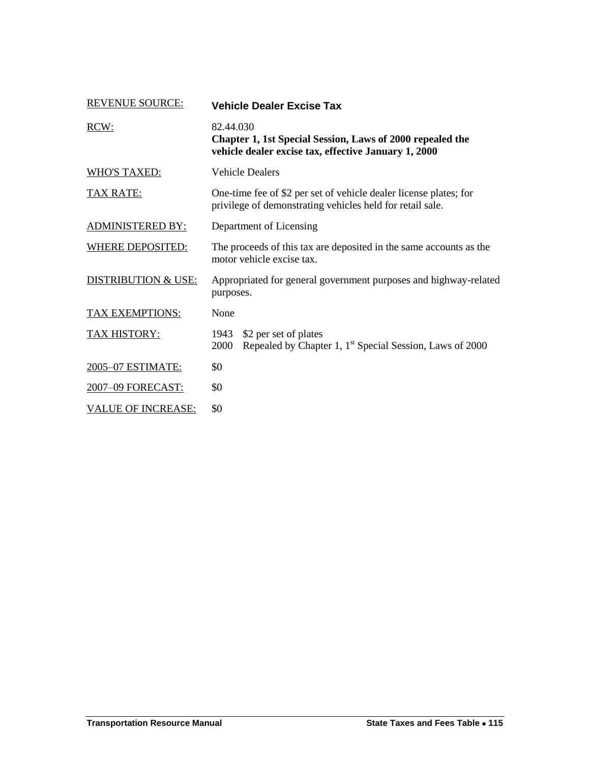| | |
|---|---|
| REVENUE SOURCE: | **Vehicle Dealer Excise Tax** |
| RCW: | 82.44.030<br>**Chapter 1, 1st Special Session, Laws of 2000 repealed the vehicle dealer excise tax, effective January 1, 2000** |
| WHO'S TAXED: | Vehicle Dealers |
| TAX RATE: | One-time fee of $2 per set of vehicle dealer license plates; for privilege of demonstrating vehicles held for retail sale. |
| ADMINISTERED BY: | Department of Licensing |
| WHERE DEPOSITED: | The proceeds of this tax are deposited in the same accounts as the motor vehicle excise tax. |
| DISTRIBUTION & USE: | Appropriated for general government purposes and highway-related purposes. |
| TAX EXEMPTIONS: | None |
| TAX HISTORY: | 1943 $2 per set of plates<br>2000 Repealed by Chapter 1, 1st Special Session, Laws of 2000 |
| 2005–07 ESTIMATE: | $0 |
| 2007–09 FORECAST: | $0 |
| VALUE OF INCREASE: | $0 |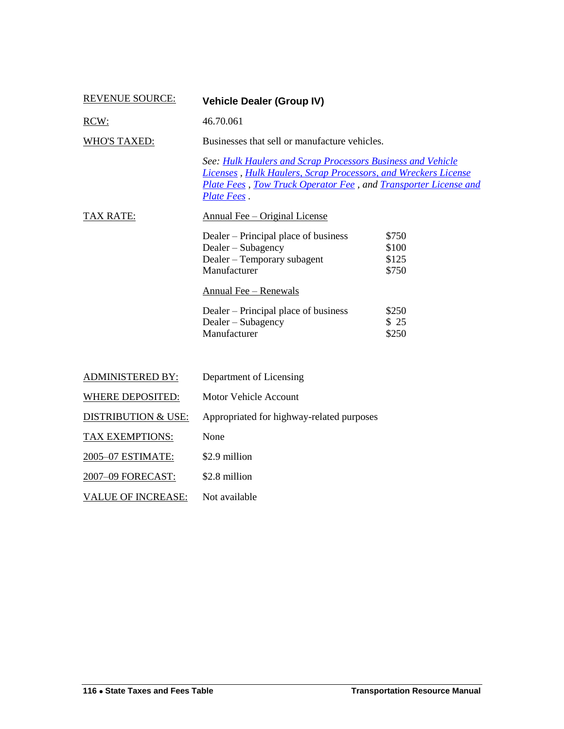REVENUE SOURCE: **Vehicle Dealer (Group IV)**

RCW: 46.70.061

WHO'S TAXED: Businesses that sell or manufacture vehicles.

*See: Hulk Haulers and Scrap Processors Business and Vehicle Licenses , Hulk Haulers, Scrap Processors, and Wreckers License Plate Fees , Tow Truck Operator Fee , and Transporter License and Plate Fees .*

TAX RATE: Annual Fee – Original License

| | |
|---|---|
| Dealer – Principal place of business | $750 |
| Dealer – Subagency | $100 |
| Dealer – Temporary subagent | $125 |
| Manufacturer | $750 |

Annual Fee – Renewals

| | |
|---|---|
| Dealer – Principal place of business | $250 |
| Dealer – Subagency | $ 25 |
| Manufacturer | $250 |

ADMINISTERED BY: Department of Licensing

WHERE DEPOSITED: Motor Vehicle Account

DISTRIBUTION & USE: Appropriated for highway-related purposes

TAX EXEMPTIONS: None

2005–07 ESTIMATE: $2.9 million

2007–09 FORECAST: $2.8 million

VALUE OF INCREASE: Not available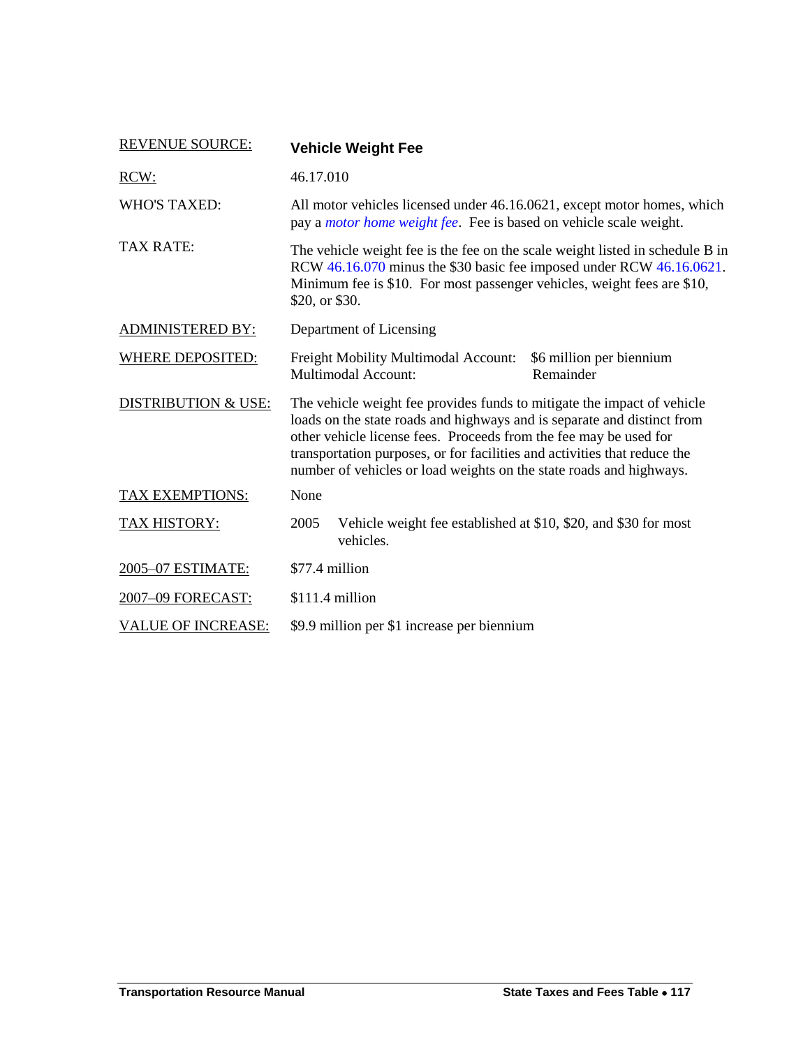| | |
|---|---|
| REVENUE SOURCE: | **Vehicle Weight Fee** |
| RCW: | 46.17.010 |
| WHO'S TAXED: | All motor vehicles licensed under 46.16.0621, except motor homes, which pay a *motor home weight fee*. Fee is based on vehicle scale weight. |
| TAX RATE: | The vehicle weight fee is the fee on the scale weight listed in schedule B in RCW 46.16.070 minus the $30 basic fee imposed under RCW 46.16.0621. Minimum fee is $10. For most passenger vehicles, weight fees are $10, $20, or $30. |
| ADMINISTERED BY: | Department of Licensing |
| WHERE DEPOSITED: | Freight Mobility Multimodal Account: $6 million per biennium<br>Multimodal Account: Remainder |
| DISTRIBUTION & USE: | The vehicle weight fee provides funds to mitigate the impact of vehicle loads on the state roads and highways and is separate and distinct from other vehicle license fees. Proceeds from the fee may be used for transportation purposes, or for facilities and activities that reduce the number of vehicles or load weights on the state roads and highways. |
| TAX EXEMPTIONS: | None |
| TAX HISTORY: | 2005 Vehicle weight fee established at $10, $20, and $30 for most vehicles. |
| 2005–07 ESTIMATE: | $77.4 million |
| 2007–09 FORECAST: | $111.4 million |
| VALUE OF INCREASE: | $9.9 million per $1 increase per biennium |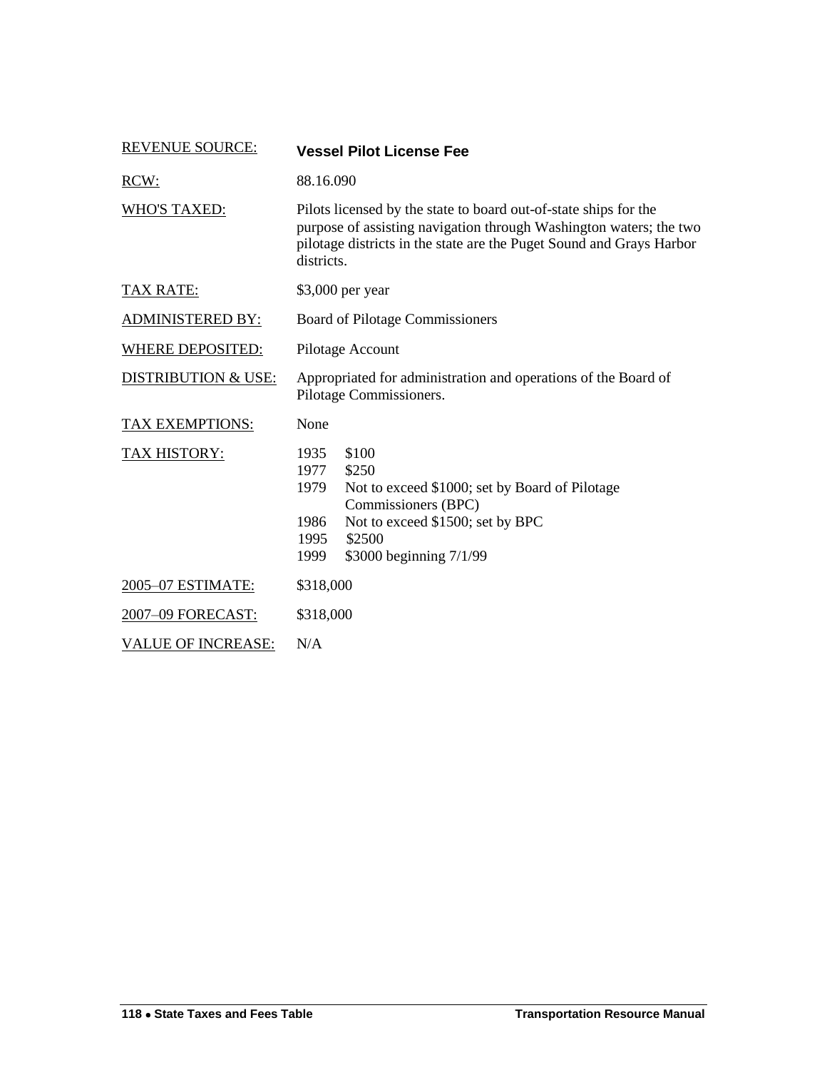| | |
|---|---|
| REVENUE SOURCE: | **Vessel Pilot License Fee** |
| RCW: | 88.16.090 |
| WHO'S TAXED: | Pilots licensed by the state to board out-of-state ships for the purpose of assisting navigation through Washington waters; the two pilotage districts in the state are the Puget Sound and Grays Harbor districts. |
| TAX RATE: | $3,000 per year |
| ADMINISTERED BY: | Board of Pilotage Commissioners |
| WHERE DEPOSITED: | Pilotage Account |
| DISTRIBUTION & USE: | Appropriated for administration and operations of the Board of Pilotage Commissioners. |
| TAX EXEMPTIONS: | None |
| TAX HISTORY: | 1935 $100<br>1977 $250<br>1979 Not to exceed $1000; set by Board of Pilotage Commissioners (BPC)<br>1986 Not to exceed $1500; set by BPC<br>1995 $2500<br>1999 $3000 beginning 7/1/99 |
| 2005–07 ESTIMATE: | $318,000 |
| 2007–09 FORECAST: | $318,000 |
| VALUE OF INCREASE: | N/A |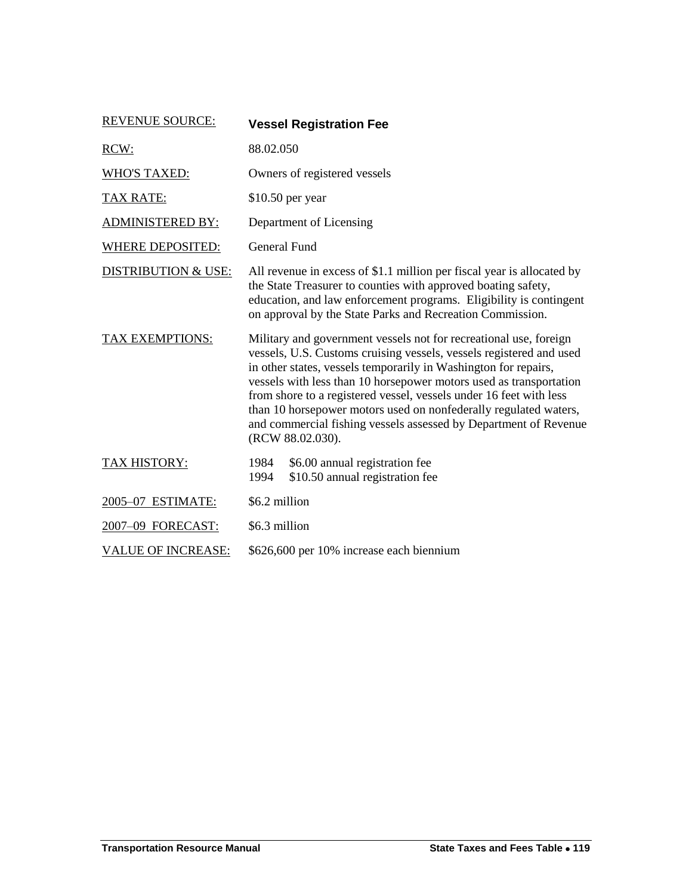| REVENUE SOURCE: | **Vessel Registration Fee** |
|---|---|
| RCW: | 88.02.050 |
| WHO'S TAXED: | Owners of registered vessels |
| TAX RATE: | $10.50 per year |
| ADMINISTERED BY: | Department of Licensing |
| WHERE DEPOSITED: | General Fund |
| DISTRIBUTION & USE: | All revenue in excess of $1.1 million per fiscal year is allocated by the State Treasurer to counties with approved boating safety, education, and law enforcement programs. Eligibility is contingent on approval by the State Parks and Recreation Commission. |
| TAX EXEMPTIONS: | Military and government vessels not for recreational use, foreign vessels, U.S. Customs cruising vessels, vessels registered and used in other states, vessels temporarily in Washington for repairs, vessels with less than 10 horsepower motors used as transportation from shore to a registered vessel, vessels under 16 feet with less than 10 horsepower motors used on nonfederally regulated waters, and commercial fishing vessels assessed by Department of Revenue (RCW 88.02.030). |
| TAX HISTORY: | 1984 $6.00 annual registration fee<br>1994 $10.50 annual registration fee |
| 2005–07 ESTIMATE: | $6.2 million |
| 2007–09 FORECAST: | $6.3 million |
| VALUE OF INCREASE: | $626,600 per 10% increase each biennium |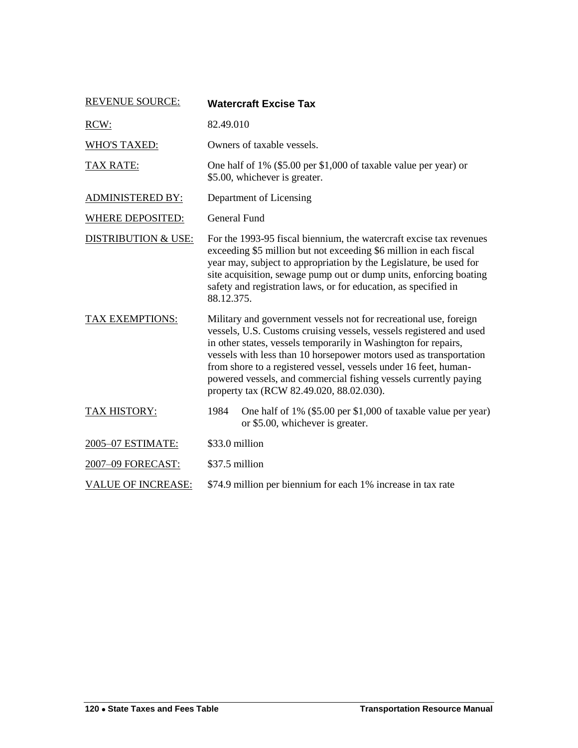| | |
|---|---|
| REVENUE SOURCE: | **Watercraft Excise Tax** |
| RCW: | 82.49.010 |
| WHO'S TAXED: | Owners of taxable vessels. |
| TAX RATE: | One half of 1% ($5.00 per $1,000 of taxable value per year) or $5.00, whichever is greater. |
| ADMINISTERED BY: | Department of Licensing |
| WHERE DEPOSITED: | General Fund |
| DISTRIBUTION & USE: | For the 1993-95 fiscal biennium, the watercraft excise tax revenues exceeding $5 million but not exceeding $6 million in each fiscal year may, subject to appropriation by the Legislature, be used for site acquisition, sewage pump out or dump units, enforcing boating safety and registration laws, or for education, as specified in 88.12.375. |
| TAX EXEMPTIONS: | Military and government vessels not for recreational use, foreign vessels, U.S. Customs cruising vessels, vessels registered and used in other states, vessels temporarily in Washington for repairs, vessels with less than 10 horsepower motors used as transportation from shore to a registered vessel, vessels under 16 feet, human-powered vessels, and commercial fishing vessels currently paying property tax (RCW 82.49.020, 88.02.030). |
| TAX HISTORY: | 1984 One half of 1% ($5.00 per $1,000 of taxable value per year) or $5.00, whichever is greater. |
| 2005–07 ESTIMATE: | $33.0 million |
| 2007–09 FORECAST: | $37.5 million |
| VALUE OF INCREASE: | $74.9 million per biennium for each 1% increase in tax rate |